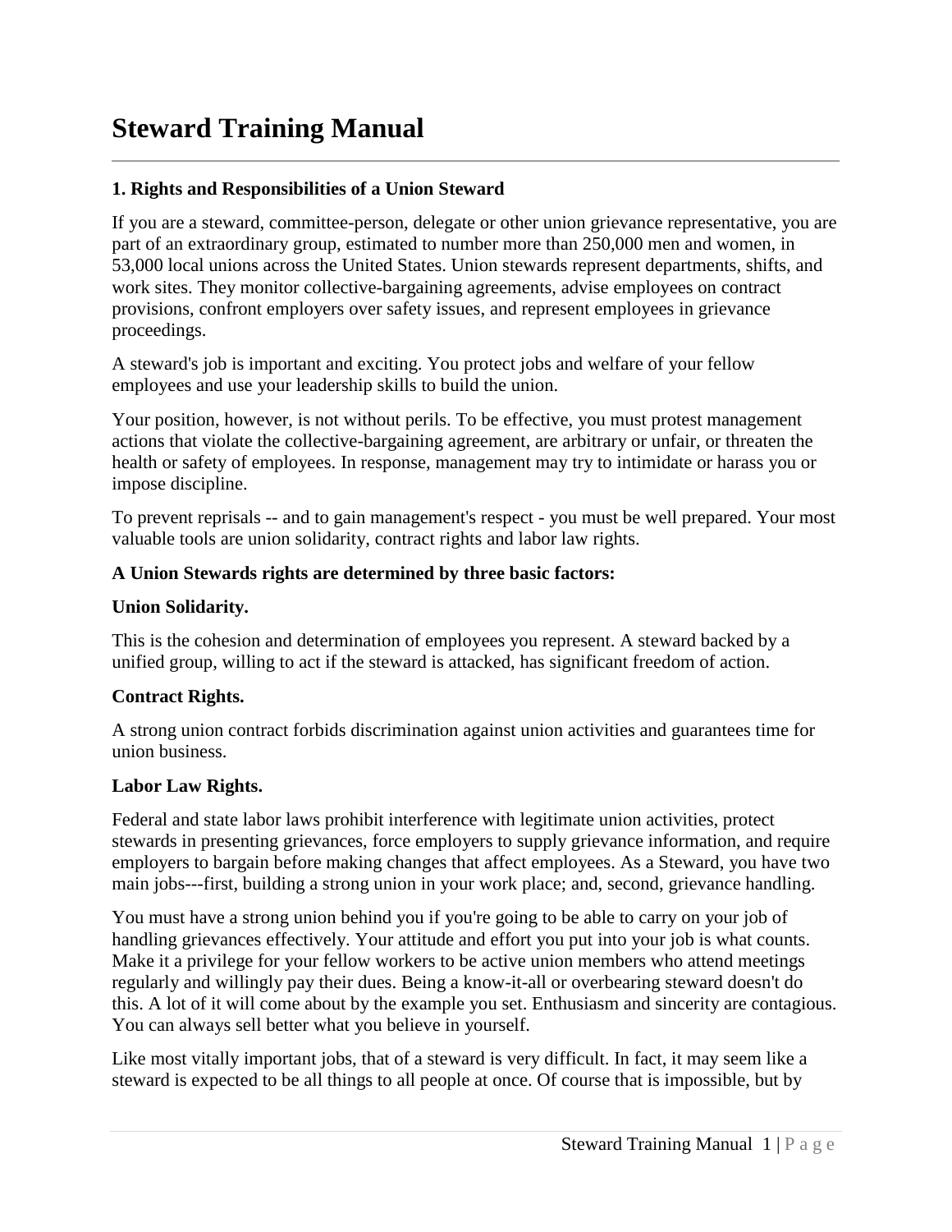# Steward Training Manual

---

**1. Rights and Responsibilities of a Union Steward**

If you are a steward, committee-person, delegate or other union grievance representative, you are part of an extraordinary group, estimated to number more than 250,000 men and women, in 53,000 local unions across the United States. Union stewards represent departments, shifts, and work sites. They monitor collective-bargaining agreements, advise employees on contract provisions, confront employers over safety issues, and represent employees in grievance proceedings.

A steward's job is important and exciting. You protect jobs and welfare of your fellow employees and use your leadership skills to build the union.

Your position, however, is not without perils. To be effective, you must protest management actions that violate the collective-bargaining agreement, are arbitrary or unfair, or threaten the health or safety of employees. In response, management may try to intimidate or harass you or impose discipline.

To prevent reprisals -- and to gain management's respect - you must be well prepared. Your most valuable tools are union solidarity, contract rights and labor law rights.

**A Union Stewards rights are determined by three basic factors:**

**Union Solidarity.**

This is the cohesion and determination of employees you represent. A steward backed by a unified group, willing to act if the steward is attacked, has significant freedom of action.

**Contract Rights.**

A strong union contract forbids discrimination against union activities and guarantees time for union business.

**Labor Law Rights.**

Federal and state labor laws prohibit interference with legitimate union activities, protect stewards in presenting grievances, force employers to supply grievance information, and require employers to bargain before making changes that affect employees. As a Steward, you have two main jobs---first, building a strong union in your work place; and, second, grievance handling.

You must have a strong union behind you if you're going to be able to carry on your job of handling grievances effectively. Your attitude and effort you put into your job is what counts. Make it a privilege for your fellow workers to be active union members who attend meetings regularly and willingly pay their dues. Being a know-it-all or overbearing steward doesn't do this. A lot of it will come about by the example you set. Enthusiasm and sincerity are contagious. You can always sell better what you believe in yourself.

Like most vitally important jobs, that of a steward is very difficult. In fact, it may seem like a steward is expected to be all things to all people at once. Of course that is impossible, but by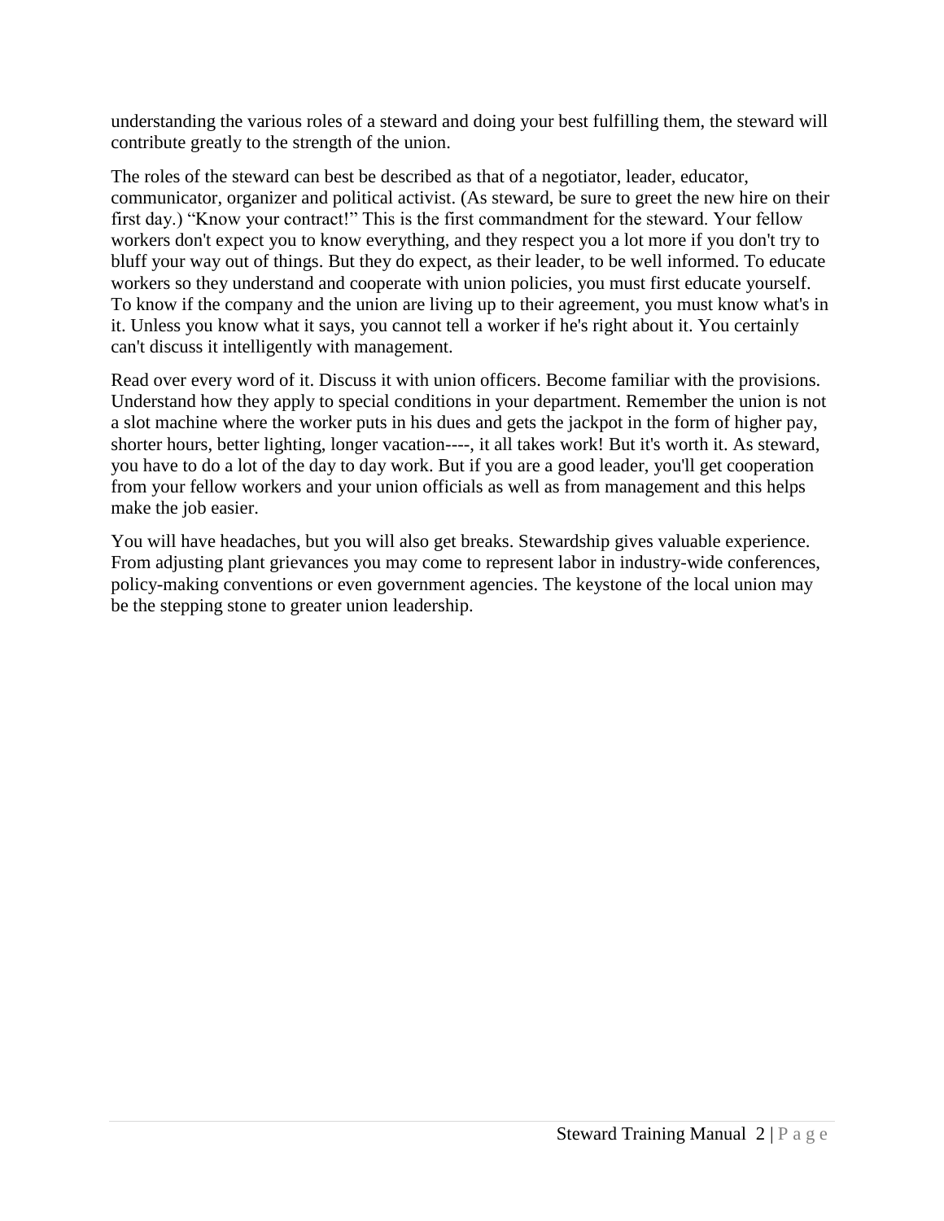understanding the various roles of a steward and doing your best fulfilling them, the steward will contribute greatly to the strength of the union.

The roles of the steward can best be described as that of a negotiator, leader, educator, communicator, organizer and political activist. (As steward, be sure to greet the new hire on their first day.) "Know your contract!" This is the first commandment for the steward. Your fellow workers don't expect you to know everything, and they respect you a lot more if you don't try to bluff your way out of things. But they do expect, as their leader, to be well informed. To educate workers so they understand and cooperate with union policies, you must first educate yourself. To know if the company and the union are living up to their agreement, you must know what's in it. Unless you know what it says, you cannot tell a worker if he's right about it. You certainly can't discuss it intelligently with management.

Read over every word of it. Discuss it with union officers. Become familiar with the provisions. Understand how they apply to special conditions in your department. Remember the union is not a slot machine where the worker puts in his dues and gets the jackpot in the form of higher pay, shorter hours, better lighting, longer vacation----, it all takes work! But it's worth it. As steward, you have to do a lot of the day to day work. But if you are a good leader, you'll get cooperation from your fellow workers and your union officials as well as from management and this helps make the job easier.

You will have headaches, but you will also get breaks. Stewardship gives valuable experience. From adjusting plant grievances you may come to represent labor in industry-wide conferences, policy-making conventions or even government agencies. The keystone of the local union may be the stepping stone to greater union leadership.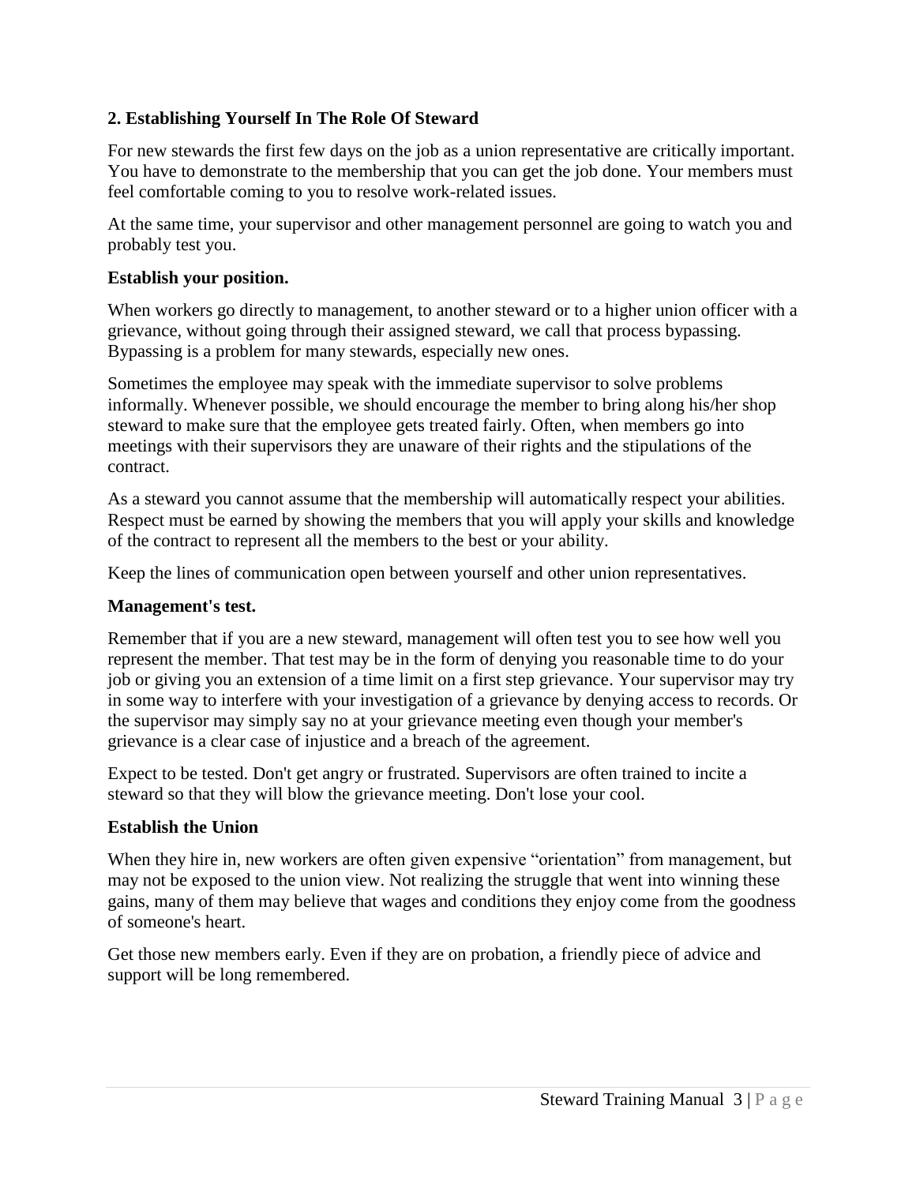## 2. Establishing Yourself In The Role Of Steward

For new stewards the first few days on the job as a union representative are critically important. You have to demonstrate to the membership that you can get the job done. Your members must feel comfortable coming to you to resolve work-related issues.

At the same time, your supervisor and other management personnel are going to watch you and probably test you.

### Establish your position.

When workers go directly to management, to another steward or to a higher union officer with a grievance, without going through their assigned steward, we call that process bypassing. Bypassing is a problem for many stewards, especially new ones.

Sometimes the employee may speak with the immediate supervisor to solve problems informally. Whenever possible, we should encourage the member to bring along his/her shop steward to make sure that the employee gets treated fairly. Often, when members go into meetings with their supervisors they are unaware of their rights and the stipulations of the contract.

As a steward you cannot assume that the membership will automatically respect your abilities. Respect must be earned by showing the members that you will apply your skills and knowledge of the contract to represent all the members to the best or your ability.

Keep the lines of communication open between yourself and other union representatives.

### Management's test.

Remember that if you are a new steward, management will often test you to see how well you represent the member. That test may be in the form of denying you reasonable time to do your job or giving you an extension of a time limit on a first step grievance. Your supervisor may try in some way to interfere with your investigation of a grievance by denying access to records. Or the supervisor may simply say no at your grievance meeting even though your member's grievance is a clear case of injustice and a breach of the agreement.

Expect to be tested. Don't get angry or frustrated. Supervisors are often trained to incite a steward so that they will blow the grievance meeting. Don't lose your cool.

### Establish the Union

When they hire in, new workers are often given expensive "orientation" from management, but may not be exposed to the union view. Not realizing the struggle that went into winning these gains, many of them may believe that wages and conditions they enjoy come from the goodness of someone's heart.

Get those new members early. Even if they are on probation, a friendly piece of advice and support will be long remembered.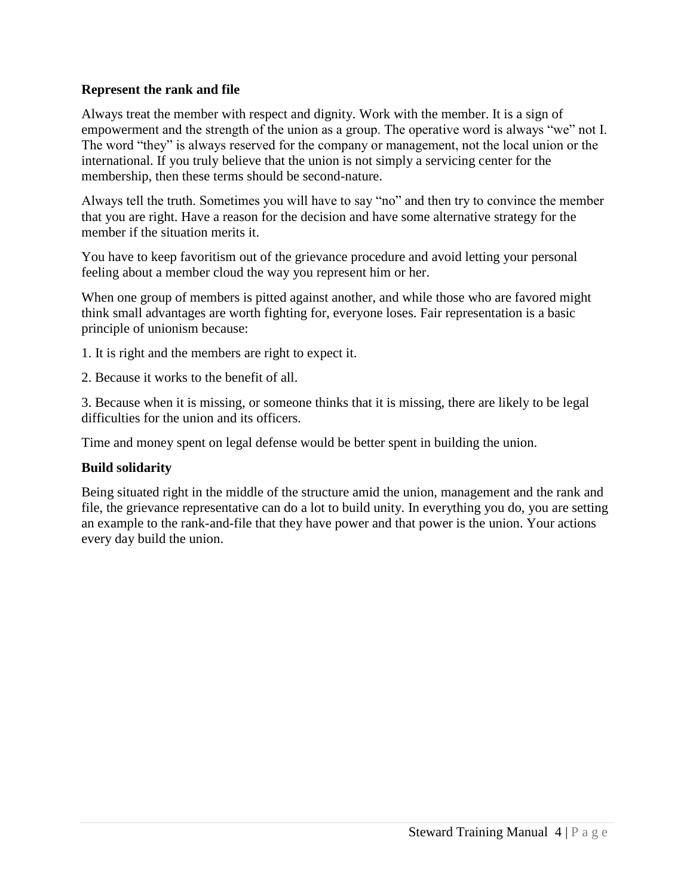**Represent the rank and file**

Always treat the member with respect and dignity. Work with the member. It is a sign of empowerment and the strength of the union as a group. The operative word is always "we" not I. The word "they" is always reserved for the company or management, not the local union or the international. If you truly believe that the union is not simply a servicing center for the membership, then these terms should be second-nature.

Always tell the truth. Sometimes you will have to say "no" and then try to convince the member that you are right. Have a reason for the decision and have some alternative strategy for the member if the situation merits it.

You have to keep favoritism out of the grievance procedure and avoid letting your personal feeling about a member cloud the way you represent him or her.

When one group of members is pitted against another, and while those who are favored might think small advantages are worth fighting for, everyone loses. Fair representation is a basic principle of unionism because:

1. It is right and the members are right to expect it.

2. Because it works to the benefit of all.

3. Because when it is missing, or someone thinks that it is missing, there are likely to be legal difficulties for the union and its officers.

Time and money spent on legal defense would be better spent in building the union.

**Build solidarity**

Being situated right in the middle of the structure amid the union, management and the rank and file, the grievance representative can do a lot to build unity. In everything you do, you are setting an example to the rank-and-file that they have power and that power is the union. Your actions every day build the union.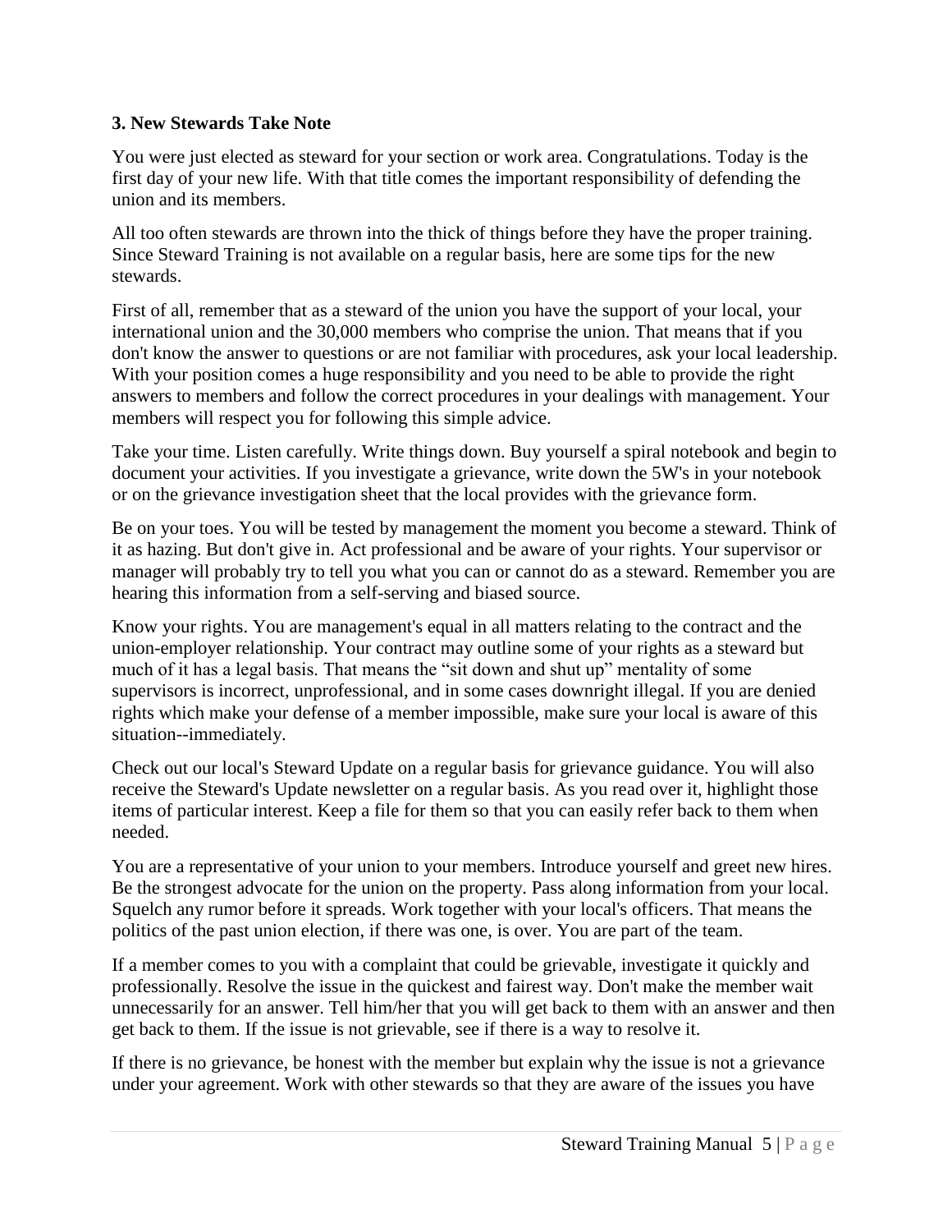### 3. New Stewards Take Note

You were just elected as steward for your section or work area. Congratulations. Today is the first day of your new life. With that title comes the important responsibility of defending the union and its members.

All too often stewards are thrown into the thick of things before they have the proper training. Since Steward Training is not available on a regular basis, here are some tips for the new stewards.

First of all, remember that as a steward of the union you have the support of your local, your international union and the 30,000 members who comprise the union. That means that if you don't know the answer to questions or are not familiar with procedures, ask your local leadership. With your position comes a huge responsibility and you need to be able to provide the right answers to members and follow the correct procedures in your dealings with management. Your members will respect you for following this simple advice.

Take your time. Listen carefully. Write things down. Buy yourself a spiral notebook and begin to document your activities. If you investigate a grievance, write down the 5W's in your notebook or on the grievance investigation sheet that the local provides with the grievance form.

Be on your toes. You will be tested by management the moment you become a steward. Think of it as hazing. But don't give in. Act professional and be aware of your rights. Your supervisor or manager will probably try to tell you what you can or cannot do as a steward. Remember you are hearing this information from a self-serving and biased source.

Know your rights. You are management's equal in all matters relating to the contract and the union-employer relationship. Your contract may outline some of your rights as a steward but much of it has a legal basis. That means the "sit down and shut up" mentality of some supervisors is incorrect, unprofessional, and in some cases downright illegal. If you are denied rights which make your defense of a member impossible, make sure your local is aware of this situation--immediately.

Check out our local's Steward Update on a regular basis for grievance guidance. You will also receive the Steward's Update newsletter on a regular basis. As you read over it, highlight those items of particular interest. Keep a file for them so that you can easily refer back to them when needed.

You are a representative of your union to your members. Introduce yourself and greet new hires. Be the strongest advocate for the union on the property. Pass along information from your local. Squelch any rumor before it spreads. Work together with your local's officers. That means the politics of the past union election, if there was one, is over. You are part of the team.

If a member comes to you with a complaint that could be grievable, investigate it quickly and professionally. Resolve the issue in the quickest and fairest way. Don't make the member wait unnecessarily for an answer. Tell him/her that you will get back to them with an answer and then get back to them. If the issue is not grievable, see if there is a way to resolve it.

If there is no grievance, be honest with the member but explain why the issue is not a grievance under your agreement. Work with other stewards so that they are aware of the issues you have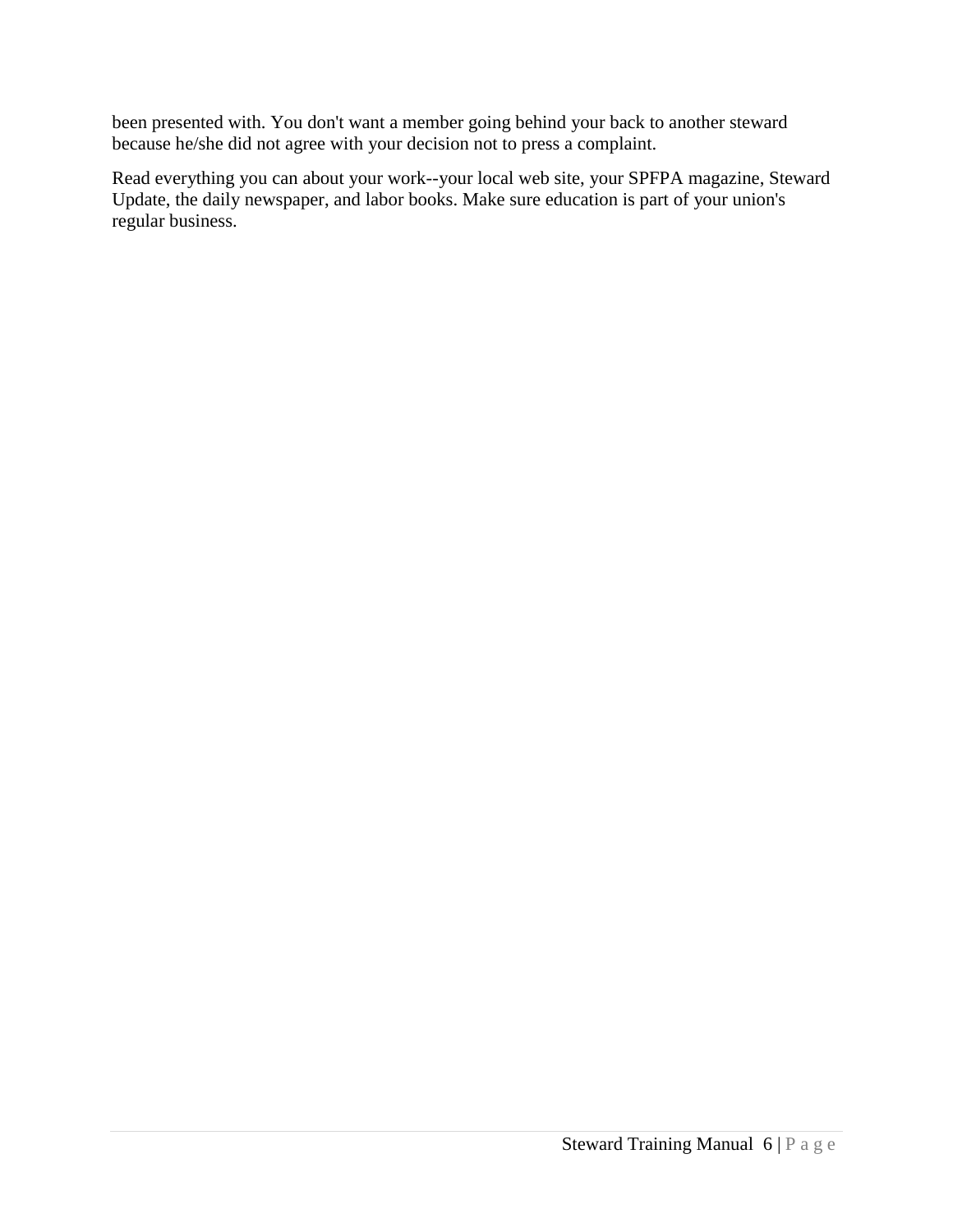been presented with. You don't want a member going behind your back to another steward because he/she did not agree with your decision not to press a complaint.

Read everything you can about your work--your local web site, your SPFPA magazine, Steward Update, the daily newspaper, and labor books. Make sure education is part of your union's regular business.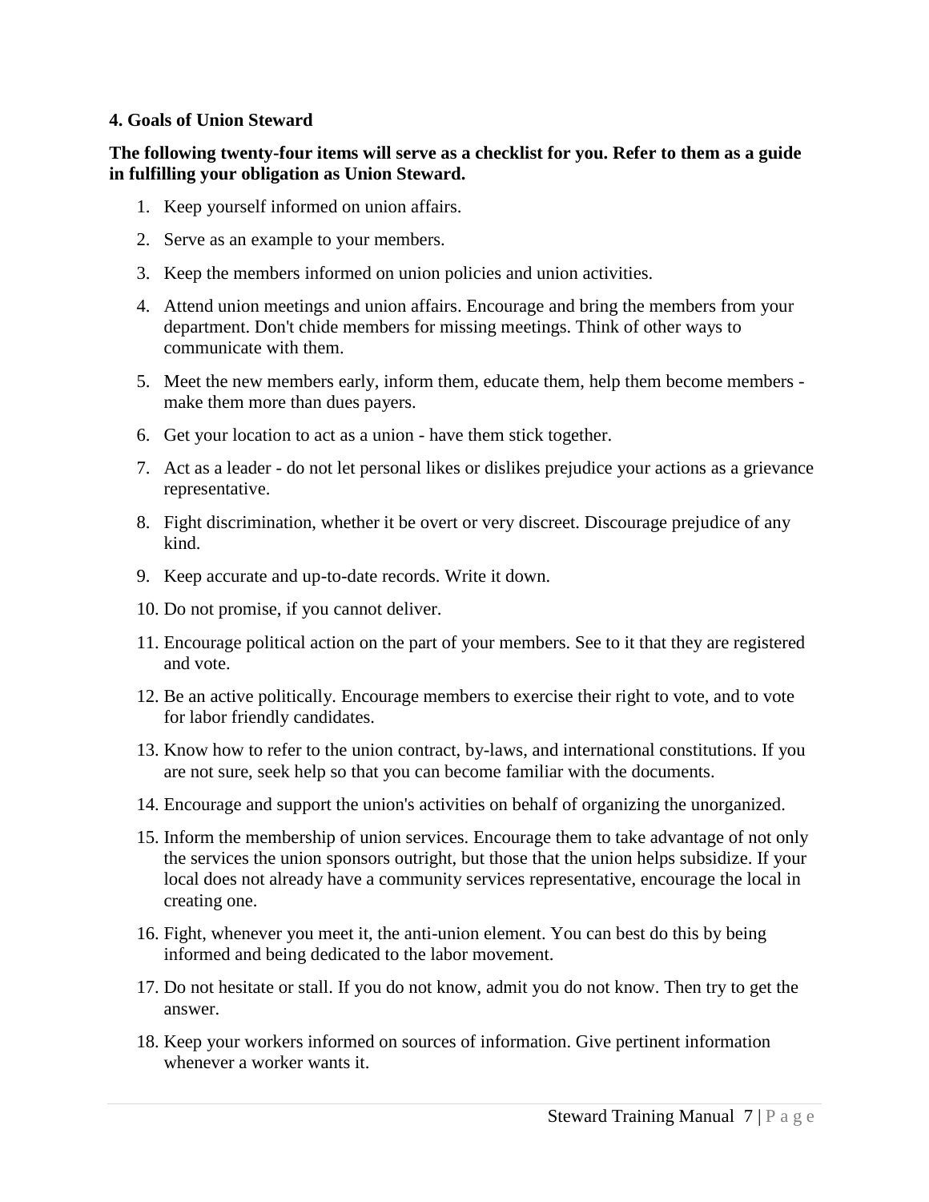## 4. Goals of Union Steward

**The following twenty-four items will serve as a checklist for you. Refer to them as a guide in fulfilling your obligation as Union Steward.**

1. Keep yourself informed on union affairs.
2. Serve as an example to your members.
3. Keep the members informed on union policies and union activities.
4. Attend union meetings and union affairs. Encourage and bring the members from your department. Don't chide members for missing meetings. Think of other ways to communicate with them.
5. Meet the new members early, inform them, educate them, help them become members - make them more than dues payers.
6. Get your location to act as a union - have them stick together.
7. Act as a leader - do not let personal likes or dislikes prejudice your actions as a grievance representative.
8. Fight discrimination, whether it be overt or very discreet. Discourage prejudice of any kind.
9. Keep accurate and up-to-date records. Write it down.
10. Do not promise, if you cannot deliver.
11. Encourage political action on the part of your members. See to it that they are registered and vote.
12. Be an active politically. Encourage members to exercise their right to vote, and to vote for labor friendly candidates.
13. Know how to refer to the union contract, by-laws, and international constitutions. If you are not sure, seek help so that you can become familiar with the documents.
14. Encourage and support the union's activities on behalf of organizing the unorganized.
15. Inform the membership of union services. Encourage them to take advantage of not only the services the union sponsors outright, but those that the union helps subsidize. If your local does not already have a community services representative, encourage the local in creating one.
16. Fight, whenever you meet it, the anti-union element. You can best do this by being informed and being dedicated to the labor movement.
17. Do not hesitate or stall. If you do not know, admit you do not know. Then try to get the answer.
18. Keep your workers informed on sources of information. Give pertinent information whenever a worker wants it.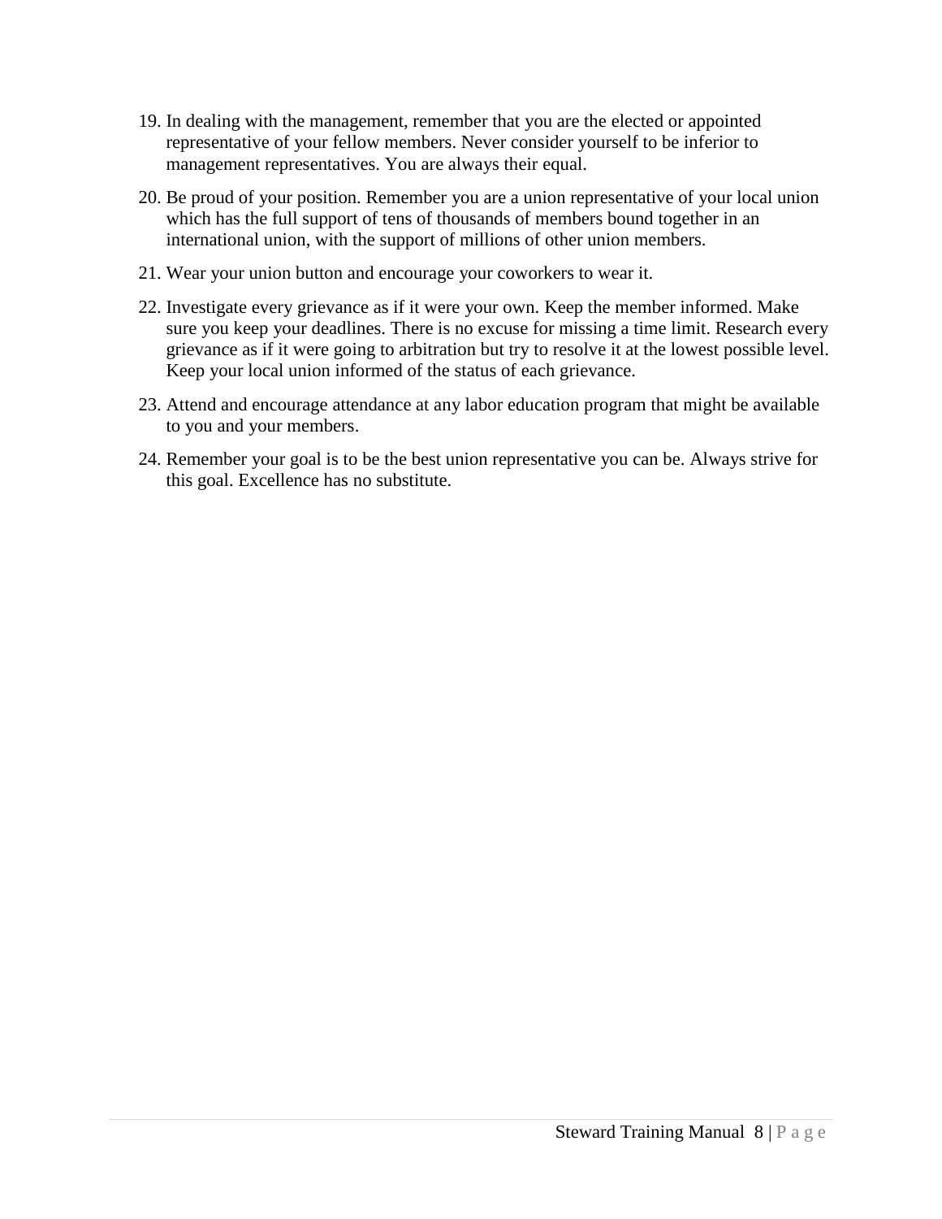19. In dealing with the management, remember that you are the elected or appointed representative of your fellow members. Never consider yourself to be inferior to management representatives. You are always their equal.

20. Be proud of your position. Remember you are a union representative of your local union which has the full support of tens of thousands of members bound together in an international union, with the support of millions of other union members.

21. Wear your union button and encourage your coworkers to wear it.

22. Investigate every grievance as if it were your own. Keep the member informed. Make sure you keep your deadlines. There is no excuse for missing a time limit. Research every grievance as if it were going to arbitration but try to resolve it at the lowest possible level. Keep your local union informed of the status of each grievance.

23. Attend and encourage attendance at any labor education program that might be available to you and your members.

24. Remember your goal is to be the best union representative you can be. Always strive for this goal. Excellence has no substitute.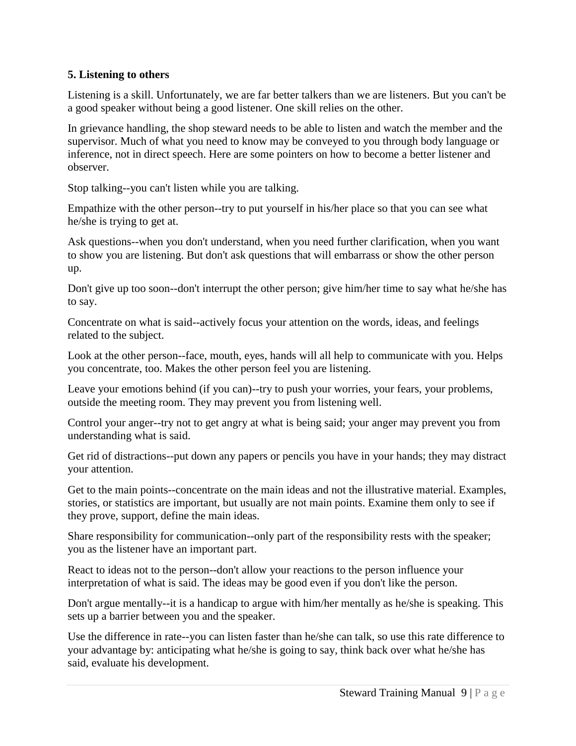**5. Listening to others**

Listening is a skill. Unfortunately, we are far better talkers than we are listeners. But you can't be a good speaker without being a good listener. One skill relies on the other.

In grievance handling, the shop steward needs to be able to listen and watch the member and the supervisor. Much of what you need to know may be conveyed to you through body language or inference, not in direct speech. Here are some pointers on how to become a better listener and observer.

Stop talking--you can't listen while you are talking.

Empathize with the other person--try to put yourself in his/her place so that you can see what he/she is trying to get at.

Ask questions--when you don't understand, when you need further clarification, when you want to show you are listening. But don't ask questions that will embarrass or show the other person up.

Don't give up too soon--don't interrupt the other person; give him/her time to say what he/she has to say.

Concentrate on what is said--actively focus your attention on the words, ideas, and feelings related to the subject.

Look at the other person--face, mouth, eyes, hands will all help to communicate with you. Helps you concentrate, too. Makes the other person feel you are listening.

Leave your emotions behind (if you can)--try to push your worries, your fears, your problems, outside the meeting room. They may prevent you from listening well.

Control your anger--try not to get angry at what is being said; your anger may prevent you from understanding what is said.

Get rid of distractions--put down any papers or pencils you have in your hands; they may distract your attention.

Get to the main points--concentrate on the main ideas and not the illustrative material. Examples, stories, or statistics are important, but usually are not main points. Examine them only to see if they prove, support, define the main ideas.

Share responsibility for communication--only part of the responsibility rests with the speaker; you as the listener have an important part.

React to ideas not to the person--don't allow your reactions to the person influence your interpretation of what is said. The ideas may be good even if you don't like the person.

Don't argue mentally--it is a handicap to argue with him/her mentally as he/she is speaking. This sets up a barrier between you and the speaker.

Use the difference in rate--you can listen faster than he/she can talk, so use this rate difference to your advantage by: anticipating what he/she is going to say, think back over what he/she has said, evaluate his development.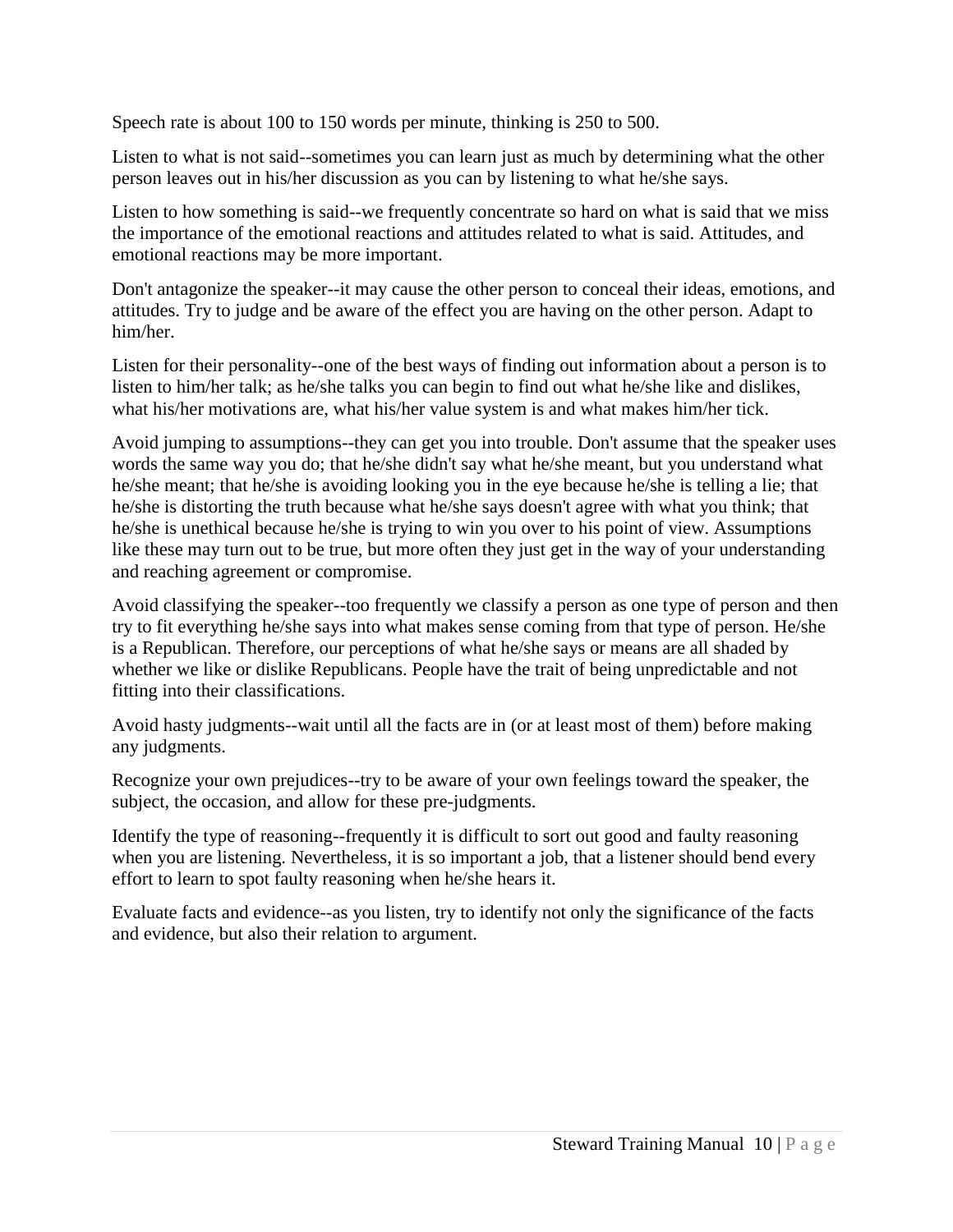Speech rate is about 100 to 150 words per minute, thinking is 250 to 500.

Listen to what is not said--sometimes you can learn just as much by determining what the other person leaves out in his/her discussion as you can by listening to what he/she says.

Listen to how something is said--we frequently concentrate so hard on what is said that we miss the importance of the emotional reactions and attitudes related to what is said. Attitudes, and emotional reactions may be more important.

Don't antagonize the speaker--it may cause the other person to conceal their ideas, emotions, and attitudes. Try to judge and be aware of the effect you are having on the other person. Adapt to him/her.

Listen for their personality--one of the best ways of finding out information about a person is to listen to him/her talk; as he/she talks you can begin to find out what he/she like and dislikes, what his/her motivations are, what his/her value system is and what makes him/her tick.

Avoid jumping to assumptions--they can get you into trouble. Don't assume that the speaker uses words the same way you do; that he/she didn't say what he/she meant, but you understand what he/she meant; that he/she is avoiding looking you in the eye because he/she is telling a lie; that he/she is distorting the truth because what he/she says doesn't agree with what you think; that he/she is unethical because he/she is trying to win you over to his point of view. Assumptions like these may turn out to be true, but more often they just get in the way of your understanding and reaching agreement or compromise.

Avoid classifying the speaker--too frequently we classify a person as one type of person and then try to fit everything he/she says into what makes sense coming from that type of person. He/she is a Republican. Therefore, our perceptions of what he/she says or means are all shaded by whether we like or dislike Republicans. People have the trait of being unpredictable and not fitting into their classifications.

Avoid hasty judgments--wait until all the facts are in (or at least most of them) before making any judgments.

Recognize your own prejudices--try to be aware of your own feelings toward the speaker, the subject, the occasion, and allow for these pre-judgments.

Identify the type of reasoning--frequently it is difficult to sort out good and faulty reasoning when you are listening. Nevertheless, it is so important a job, that a listener should bend every effort to learn to spot faulty reasoning when he/she hears it.

Evaluate facts and evidence--as you listen, try to identify not only the significance of the facts and evidence, but also their relation to argument.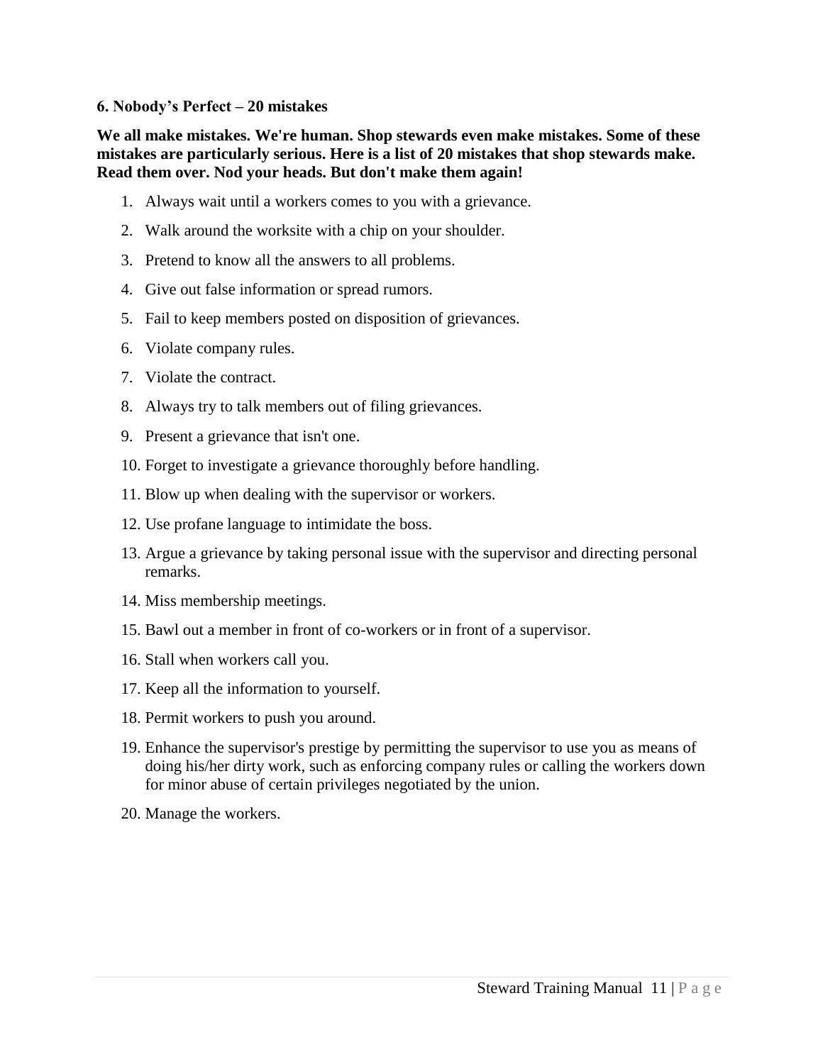**6. Nobody's Perfect – 20 mistakes**

**We all make mistakes. We're human. Shop stewards even make mistakes. Some of these mistakes are particularly serious. Here is a list of 20 mistakes that shop stewards make. Read them over. Nod your heads. But don't make them again!**

1. Always wait until a workers comes to you with a grievance.
2. Walk around the worksite with a chip on your shoulder.
3. Pretend to know all the answers to all problems.
4. Give out false information or spread rumors.
5. Fail to keep members posted on disposition of grievances.
6. Violate company rules.
7. Violate the contract.
8. Always try to talk members out of filing grievances.
9. Present a grievance that isn't one.
10. Forget to investigate a grievance thoroughly before handling.
11. Blow up when dealing with the supervisor or workers.
12. Use profane language to intimidate the boss.
13. Argue a grievance by taking personal issue with the supervisor and directing personal remarks.
14. Miss membership meetings.
15. Bawl out a member in front of co-workers or in front of a supervisor.
16. Stall when workers call you.
17. Keep all the information to yourself.
18. Permit workers to push you around.
19. Enhance the supervisor's prestige by permitting the supervisor to use you as means of doing his/her dirty work, such as enforcing company rules or calling the workers down for minor abuse of certain privileges negotiated by the union.
20. Manage the workers.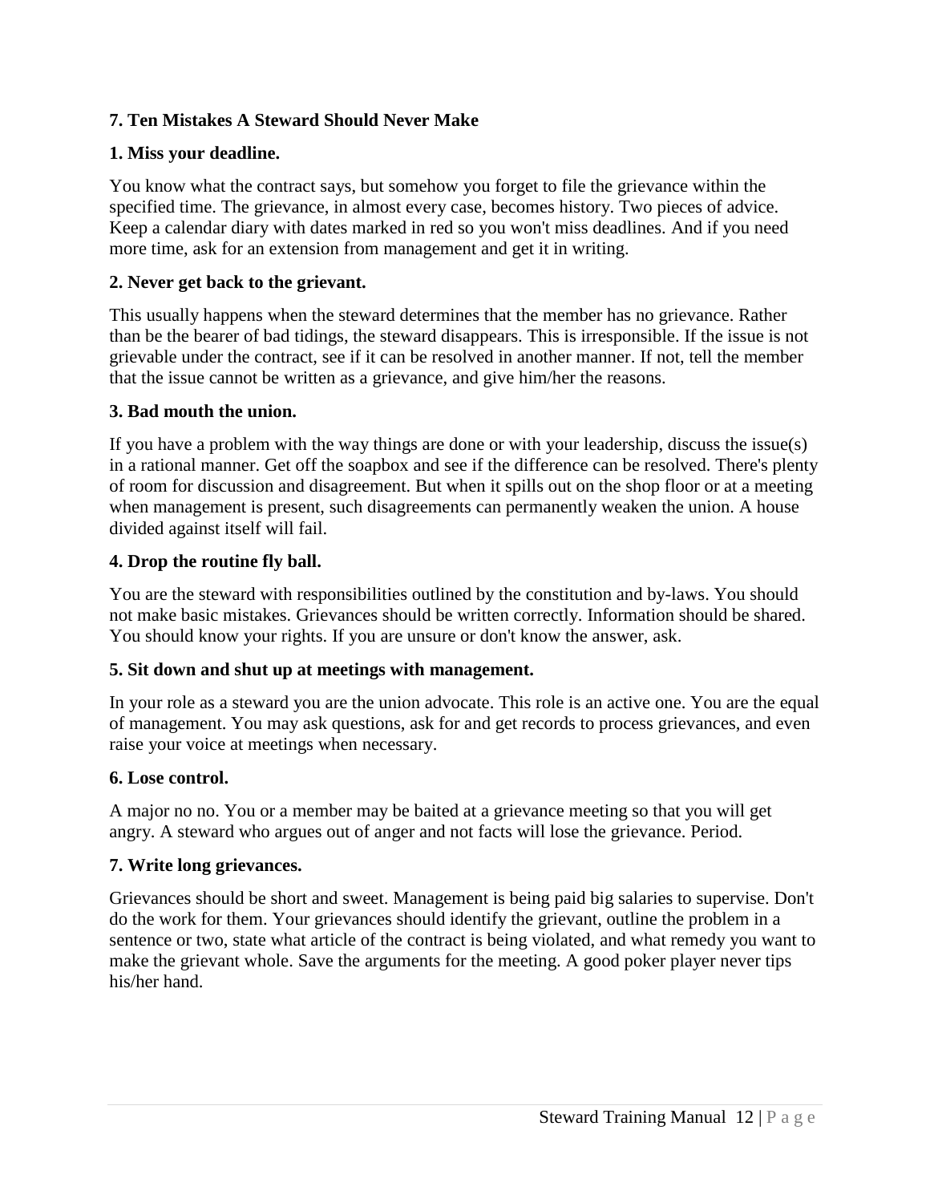## 7. Ten Mistakes A Steward Should Never Make

### 1. Miss your deadline.

You know what the contract says, but somehow you forget to file the grievance within the specified time. The grievance, in almost every case, becomes history. Two pieces of advice. Keep a calendar diary with dates marked in red so you won't miss deadlines. And if you need more time, ask for an extension from management and get it in writing.

### 2. Never get back to the grievant.

This usually happens when the steward determines that the member has no grievance. Rather than be the bearer of bad tidings, the steward disappears. This is irresponsible. If the issue is not grievable under the contract, see if it can be resolved in another manner. If not, tell the member that the issue cannot be written as a grievance, and give him/her the reasons.

### 3. Bad mouth the union.

If you have a problem with the way things are done or with your leadership, discuss the issue(s) in a rational manner. Get off the soapbox and see if the difference can be resolved. There's plenty of room for discussion and disagreement. But when it spills out on the shop floor or at a meeting when management is present, such disagreements can permanently weaken the union. A house divided against itself will fail.

### 4. Drop the routine fly ball.

You are the steward with responsibilities outlined by the constitution and by-laws. You should not make basic mistakes. Grievances should be written correctly. Information should be shared. You should know your rights. If you are unsure or don't know the answer, ask.

### 5. Sit down and shut up at meetings with management.

In your role as a steward you are the union advocate. This role is an active one. You are the equal of management. You may ask questions, ask for and get records to process grievances, and even raise your voice at meetings when necessary.

### 6. Lose control.

A major no no. You or a member may be baited at a grievance meeting so that you will get angry. A steward who argues out of anger and not facts will lose the grievance. Period.

### 7. Write long grievances.

Grievances should be short and sweet. Management is being paid big salaries to supervise. Don't do the work for them. Your grievances should identify the grievant, outline the problem in a sentence or two, state what article of the contract is being violated, and what remedy you want to make the grievant whole. Save the arguments for the meeting. A good poker player never tips his/her hand.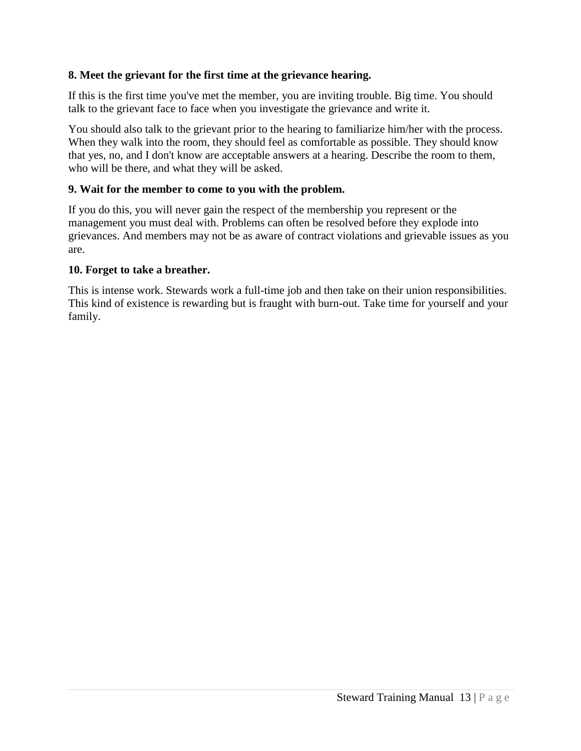**8. Meet the grievant for the first time at the grievance hearing.**

If this is the first time you've met the member, you are inviting trouble. Big time. You should talk to the grievant face to face when you investigate the grievance and write it.

You should also talk to the grievant prior to the hearing to familiarize him/her with the process. When they walk into the room, they should feel as comfortable as possible. They should know that yes, no, and I don't know are acceptable answers at a hearing. Describe the room to them, who will be there, and what they will be asked.

**9. Wait for the member to come to you with the problem.**

If you do this, you will never gain the respect of the membership you represent or the management you must deal with. Problems can often be resolved before they explode into grievances. And members may not be as aware of contract violations and grievable issues as you are.

**10. Forget to take a breather.**

This is intense work. Stewards work a full-time job and then take on their union responsibilities. This kind of existence is rewarding but is fraught with burn-out. Take time for yourself and your family.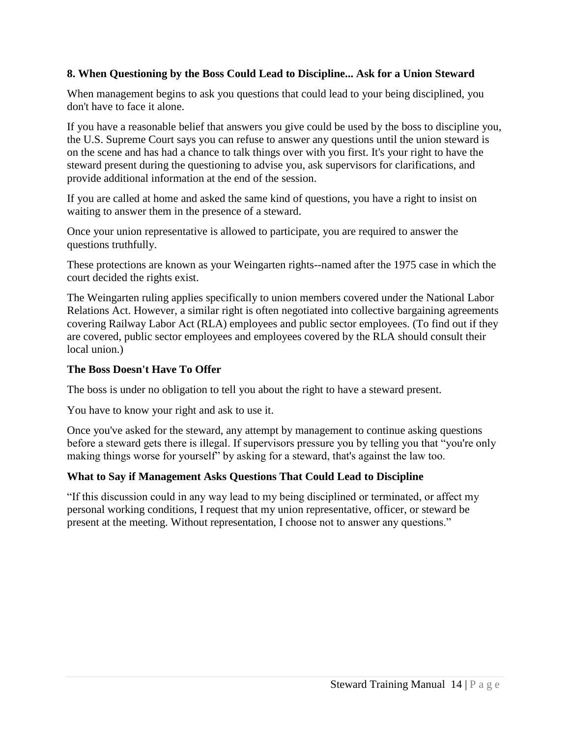### 8. When Questioning by the Boss Could Lead to Discipline... Ask for a Union Steward

When management begins to ask you questions that could lead to your being disciplined, you don't have to face it alone.

If you have a reasonable belief that answers you give could be used by the boss to discipline you, the U.S. Supreme Court says you can refuse to answer any questions until the union steward is on the scene and has had a chance to talk things over with you first. It's your right to have the steward present during the questioning to advise you, ask supervisors for clarifications, and provide additional information at the end of the session.

If you are called at home and asked the same kind of questions, you have a right to insist on waiting to answer them in the presence of a steward.

Once your union representative is allowed to participate, you are required to answer the questions truthfully.

These protections are known as your Weingarten rights--named after the 1975 case in which the court decided the rights exist.

The Weingarten ruling applies specifically to union members covered under the National Labor Relations Act. However, a similar right is often negotiated into collective bargaining agreements covering Railway Labor Act (RLA) employees and public sector employees. (To find out if they are covered, public sector employees and employees covered by the RLA should consult their local union.)

#### The Boss Doesn't Have To Offer

The boss is under no obligation to tell you about the right to have a steward present.

You have to know your right and ask to use it.

Once you've asked for the steward, any attempt by management to continue asking questions before a steward gets there is illegal. If supervisors pressure you by telling you that "you're only making things worse for yourself" by asking for a steward, that's against the law too.

#### What to Say if Management Asks Questions That Could Lead to Discipline

"If this discussion could in any way lead to my being disciplined or terminated, or affect my personal working conditions, I request that my union representative, officer, or steward be present at the meeting. Without representation, I choose not to answer any questions."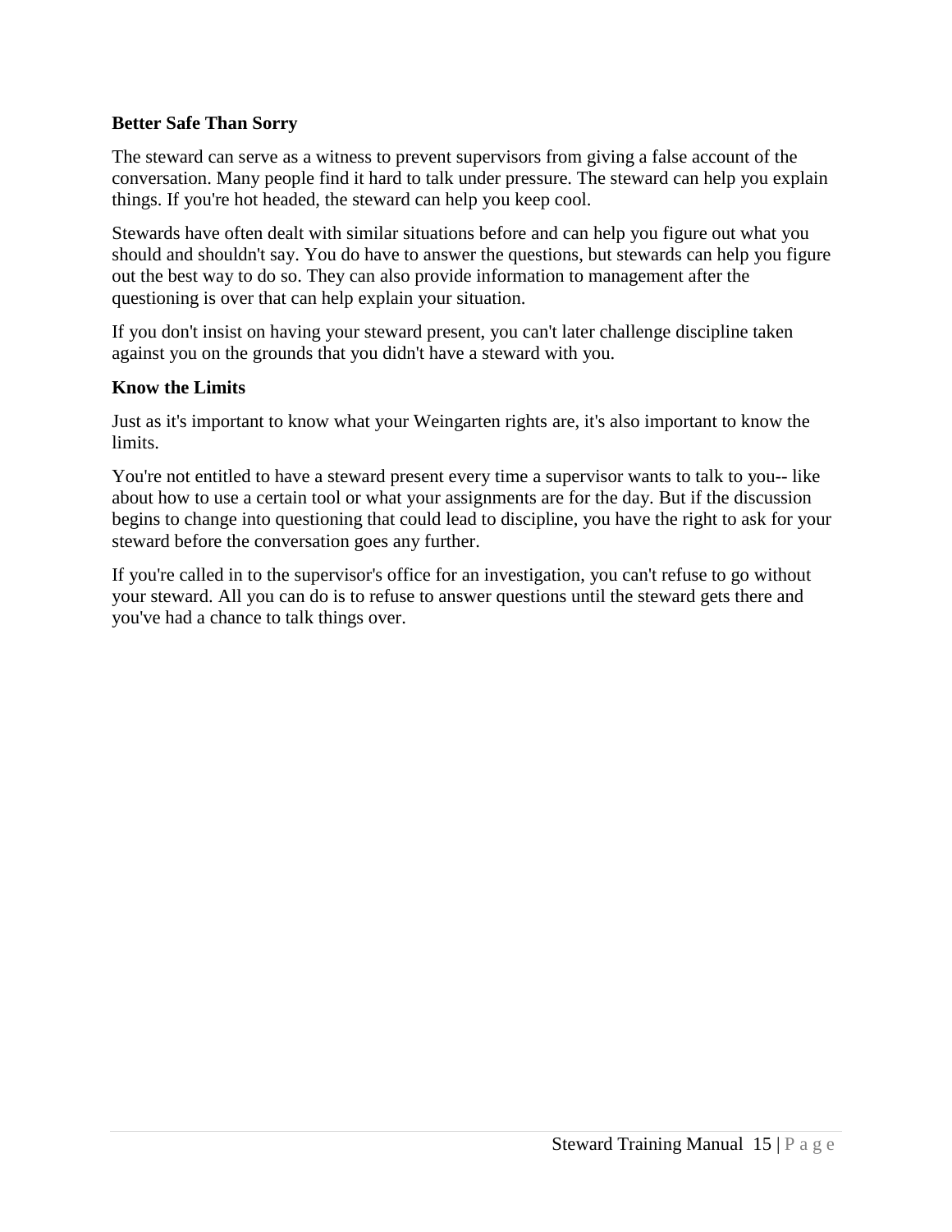**Better Safe Than Sorry**

The steward can serve as a witness to prevent supervisors from giving a false account of the conversation. Many people find it hard to talk under pressure. The steward can help you explain things. If you're hot headed, the steward can help you keep cool.

Stewards have often dealt with similar situations before and can help you figure out what you should and shouldn't say. You do have to answer the questions, but stewards can help you figure out the best way to do so. They can also provide information to management after the questioning is over that can help explain your situation.

If you don't insist on having your steward present, you can't later challenge discipline taken against you on the grounds that you didn't have a steward with you.

**Know the Limits**

Just as it's important to know what your Weingarten rights are, it's also important to know the limits.

You're not entitled to have a steward present every time a supervisor wants to talk to you-- like about how to use a certain tool or what your assignments are for the day. But if the discussion begins to change into questioning that could lead to discipline, you have the right to ask for your steward before the conversation goes any further.

If you're called in to the supervisor's office for an investigation, you can't refuse to go without your steward. All you can do is to refuse to answer questions until the steward gets there and you've had a chance to talk things over.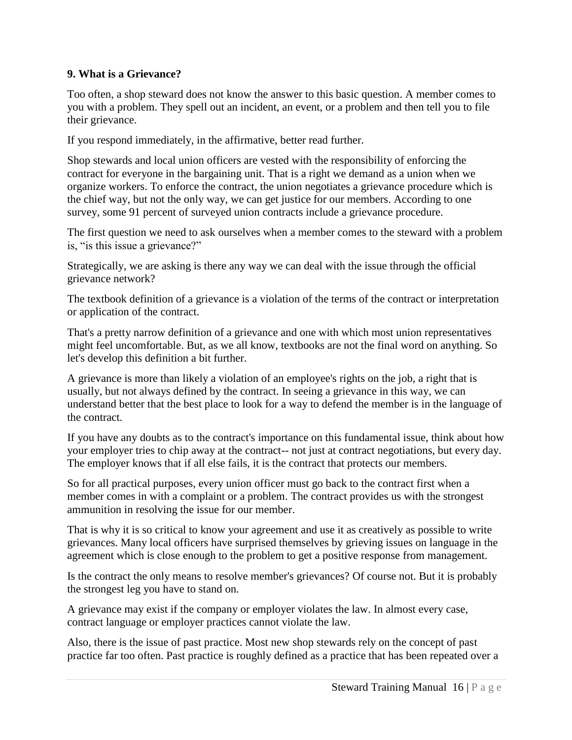### 9. What is a Grievance?

Too often, a shop steward does not know the answer to this basic question. A member comes to you with a problem. They spell out an incident, an event, or a problem and then tell you to file their grievance.

If you respond immediately, in the affirmative, better read further.

Shop stewards and local union officers are vested with the responsibility of enforcing the contract for everyone in the bargaining unit. That is a right we demand as a union when we organize workers. To enforce the contract, the union negotiates a grievance procedure which is the chief way, but not the only way, we can get justice for our members. According to one survey, some 91 percent of surveyed union contracts include a grievance procedure.

The first question we need to ask ourselves when a member comes to the steward with a problem is, "is this issue a grievance?"

Strategically, we are asking is there any way we can deal with the issue through the official grievance network?

The textbook definition of a grievance is a violation of the terms of the contract or interpretation or application of the contract.

That's a pretty narrow definition of a grievance and one with which most union representatives might feel uncomfortable. But, as we all know, textbooks are not the final word on anything. So let's develop this definition a bit further.

A grievance is more than likely a violation of an employee's rights on the job, a right that is usually, but not always defined by the contract. In seeing a grievance in this way, we can understand better that the best place to look for a way to defend the member is in the language of the contract.

If you have any doubts as to the contract's importance on this fundamental issue, think about how your employer tries to chip away at the contract-- not just at contract negotiations, but every day. The employer knows that if all else fails, it is the contract that protects our members.

So for all practical purposes, every union officer must go back to the contract first when a member comes in with a complaint or a problem. The contract provides us with the strongest ammunition in resolving the issue for our member.

That is why it is so critical to know your agreement and use it as creatively as possible to write grievances. Many local officers have surprised themselves by grieving issues on language in the agreement which is close enough to the problem to get a positive response from management.

Is the contract the only means to resolve member's grievances? Of course not. But it is probably the strongest leg you have to stand on.

A grievance may exist if the company or employer violates the law. In almost every case, contract language or employer practices cannot violate the law.

Also, there is the issue of past practice. Most new shop stewards rely on the concept of past practice far too often. Past practice is roughly defined as a practice that has been repeated over a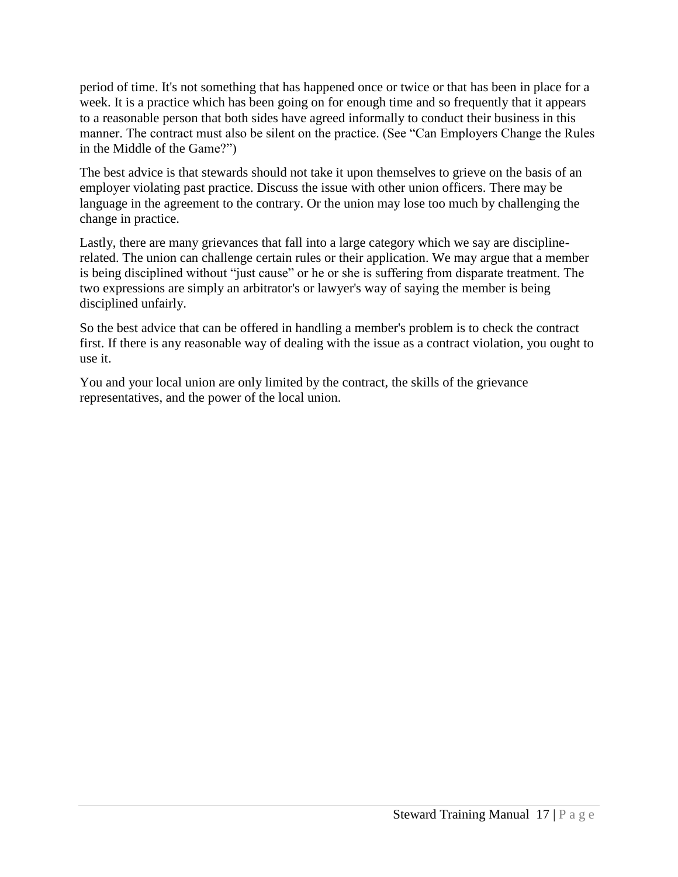period of time. It's not something that has happened once or twice or that has been in place for a week. It is a practice which has been going on for enough time and so frequently that it appears to a reasonable person that both sides have agreed informally to conduct their business in this manner. The contract must also be silent on the practice. (See "Can Employers Change the Rules in the Middle of the Game?")

The best advice is that stewards should not take it upon themselves to grieve on the basis of an employer violating past practice. Discuss the issue with other union officers. There may be language in the agreement to the contrary. Or the union may lose too much by challenging the change in practice.

Lastly, there are many grievances that fall into a large category which we say are discipline-related. The union can challenge certain rules or their application. We may argue that a member is being disciplined without "just cause" or he or she is suffering from disparate treatment. The two expressions are simply an arbitrator's or lawyer's way of saying the member is being disciplined unfairly.

So the best advice that can be offered in handling a member's problem is to check the contract first. If there is any reasonable way of dealing with the issue as a contract violation, you ought to use it.

You and your local union are only limited by the contract, the skills of the grievance representatives, and the power of the local union.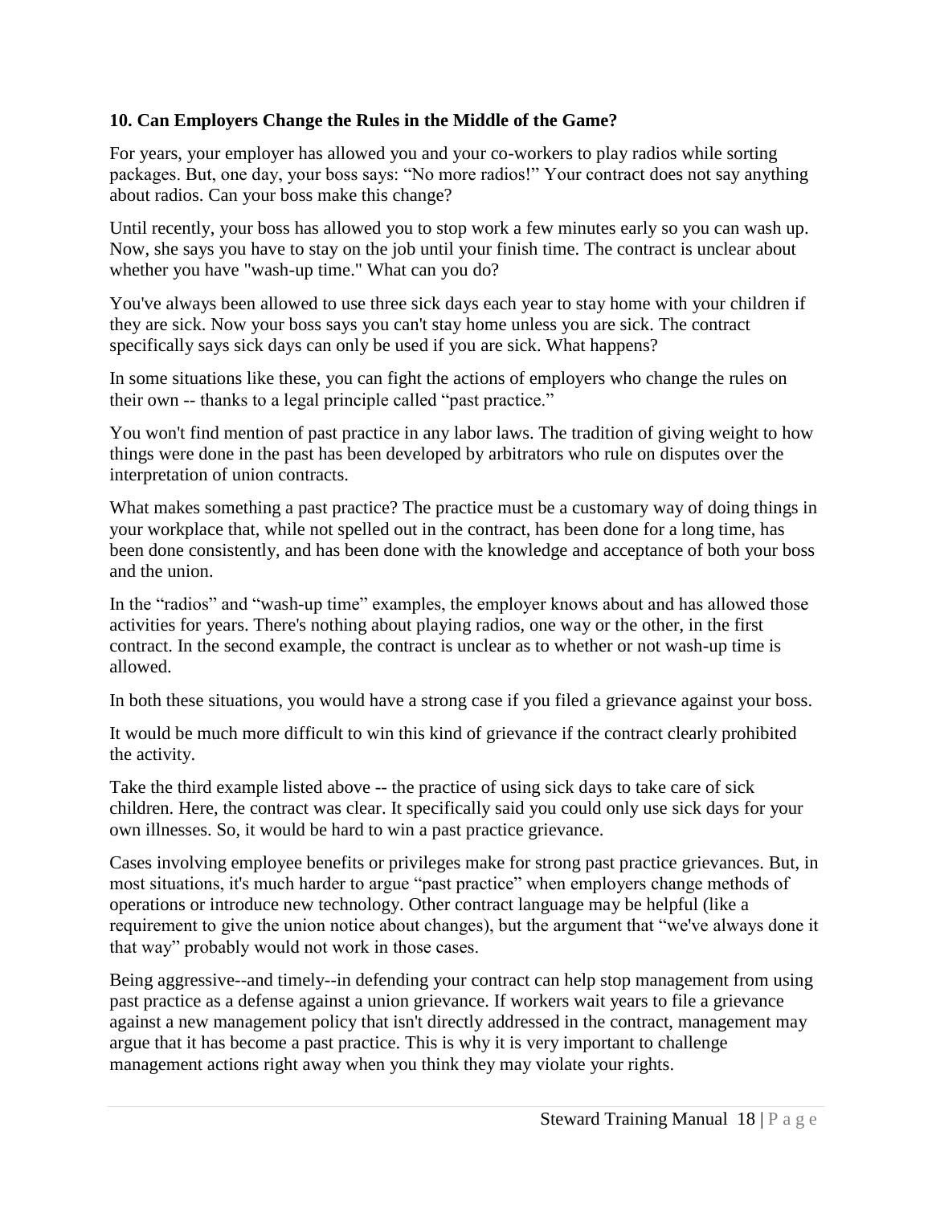### 10. Can Employers Change the Rules in the Middle of the Game?

For years, your employer has allowed you and your co-workers to play radios while sorting packages. But, one day, your boss says: "No more radios!" Your contract does not say anything about radios. Can your boss make this change?

Until recently, your boss has allowed you to stop work a few minutes early so you can wash up. Now, she says you have to stay on the job until your finish time. The contract is unclear about whether you have "wash-up time." What can you do?

You've always been allowed to use three sick days each year to stay home with your children if they are sick. Now your boss says you can't stay home unless you are sick. The contract specifically says sick days can only be used if you are sick. What happens?

In some situations like these, you can fight the actions of employers who change the rules on their own -- thanks to a legal principle called "past practice."

You won't find mention of past practice in any labor laws. The tradition of giving weight to how things were done in the past has been developed by arbitrators who rule on disputes over the interpretation of union contracts.

What makes something a past practice? The practice must be a customary way of doing things in your workplace that, while not spelled out in the contract, has been done for a long time, has been done consistently, and has been done with the knowledge and acceptance of both your boss and the union.

In the "radios" and "wash-up time" examples, the employer knows about and has allowed those activities for years. There's nothing about playing radios, one way or the other, in the first contract. In the second example, the contract is unclear as to whether or not wash-up time is allowed.

In both these situations, you would have a strong case if you filed a grievance against your boss.

It would be much more difficult to win this kind of grievance if the contract clearly prohibited the activity.

Take the third example listed above -- the practice of using sick days to take care of sick children. Here, the contract was clear. It specifically said you could only use sick days for your own illnesses. So, it would be hard to win a past practice grievance.

Cases involving employee benefits or privileges make for strong past practice grievances. But, in most situations, it's much harder to argue "past practice" when employers change methods of operations or introduce new technology. Other contract language may be helpful (like a requirement to give the union notice about changes), but the argument that "we've always done it that way" probably would not work in those cases.

Being aggressive--and timely--in defending your contract can help stop management from using past practice as a defense against a union grievance. If workers wait years to file a grievance against a new management policy that isn't directly addressed in the contract, management may argue that it has become a past practice. This is why it is very important to challenge management actions right away when you think they may violate your rights.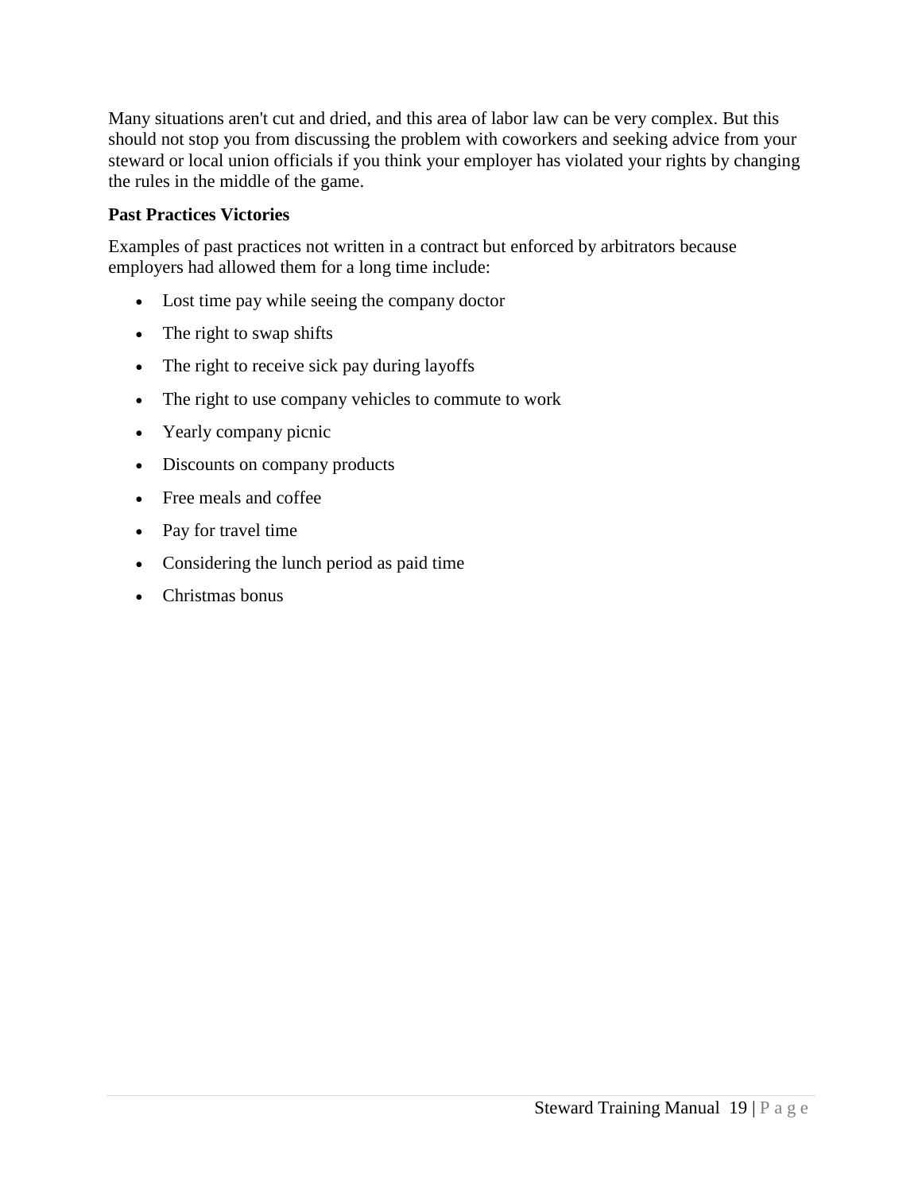Many situations aren't cut and dried, and this area of labor law can be very complex. But this should not stop you from discussing the problem with coworkers and seeking advice from your steward or local union officials if you think your employer has violated your rights by changing the rules in the middle of the game.

**Past Practices Victories**

Examples of past practices not written in a contract but enforced by arbitrators because employers had allowed them for a long time include:

- Lost time pay while seeing the company doctor
- The right to swap shifts
- The right to receive sick pay during layoffs
- The right to use company vehicles to commute to work
- Yearly company picnic
- Discounts on company products
- Free meals and coffee
- Pay for travel time
- Considering the lunch period as paid time
- Christmas bonus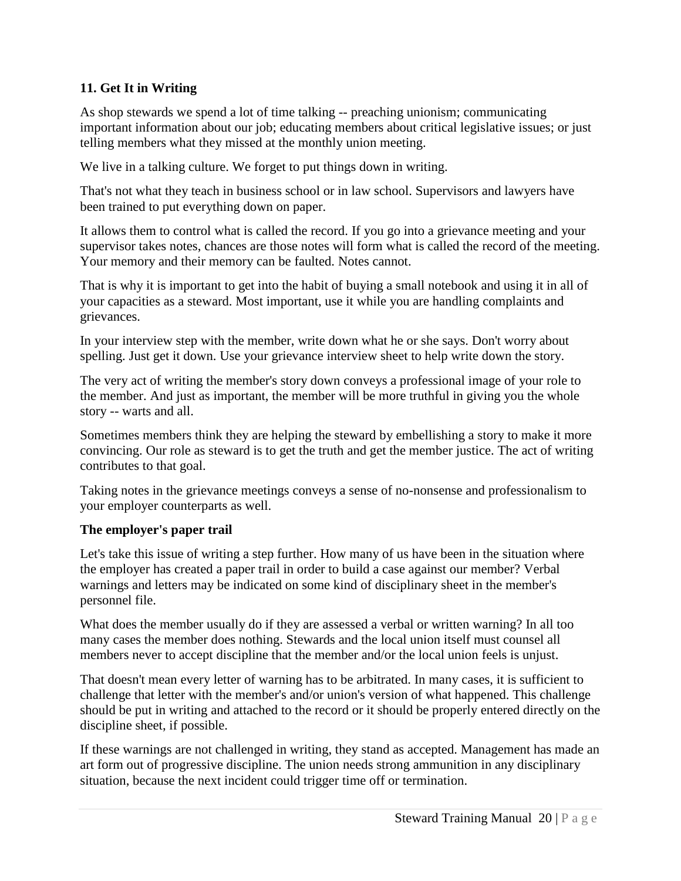## 11. Get It in Writing

As shop stewards we spend a lot of time talking -- preaching unionism; communicating important information about our job; educating members about critical legislative issues; or just telling members what they missed at the monthly union meeting.

We live in a talking culture. We forget to put things down in writing.

That's not what they teach in business school or in law school. Supervisors and lawyers have been trained to put everything down on paper.

It allows them to control what is called the record. If you go into a grievance meeting and your supervisor takes notes, chances are those notes will form what is called the record of the meeting. Your memory and their memory can be faulted. Notes cannot.

That is why it is important to get into the habit of buying a small notebook and using it in all of your capacities as a steward. Most important, use it while you are handling complaints and grievances.

In your interview step with the member, write down what he or she says. Don't worry about spelling. Just get it down. Use your grievance interview sheet to help write down the story.

The very act of writing the member's story down conveys a professional image of your role to the member. And just as important, the member will be more truthful in giving you the whole story -- warts and all.

Sometimes members think they are helping the steward by embellishing a story to make it more convincing. Our role as steward is to get the truth and get the member justice. The act of writing contributes to that goal.

Taking notes in the grievance meetings conveys a sense of no-nonsense and professionalism to your employer counterparts as well.

### The employer's paper trail

Let's take this issue of writing a step further. How many of us have been in the situation where the employer has created a paper trail in order to build a case against our member? Verbal warnings and letters may be indicated on some kind of disciplinary sheet in the member's personnel file.

What does the member usually do if they are assessed a verbal or written warning? In all too many cases the member does nothing. Stewards and the local union itself must counsel all members never to accept discipline that the member and/or the local union feels is unjust.

That doesn't mean every letter of warning has to be arbitrated. In many cases, it is sufficient to challenge that letter with the member's and/or union's version of what happened. This challenge should be put in writing and attached to the record or it should be properly entered directly on the discipline sheet, if possible.

If these warnings are not challenged in writing, they stand as accepted. Management has made an art form out of progressive discipline. The union needs strong ammunition in any disciplinary situation, because the next incident could trigger time off or termination.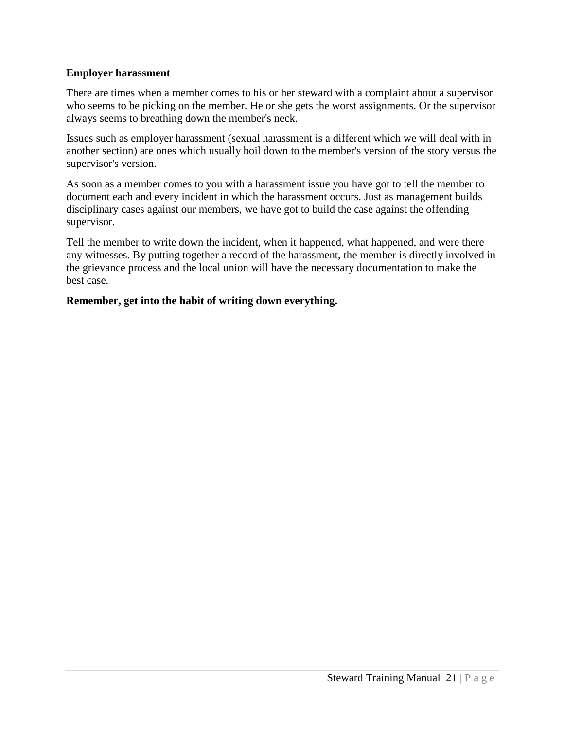**Employer harassment**

There are times when a member comes to his or her steward with a complaint about a supervisor who seems to be picking on the member. He or she gets the worst assignments. Or the supervisor always seems to breathing down the member's neck.

Issues such as employer harassment (sexual harassment is a different which we will deal with in another section) are ones which usually boil down to the member's version of the story versus the supervisor's version.

As soon as a member comes to you with a harassment issue you have got to tell the member to document each and every incident in which the harassment occurs. Just as management builds disciplinary cases against our members, we have got to build the case against the offending supervisor.

Tell the member to write down the incident, when it happened, what happened, and were there any witnesses. By putting together a record of the harassment, the member is directly involved in the grievance process and the local union will have the necessary documentation to make the best case.

**Remember, get into the habit of writing down everything.**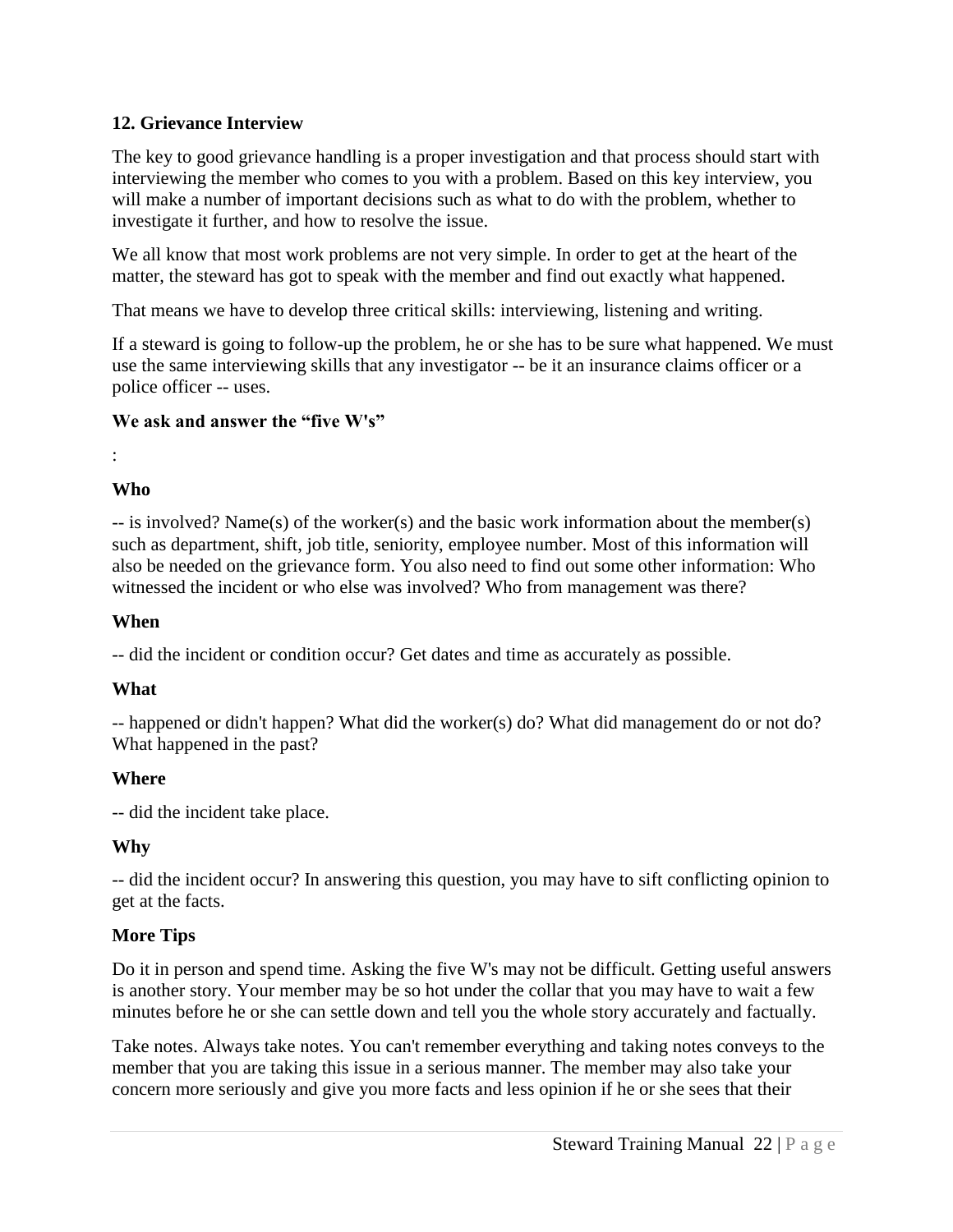## 12. Grievance Interview

The key to good grievance handling is a proper investigation and that process should start with interviewing the member who comes to you with a problem. Based on this key interview, you will make a number of important decisions such as what to do with the problem, whether to investigate it further, and how to resolve the issue.

We all know that most work problems are not very simple. In order to get at the heart of the matter, the steward has got to speak with the member and find out exactly what happened.

That means we have to develop three critical skills: interviewing, listening and writing.

If a steward is going to follow-up the problem, he or she has to be sure what happened. We must use the same interviewing skills that any investigator -- be it an insurance claims officer or a police officer -- uses.

### We ask and answer the "five W's"

:

### Who

-- is involved? Name(s) of the worker(s) and the basic work information about the member(s) such as department, shift, job title, seniority, employee number. Most of this information will also be needed on the grievance form. You also need to find out some other information: Who witnessed the incident or who else was involved? Who from management was there?

### When

-- did the incident or condition occur? Get dates and time as accurately as possible.

### What

-- happened or didn't happen? What did the worker(s) do? What did management do or not do? What happened in the past?

### Where

-- did the incident take place.

### Why

-- did the incident occur? In answering this question, you may have to sift conflicting opinion to get at the facts.

### More Tips

Do it in person and spend time. Asking the five W's may not be difficult. Getting useful answers is another story. Your member may be so hot under the collar that you may have to wait a few minutes before he or she can settle down and tell you the whole story accurately and factually.

Take notes. Always take notes. You can't remember everything and taking notes conveys to the member that you are taking this issue in a serious manner. The member may also take your concern more seriously and give you more facts and less opinion if he or she sees that their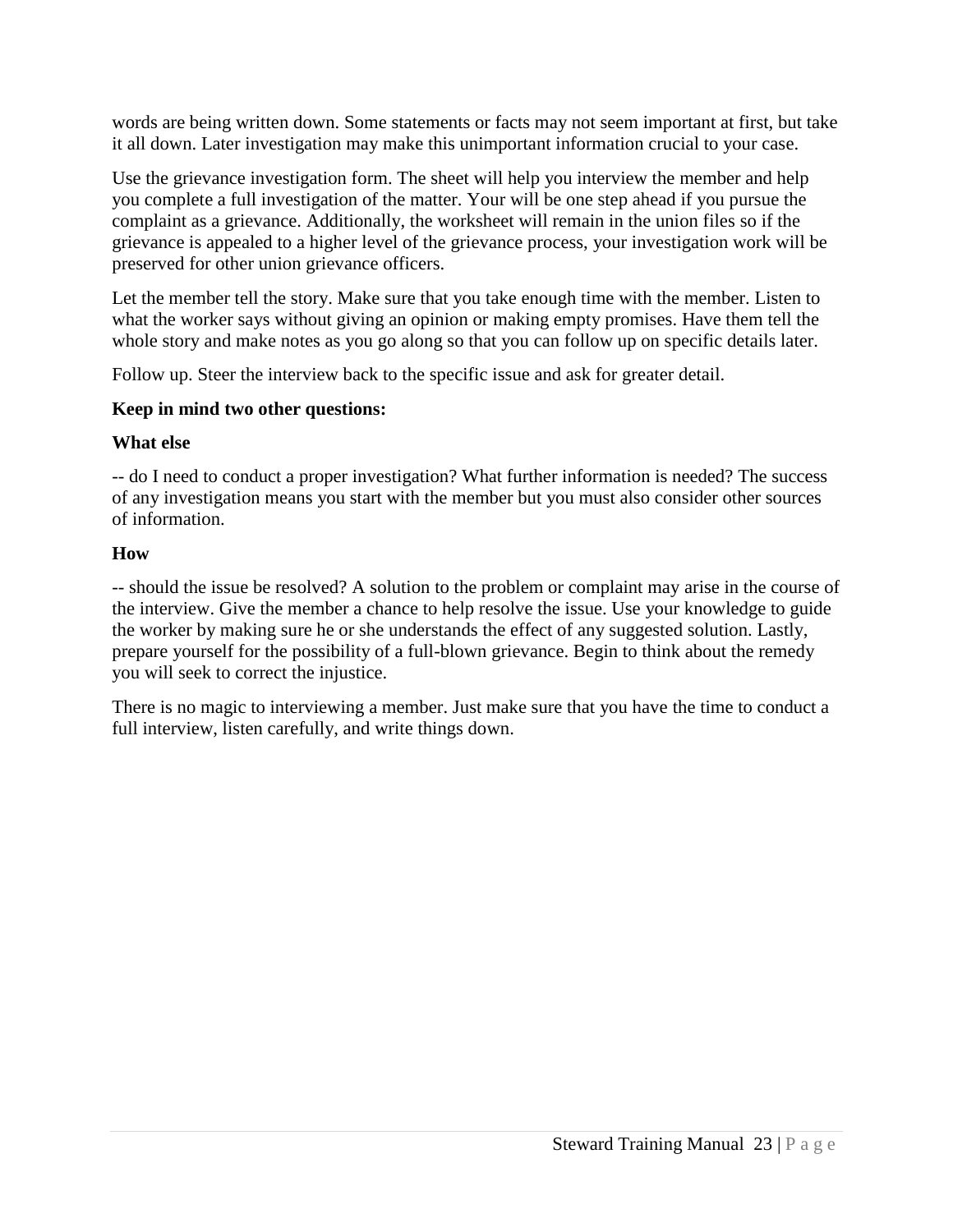words are being written down. Some statements or facts may not seem important at first, but take it all down. Later investigation may make this unimportant information crucial to your case.

Use the grievance investigation form. The sheet will help you interview the member and help you complete a full investigation of the matter. Your will be one step ahead if you pursue the complaint as a grievance. Additionally, the worksheet will remain in the union files so if the grievance is appealed to a higher level of the grievance process, your investigation work will be preserved for other union grievance officers.

Let the member tell the story. Make sure that you take enough time with the member. Listen to what the worker says without giving an opinion or making empty promises. Have them tell the whole story and make notes as you go along so that you can follow up on specific details later.

Follow up. Steer the interview back to the specific issue and ask for greater detail.

**Keep in mind two other questions:**

**What else**

-- do I need to conduct a proper investigation? What further information is needed? The success of any investigation means you start with the member but you must also consider other sources of information.

**How**

-- should the issue be resolved? A solution to the problem or complaint may arise in the course of the interview. Give the member a chance to help resolve the issue. Use your knowledge to guide the worker by making sure he or she understands the effect of any suggested solution. Lastly, prepare yourself for the possibility of a full-blown grievance. Begin to think about the remedy you will seek to correct the injustice.

There is no magic to interviewing a member. Just make sure that you have the time to conduct a full interview, listen carefully, and write things down.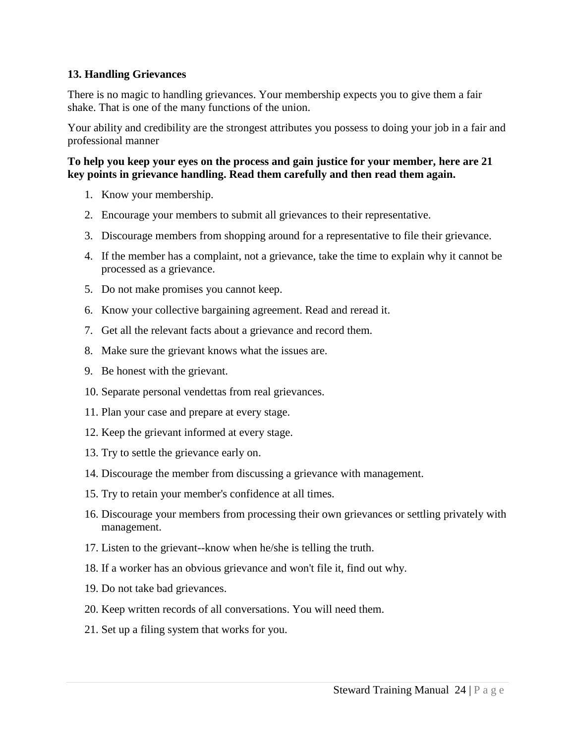## 13. Handling Grievances

There is no magic to handling grievances. Your membership expects you to give them a fair shake. That is one of the many functions of the union.

Your ability and credibility are the strongest attributes you possess to doing your job in a fair and professional manner

**To help you keep your eyes on the process and gain justice for your member, here are 21 key points in grievance handling. Read them carefully and then read them again.**

1. Know your membership.
2. Encourage your members to submit all grievances to their representative.
3. Discourage members from shopping around for a representative to file their grievance.
4. If the member has a complaint, not a grievance, take the time to explain why it cannot be processed as a grievance.
5. Do not make promises you cannot keep.
6. Know your collective bargaining agreement. Read and reread it.
7. Get all the relevant facts about a grievance and record them.
8. Make sure the grievant knows what the issues are.
9. Be honest with the grievant.
10. Separate personal vendettas from real grievances.
11. Plan your case and prepare at every stage.
12. Keep the grievant informed at every stage.
13. Try to settle the grievance early on.
14. Discourage the member from discussing a grievance with management.
15. Try to retain your member's confidence at all times.
16. Discourage your members from processing their own grievances or settling privately with management.
17. Listen to the grievant--know when he/she is telling the truth.
18. If a worker has an obvious grievance and won't file it, find out why.
19. Do not take bad grievances.
20. Keep written records of all conversations. You will need them.
21. Set up a filing system that works for you.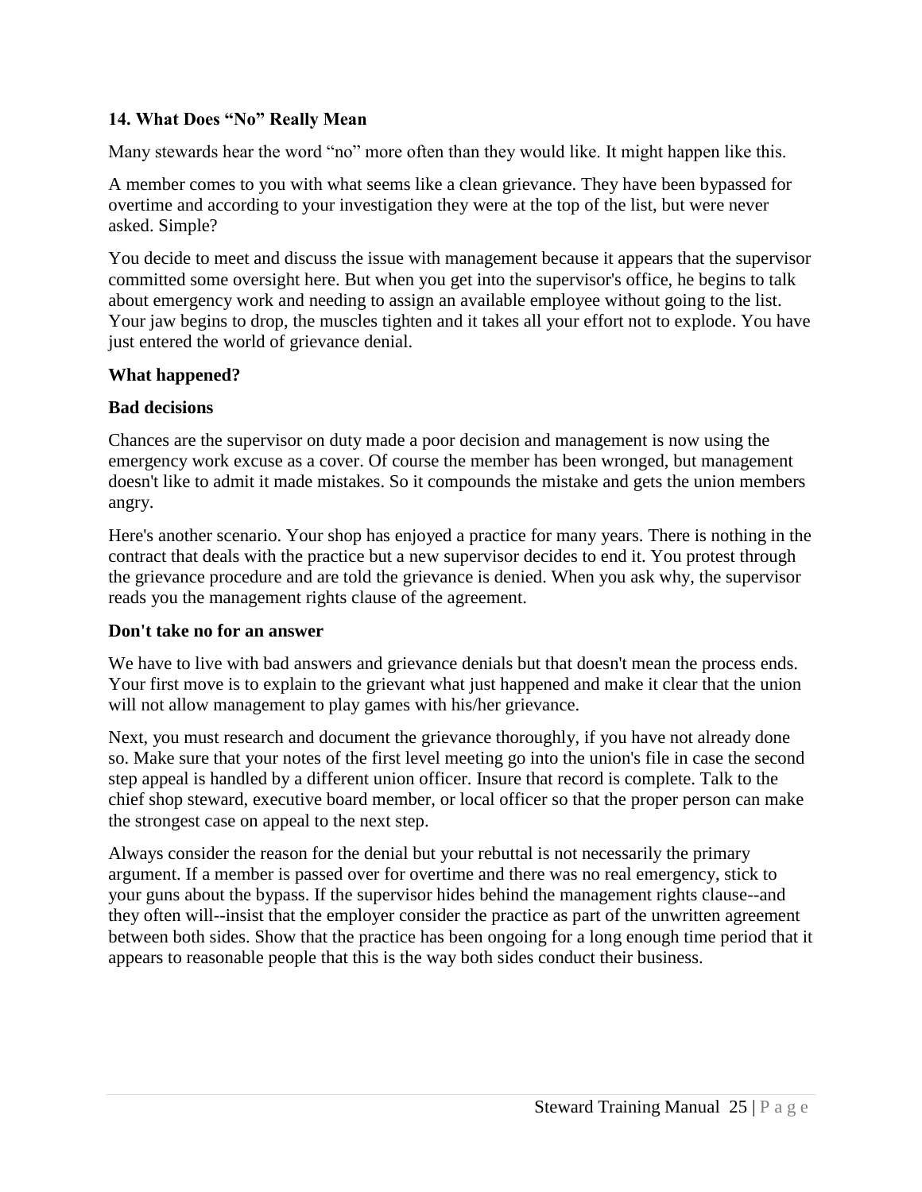### 14. What Does “No” Really Mean

Many stewards hear the word “no” more often than they would like. It might happen like this.

A member comes to you with what seems like a clean grievance. They have been bypassed for overtime and according to your investigation they were at the top of the list, but were never asked. Simple?

You decide to meet and discuss the issue with management because it appears that the supervisor committed some oversight here. But when you get into the supervisor's office, he begins to talk about emergency work and needing to assign an available employee without going to the list. Your jaw begins to drop, the muscles tighten and it takes all your effort not to explode. You have just entered the world of grievance denial.

**What happened?**

**Bad decisions**

Chances are the supervisor on duty made a poor decision and management is now using the emergency work excuse as a cover. Of course the member has been wronged, but management doesn't like to admit it made mistakes. So it compounds the mistake and gets the union members angry.

Here's another scenario. Your shop has enjoyed a practice for many years. There is nothing in the contract that deals with the practice but a new supervisor decides to end it. You protest through the grievance procedure and are told the grievance is denied. When you ask why, the supervisor reads you the management rights clause of the agreement.

**Don't take no for an answer**

We have to live with bad answers and grievance denials but that doesn't mean the process ends. Your first move is to explain to the grievant what just happened and make it clear that the union will not allow management to play games with his/her grievance.

Next, you must research and document the grievance thoroughly, if you have not already done so. Make sure that your notes of the first level meeting go into the union's file in case the second step appeal is handled by a different union officer. Insure that record is complete. Talk to the chief shop steward, executive board member, or local officer so that the proper person can make the strongest case on appeal to the next step.

Always consider the reason for the denial but your rebuttal is not necessarily the primary argument. If a member is passed over for overtime and there was no real emergency, stick to your guns about the bypass. If the supervisor hides behind the management rights clause--and they often will--insist that the employer consider the practice as part of the unwritten agreement between both sides. Show that the practice has been ongoing for a long enough time period that it appears to reasonable people that this is the way both sides conduct their business.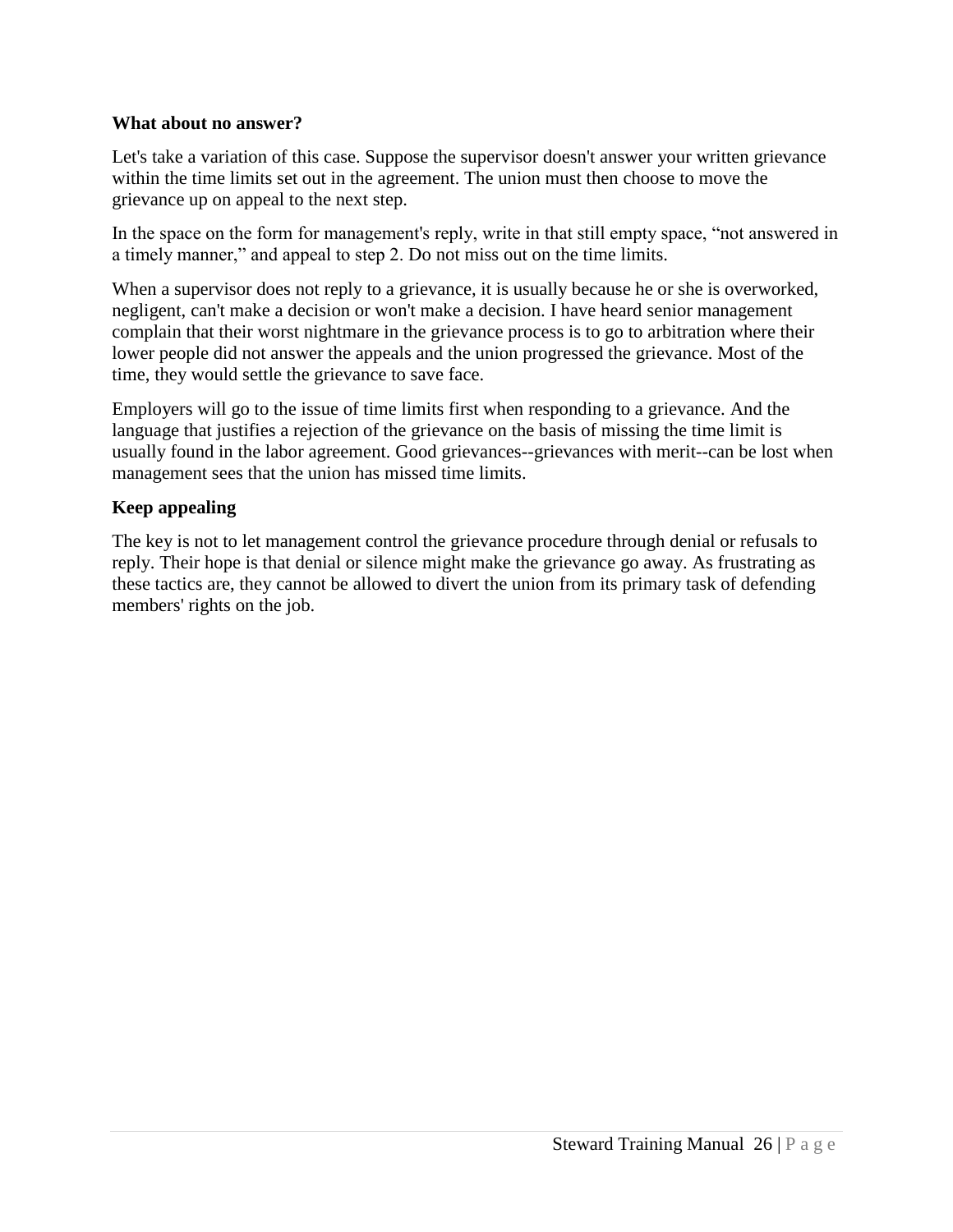**What about no answer?**

Let's take a variation of this case. Suppose the supervisor doesn't answer your written grievance within the time limits set out in the agreement. The union must then choose to move the grievance up on appeal to the next step.

In the space on the form for management's reply, write in that still empty space, "not answered in a timely manner," and appeal to step 2. Do not miss out on the time limits.

When a supervisor does not reply to a grievance, it is usually because he or she is overworked, negligent, can't make a decision or won't make a decision. I have heard senior management complain that their worst nightmare in the grievance process is to go to arbitration where their lower people did not answer the appeals and the union progressed the grievance. Most of the time, they would settle the grievance to save face.

Employers will go to the issue of time limits first when responding to a grievance. And the language that justifies a rejection of the grievance on the basis of missing the time limit is usually found in the labor agreement. Good grievances--grievances with merit--can be lost when management sees that the union has missed time limits.

**Keep appealing**

The key is not to let management control the grievance procedure through denial or refusals to reply. Their hope is that denial or silence might make the grievance go away. As frustrating as these tactics are, they cannot be allowed to divert the union from its primary task of defending members' rights on the job.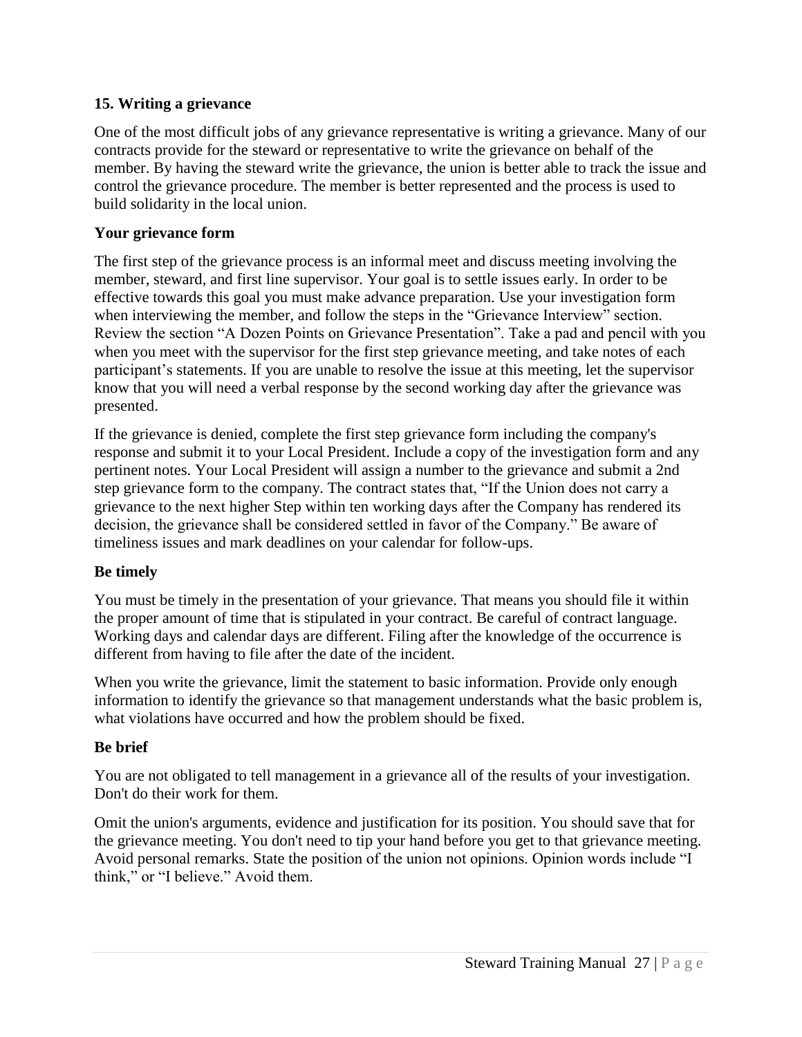## 15. Writing a grievance

One of the most difficult jobs of any grievance representative is writing a grievance. Many of our contracts provide for the steward or representative to write the grievance on behalf of the member. By having the steward write the grievance, the union is better able to track the issue and control the grievance procedure. The member is better represented and the process is used to build solidarity in the local union.

### Your grievance form

The first step of the grievance process is an informal meet and discuss meeting involving the member, steward, and first line supervisor. Your goal is to settle issues early. In order to be effective towards this goal you must make advance preparation. Use your investigation form when interviewing the member, and follow the steps in the "Grievance Interview" section. Review the section "A Dozen Points on Grievance Presentation". Take a pad and pencil with you when you meet with the supervisor for the first step grievance meeting, and take notes of each participant's statements. If you are unable to resolve the issue at this meeting, let the supervisor know that you will need a verbal response by the second working day after the grievance was presented.

If the grievance is denied, complete the first step grievance form including the company's response and submit it to your Local President. Include a copy of the investigation form and any pertinent notes. Your Local President will assign a number to the grievance and submit a 2nd step grievance form to the company. The contract states that, "If the Union does not carry a grievance to the next higher Step within ten working days after the Company has rendered its decision, the grievance shall be considered settled in favor of the Company." Be aware of timeliness issues and mark deadlines on your calendar for follow-ups.

### Be timely

You must be timely in the presentation of your grievance. That means you should file it within the proper amount of time that is stipulated in your contract. Be careful of contract language. Working days and calendar days are different. Filing after the knowledge of the occurrence is different from having to file after the date of the incident.

When you write the grievance, limit the statement to basic information. Provide only enough information to identify the grievance so that management understands what the basic problem is, what violations have occurred and how the problem should be fixed.

### Be brief

You are not obligated to tell management in a grievance all of the results of your investigation. Don't do their work for them.

Omit the union's arguments, evidence and justification for its position. You should save that for the grievance meeting. You don't need to tip your hand before you get to that grievance meeting. Avoid personal remarks. State the position of the union not opinions. Opinion words include "I think," or "I believe." Avoid them.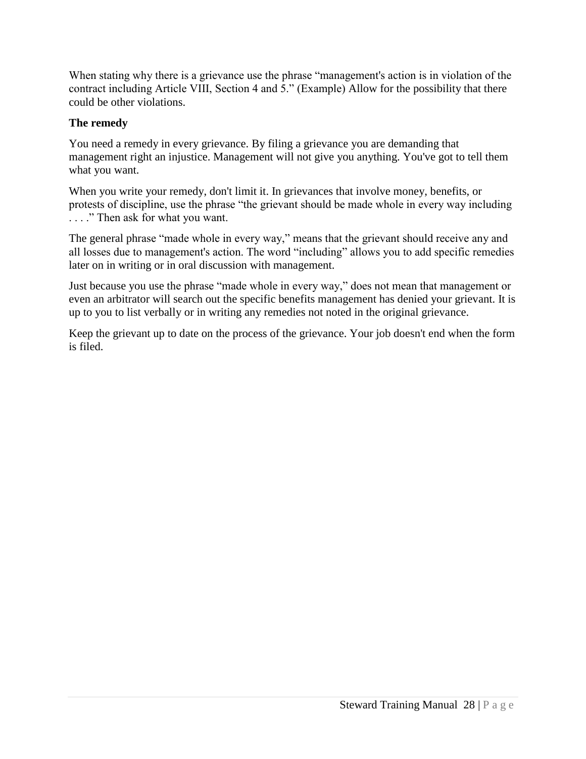When stating why there is a grievance use the phrase "management's action is in violation of the contract including Article VIII, Section 4 and 5." (Example) Allow for the possibility that there could be other violations.

**The remedy**

You need a remedy in every grievance. By filing a grievance you are demanding that management right an injustice. Management will not give you anything. You've got to tell them what you want.

When you write your remedy, don't limit it. In grievances that involve money, benefits, or protests of discipline, use the phrase "the grievant should be made whole in every way including . . . ." Then ask for what you want.

The general phrase "made whole in every way," means that the grievant should receive any and all losses due to management's action. The word "including" allows you to add specific remedies later on in writing or in oral discussion with management.

Just because you use the phrase "made whole in every way," does not mean that management or even an arbitrator will search out the specific benefits management has denied your grievant. It is up to you to list verbally or in writing any remedies not noted in the original grievance.

Keep the grievant up to date on the process of the grievance. Your job doesn't end when the form is filed.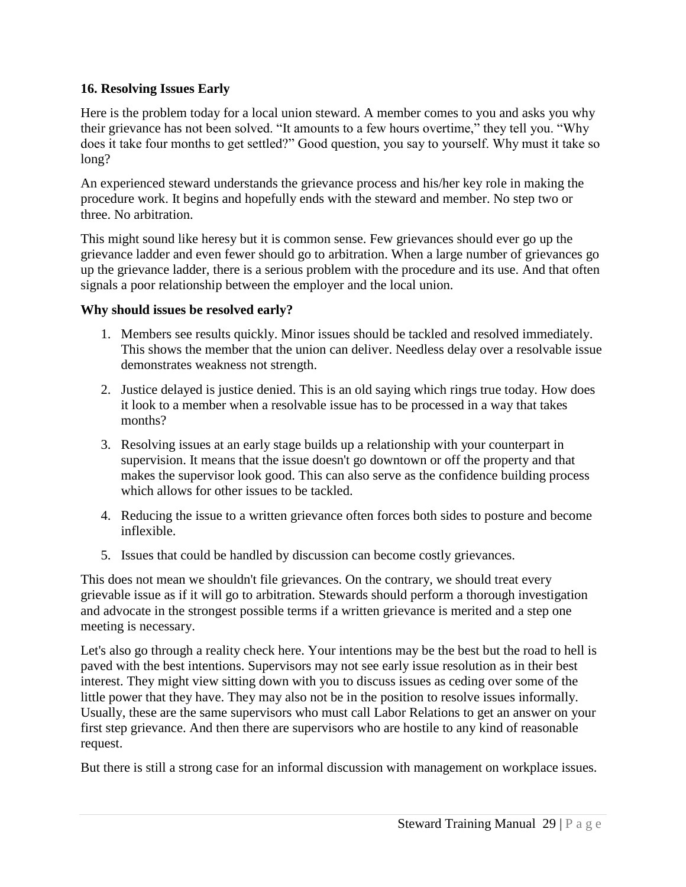**16. Resolving Issues Early**

Here is the problem today for a local union steward. A member comes to you and asks you why their grievance has not been solved. "It amounts to a few hours overtime," they tell you. "Why does it take four months to get settled?" Good question, you say to yourself. Why must it take so long?

An experienced steward understands the grievance process and his/her key role in making the procedure work. It begins and hopefully ends with the steward and member. No step two or three. No arbitration.

This might sound like heresy but it is common sense. Few grievances should ever go up the grievance ladder and even fewer should go to arbitration. When a large number of grievances go up the grievance ladder, there is a serious problem with the procedure and its use. And that often signals a poor relationship between the employer and the local union.

**Why should issues be resolved early?**

1. Members see results quickly. Minor issues should be tackled and resolved immediately. This shows the member that the union can deliver. Needless delay over a resolvable issue demonstrates weakness not strength.
2. Justice delayed is justice denied. This is an old saying which rings true today. How does it look to a member when a resolvable issue has to be processed in a way that takes months?
3. Resolving issues at an early stage builds up a relationship with your counterpart in supervision. It means that the issue doesn't go downtown or off the property and that makes the supervisor look good. This can also serve as the confidence building process which allows for other issues to be tackled.
4. Reducing the issue to a written grievance often forces both sides to posture and become inflexible.
5. Issues that could be handled by discussion can become costly grievances.

This does not mean we shouldn't file grievances. On the contrary, we should treat every grievable issue as if it will go to arbitration. Stewards should perform a thorough investigation and advocate in the strongest possible terms if a written grievance is merited and a step one meeting is necessary.

Let's also go through a reality check here. Your intentions may be the best but the road to hell is paved with the best intentions. Supervisors may not see early issue resolution as in their best interest. They might view sitting down with you to discuss issues as ceding over some of the little power that they have. They may also not be in the position to resolve issues informally. Usually, these are the same supervisors who must call Labor Relations to get an answer on your first step grievance. And then there are supervisors who are hostile to any kind of reasonable request.

But there is still a strong case for an informal discussion with management on workplace issues.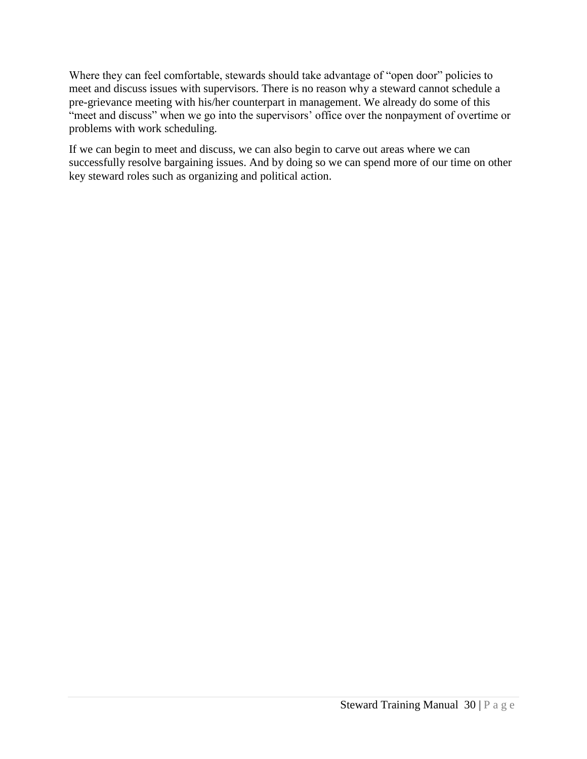Where they can feel comfortable, stewards should take advantage of "open door" policies to meet and discuss issues with supervisors. There is no reason why a steward cannot schedule a pre-grievance meeting with his/her counterpart in management. We already do some of this "meet and discuss" when we go into the supervisors' office over the nonpayment of overtime or problems with work scheduling.

If we can begin to meet and discuss, we can also begin to carve out areas where we can successfully resolve bargaining issues. And by doing so we can spend more of our time on other key steward roles such as organizing and political action.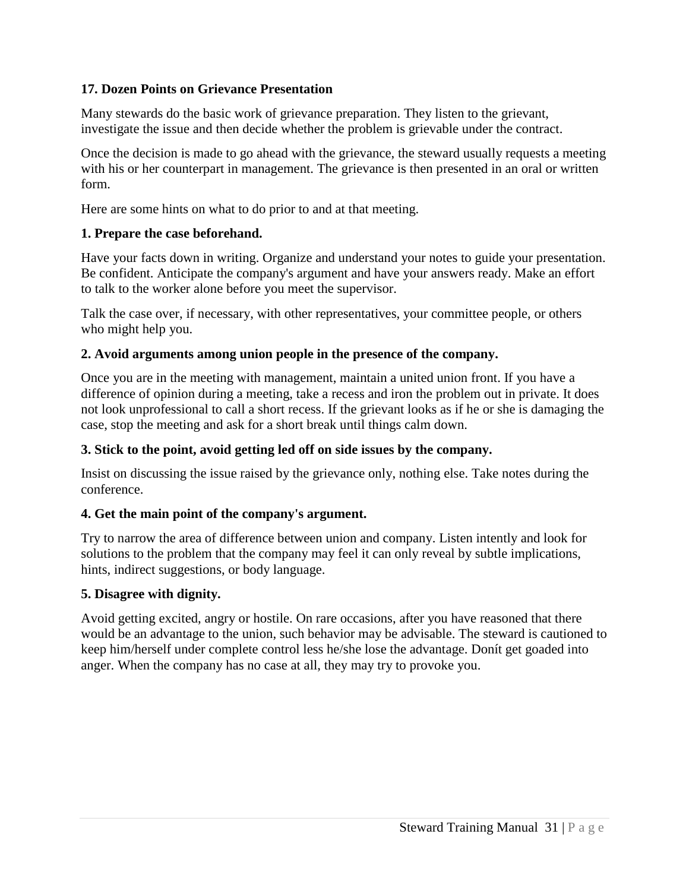## 17. Dozen Points on Grievance Presentation

Many stewards do the basic work of grievance preparation. They listen to the grievant, investigate the issue and then decide whether the problem is grievable under the contract.

Once the decision is made to go ahead with the grievance, the steward usually requests a meeting with his or her counterpart in management. The grievance is then presented in an oral or written form.

Here are some hints on what to do prior to and at that meeting.

**1. Prepare the case beforehand.**

Have your facts down in writing. Organize and understand your notes to guide your presentation. Be confident. Anticipate the company's argument and have your answers ready. Make an effort to talk to the worker alone before you meet the supervisor.

Talk the case over, if necessary, with other representatives, your committee people, or others who might help you.

**2. Avoid arguments among union people in the presence of the company.**

Once you are in the meeting with management, maintain a united union front. If you have a difference of opinion during a meeting, take a recess and iron the problem out in private. It does not look unprofessional to call a short recess. If the grievant looks as if he or she is damaging the case, stop the meeting and ask for a short break until things calm down.

**3. Stick to the point, avoid getting led off on side issues by the company.**

Insist on discussing the issue raised by the grievance only, nothing else. Take notes during the conference.

**4. Get the main point of the company's argument.**

Try to narrow the area of difference between union and company. Listen intently and look for solutions to the problem that the company may feel it can only reveal by subtle implications, hints, indirect suggestions, or body language.

**5. Disagree with dignity.**

Avoid getting excited, angry or hostile. On rare occasions, after you have reasoned that there would be an advantage to the union, such behavior may be advisable. The steward is cautioned to keep him/herself under complete control less he/she lose the advantage. Donít get goaded into anger. When the company has no case at all, they may try to provoke you.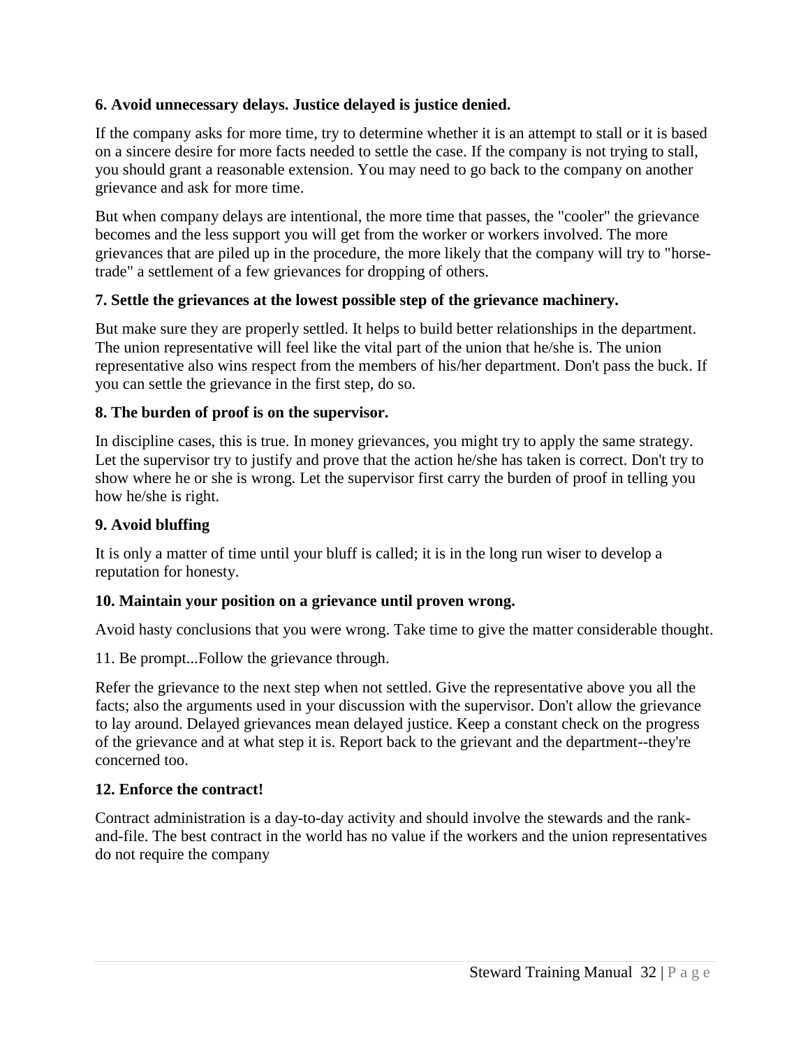**6. Avoid unnecessary delays. Justice delayed is justice denied.**

If the company asks for more time, try to determine whether it is an attempt to stall or it is based on a sincere desire for more facts needed to settle the case. If the company is not trying to stall, you should grant a reasonable extension. You may need to go back to the company on another grievance and ask for more time.

But when company delays are intentional, the more time that passes, the "cooler" the grievance becomes and the less support you will get from the worker or workers involved. The more grievances that are piled up in the procedure, the more likely that the company will try to "horse-trade" a settlement of a few grievances for dropping of others.

**7. Settle the grievances at the lowest possible step of the grievance machinery.**

But make sure they are properly settled. It helps to build better relationships in the department. The union representative will feel like the vital part of the union that he/she is. The union representative also wins respect from the members of his/her department. Don't pass the buck. If you can settle the grievance in the first step, do so.

**8. The burden of proof is on the supervisor.**

In discipline cases, this is true. In money grievances, you might try to apply the same strategy. Let the supervisor try to justify and prove that the action he/she has taken is correct. Don't try to show where he or she is wrong. Let the supervisor first carry the burden of proof in telling you how he/she is right.

**9. Avoid bluffing**

It is only a matter of time until your bluff is called; it is in the long run wiser to develop a reputation for honesty.

**10. Maintain your position on a grievance until proven wrong.**

Avoid hasty conclusions that you were wrong. Take time to give the matter considerable thought.

11. Be prompt...Follow the grievance through.

Refer the grievance to the next step when not settled. Give the representative above you all the facts; also the arguments used in your discussion with the supervisor. Don't allow the grievance to lay around. Delayed grievances mean delayed justice. Keep a constant check on the progress of the grievance and at what step it is. Report back to the grievant and the department--they're concerned too.

**12. Enforce the contract!**

Contract administration is a day-to-day activity and should involve the stewards and the rank-and-file. The best contract in the world has no value if the workers and the union representatives do not require the company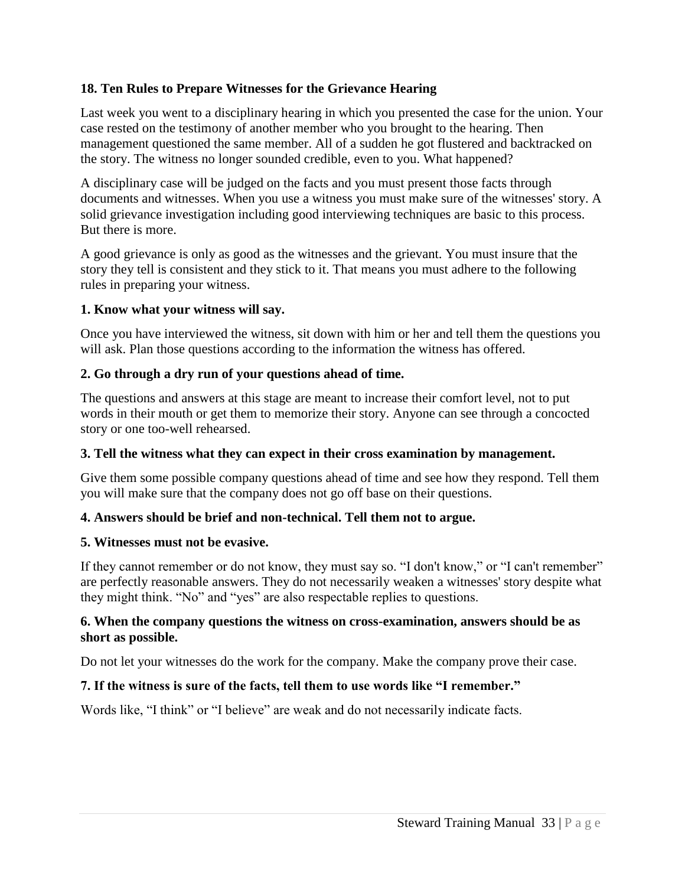## 18. Ten Rules to Prepare Witnesses for the Grievance Hearing

Last week you went to a disciplinary hearing in which you presented the case for the union. Your case rested on the testimony of another member who you brought to the hearing. Then management questioned the same member. All of a sudden he got flustered and backtracked on the story. The witness no longer sounded credible, even to you. What happened?

A disciplinary case will be judged on the facts and you must present those facts through documents and witnesses. When you use a witness you must make sure of the witnesses' story. A solid grievance investigation including good interviewing techniques are basic to this process. But there is more.

A good grievance is only as good as the witnesses and the grievant. You must insure that the story they tell is consistent and they stick to it. That means you must adhere to the following rules in preparing your witness.

**1. Know what your witness will say.**

Once you have interviewed the witness, sit down with him or her and tell them the questions you will ask. Plan those questions according to the information the witness has offered.

**2. Go through a dry run of your questions ahead of time.**

The questions and answers at this stage are meant to increase their comfort level, not to put words in their mouth or get them to memorize their story. Anyone can see through a concocted story or one too-well rehearsed.

**3. Tell the witness what they can expect in their cross examination by management.**

Give them some possible company questions ahead of time and see how they respond. Tell them you will make sure that the company does not go off base on their questions.

**4. Answers should be brief and non-technical. Tell them not to argue.**

**5. Witnesses must not be evasive.**

If they cannot remember or do not know, they must say so. "I don't know," or "I can't remember" are perfectly reasonable answers. They do not necessarily weaken a witnesses' story despite what they might think. "No" and "yes" are also respectable replies to questions.

**6. When the company questions the witness on cross-examination, answers should be as short as possible.**

Do not let your witnesses do the work for the company. Make the company prove their case.

**7. If the witness is sure of the facts, tell them to use words like "I remember."**

Words like, "I think" or "I believe" are weak and do not necessarily indicate facts.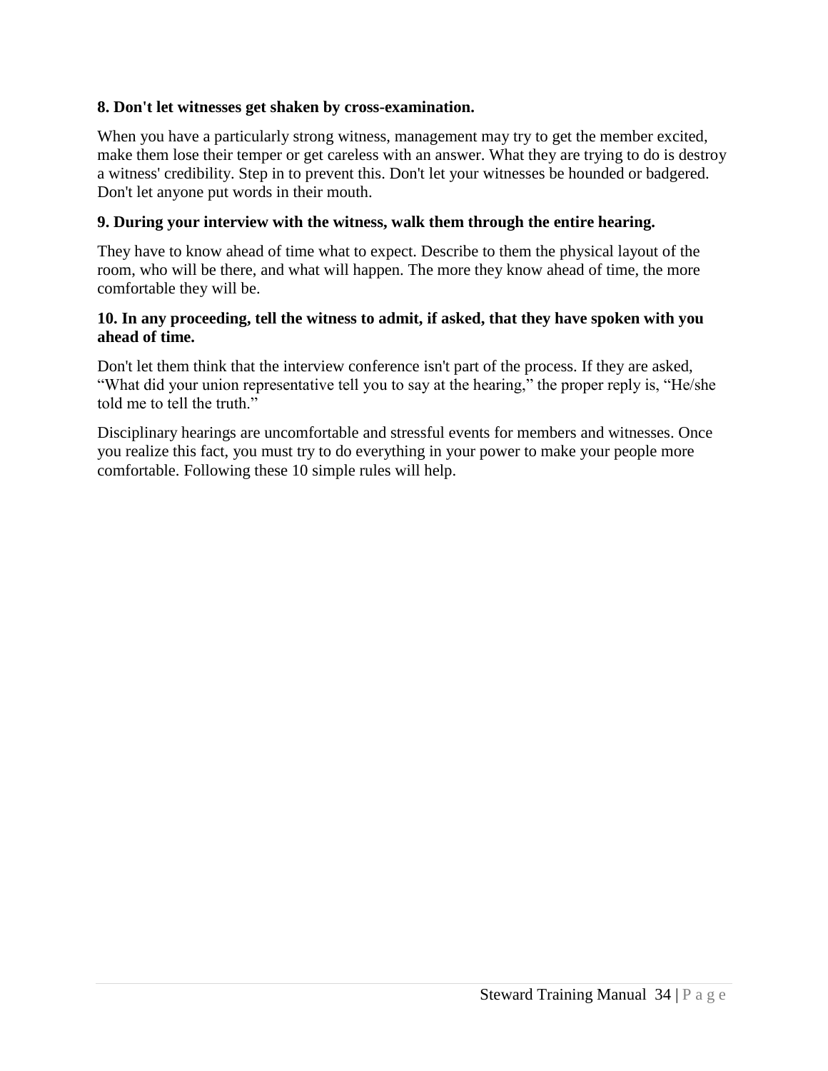**8. Don't let witnesses get shaken by cross-examination.**

When you have a particularly strong witness, management may try to get the member excited, make them lose their temper or get careless with an answer. What they are trying to do is destroy a witness' credibility. Step in to prevent this. Don't let your witnesses be hounded or badgered. Don't let anyone put words in their mouth.

**9. During your interview with the witness, walk them through the entire hearing.**

They have to know ahead of time what to expect. Describe to them the physical layout of the room, who will be there, and what will happen. The more they know ahead of time, the more comfortable they will be.

**10. In any proceeding, tell the witness to admit, if asked, that they have spoken with you ahead of time.**

Don't let them think that the interview conference isn't part of the process. If they are asked, "What did your union representative tell you to say at the hearing," the proper reply is, "He/she told me to tell the truth."

Disciplinary hearings are uncomfortable and stressful events for members and witnesses. Once you realize this fact, you must try to do everything in your power to make your people more comfortable. Following these 10 simple rules will help.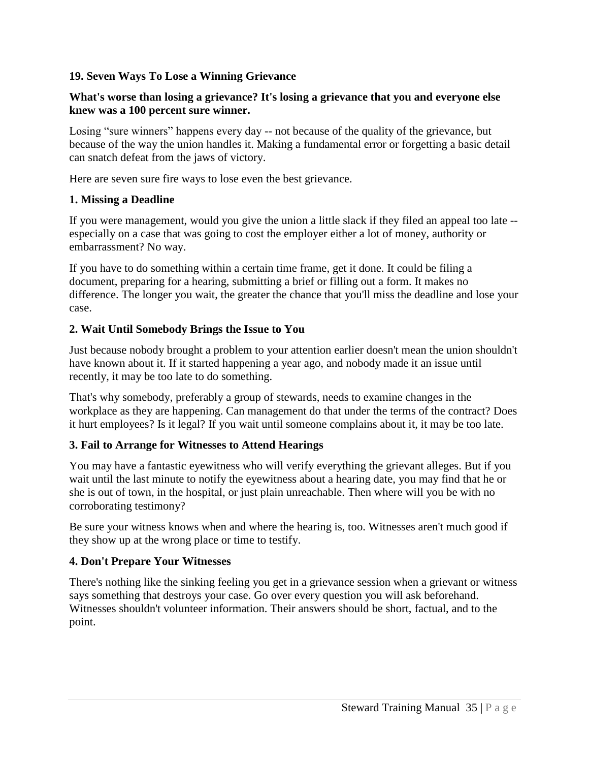## 19. Seven Ways To Lose a Winning Grievance

**What's worse than losing a grievance? It's losing a grievance that you and everyone else knew was a 100 percent sure winner.**

Losing "sure winners" happens every day -- not because of the quality of the grievance, but because of the way the union handles it. Making a fundamental error or forgetting a basic detail can snatch defeat from the jaws of victory.

Here are seven sure fire ways to lose even the best grievance.

### 1. Missing a Deadline

If you were management, would you give the union a little slack if they filed an appeal too late -- especially on a case that was going to cost the employer either a lot of money, authority or embarrassment? No way.

If you have to do something within a certain time frame, get it done. It could be filing a document, preparing for a hearing, submitting a brief or filling out a form. It makes no difference. The longer you wait, the greater the chance that you'll miss the deadline and lose your case.

### 2. Wait Until Somebody Brings the Issue to You

Just because nobody brought a problem to your attention earlier doesn't mean the union shouldn't have known about it. If it started happening a year ago, and nobody made it an issue until recently, it may be too late to do something.

That's why somebody, preferably a group of stewards, needs to examine changes in the workplace as they are happening. Can management do that under the terms of the contract? Does it hurt employees? Is it legal? If you wait until someone complains about it, it may be too late.

### 3. Fail to Arrange for Witnesses to Attend Hearings

You may have a fantastic eyewitness who will verify everything the grievant alleges. But if you wait until the last minute to notify the eyewitness about a hearing date, you may find that he or she is out of town, in the hospital, or just plain unreachable. Then where will you be with no corroborating testimony?

Be sure your witness knows when and where the hearing is, too. Witnesses aren't much good if they show up at the wrong place or time to testify.

### 4. Don't Prepare Your Witnesses

There's nothing like the sinking feeling you get in a grievance session when a grievant or witness says something that destroys your case. Go over every question you will ask beforehand. Witnesses shouldn't volunteer information. Their answers should be short, factual, and to the point.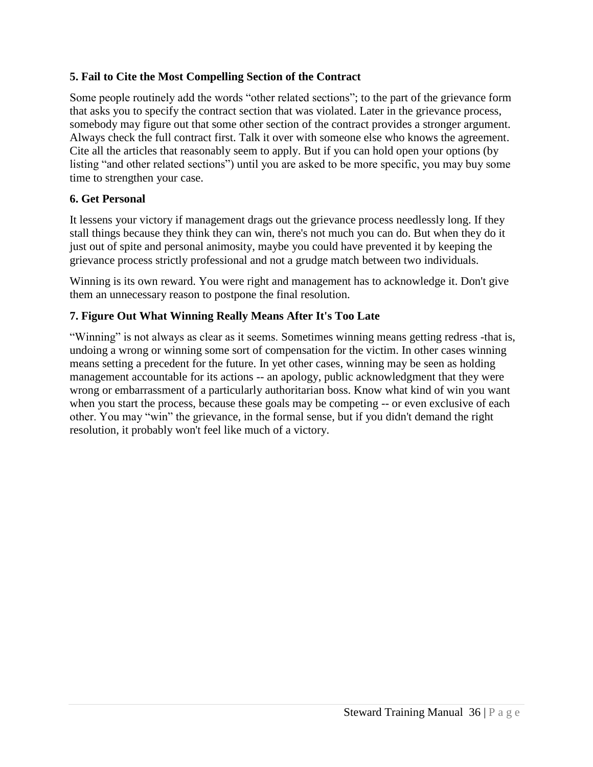**5. Fail to Cite the Most Compelling Section of the Contract**

Some people routinely add the words "other related sections"; to the part of the grievance form that asks you to specify the contract section that was violated. Later in the grievance process, somebody may figure out that some other section of the contract provides a stronger argument. Always check the full contract first. Talk it over with someone else who knows the agreement. Cite all the articles that reasonably seem to apply. But if you can hold open your options (by listing "and other related sections") until you are asked to be more specific, you may buy some time to strengthen your case.

**6. Get Personal**

It lessens your victory if management drags out the grievance process needlessly long. If they stall things because they think they can win, there's not much you can do. But when they do it just out of spite and personal animosity, maybe you could have prevented it by keeping the grievance process strictly professional and not a grudge match between two individuals.

Winning is its own reward. You were right and management has to acknowledge it. Don't give them an unnecessary reason to postpone the final resolution.

**7. Figure Out What Winning Really Means After It's Too Late**

"Winning" is not always as clear as it seems. Sometimes winning means getting redress -that is, undoing a wrong or winning some sort of compensation for the victim. In other cases winning means setting a precedent for the future. In yet other cases, winning may be seen as holding management accountable for its actions -- an apology, public acknowledgment that they were wrong or embarrassment of a particularly authoritarian boss. Know what kind of win you want when you start the process, because these goals may be competing -- or even exclusive of each other. You may "win" the grievance, in the formal sense, but if you didn't demand the right resolution, it probably won't feel like much of a victory.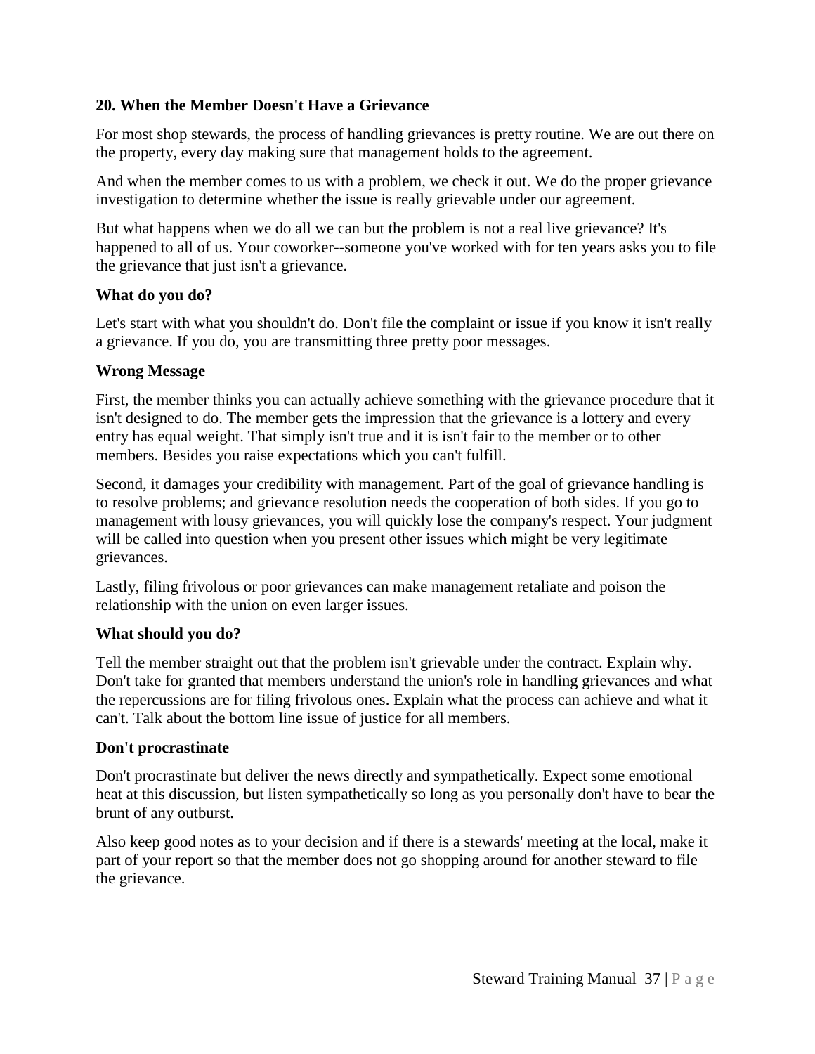### 20. When the Member Doesn't Have a Grievance

For most shop stewards, the process of handling grievances is pretty routine. We are out there on the property, every day making sure that management holds to the agreement.

And when the member comes to us with a problem, we check it out. We do the proper grievance investigation to determine whether the issue is really grievable under our agreement.

But what happens when we do all we can but the problem is not a real live grievance? It's happened to all of us. Your coworker--someone you've worked with for ten years asks you to file the grievance that just isn't a grievance.

**What do you do?**

Let's start with what you shouldn't do. Don't file the complaint or issue if you know it isn't really a grievance. If you do, you are transmitting three pretty poor messages.

**Wrong Message**

First, the member thinks you can actually achieve something with the grievance procedure that it isn't designed to do. The member gets the impression that the grievance is a lottery and every entry has equal weight. That simply isn't true and it is isn't fair to the member or to other members. Besides you raise expectations which you can't fulfill.

Second, it damages your credibility with management. Part of the goal of grievance handling is to resolve problems; and grievance resolution needs the cooperation of both sides. If you go to management with lousy grievances, you will quickly lose the company's respect. Your judgment will be called into question when you present other issues which might be very legitimate grievances.

Lastly, filing frivolous or poor grievances can make management retaliate and poison the relationship with the union on even larger issues.

**What should you do?**

Tell the member straight out that the problem isn't grievable under the contract. Explain why. Don't take for granted that members understand the union's role in handling grievances and what the repercussions are for filing frivolous ones. Explain what the process can achieve and what it can't. Talk about the bottom line issue of justice for all members.

**Don't procrastinate**

Don't procrastinate but deliver the news directly and sympathetically. Expect some emotional heat at this discussion, but listen sympathetically so long as you personally don't have to bear the brunt of any outburst.

Also keep good notes as to your decision and if there is a stewards' meeting at the local, make it part of your report so that the member does not go shopping around for another steward to file the grievance.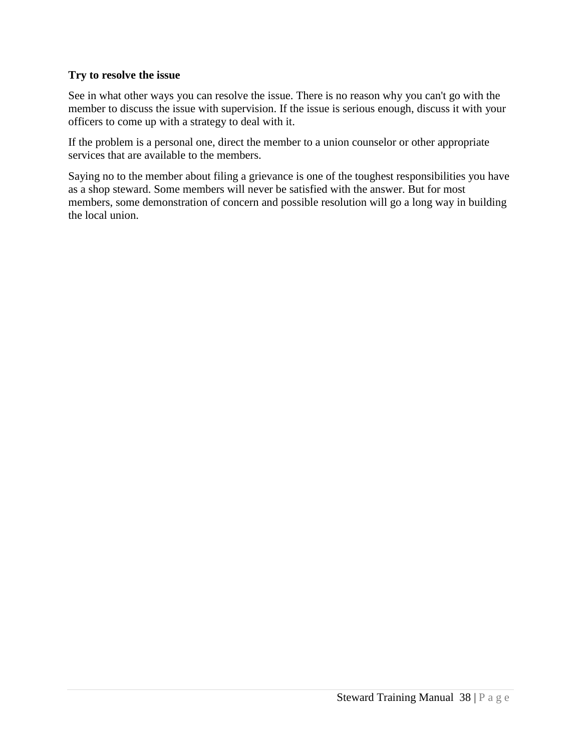**Try to resolve the issue**

See in what other ways you can resolve the issue. There is no reason why you can't go with the member to discuss the issue with supervision. If the issue is serious enough, discuss it with your officers to come up with a strategy to deal with it.

If the problem is a personal one, direct the member to a union counselor or other appropriate services that are available to the members.

Saying no to the member about filing a grievance is one of the toughest responsibilities you have as a shop steward. Some members will never be satisfied with the answer. But for most members, some demonstration of concern and possible resolution will go a long way in building the local union.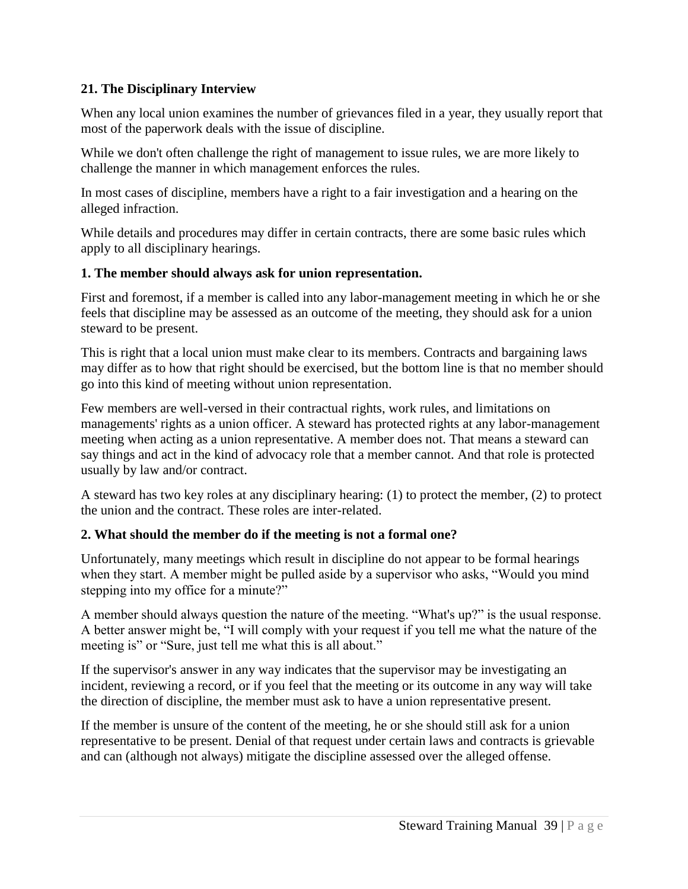## 21. The Disciplinary Interview

When any local union examines the number of grievances filed in a year, they usually report that most of the paperwork deals with the issue of discipline.

While we don't often challenge the right of management to issue rules, we are more likely to challenge the manner in which management enforces the rules.

In most cases of discipline, members have a right to a fair investigation and a hearing on the alleged infraction.

While details and procedures may differ in certain contracts, there are some basic rules which apply to all disciplinary hearings.

### 1. The member should always ask for union representation.

First and foremost, if a member is called into any labor-management meeting in which he or she feels that discipline may be assessed as an outcome of the meeting, they should ask for a union steward to be present.

This is right that a local union must make clear to its members. Contracts and bargaining laws may differ as to how that right should be exercised, but the bottom line is that no member should go into this kind of meeting without union representation.

Few members are well-versed in their contractual rights, work rules, and limitations on managements' rights as a union officer. A steward has protected rights at any labor-management meeting when acting as a union representative. A member does not. That means a steward can say things and act in the kind of advocacy role that a member cannot. And that role is protected usually by law and/or contract.

A steward has two key roles at any disciplinary hearing: (1) to protect the member, (2) to protect the union and the contract. These roles are inter-related.

### 2. What should the member do if the meeting is not a formal one?

Unfortunately, many meetings which result in discipline do not appear to be formal hearings when they start. A member might be pulled aside by a supervisor who asks, "Would you mind stepping into my office for a minute?"

A member should always question the nature of the meeting. "What's up?" is the usual response. A better answer might be, "I will comply with your request if you tell me what the nature of the meeting is" or "Sure, just tell me what this is all about."

If the supervisor's answer in any way indicates that the supervisor may be investigating an incident, reviewing a record, or if you feel that the meeting or its outcome in any way will take the direction of discipline, the member must ask to have a union representative present.

If the member is unsure of the content of the meeting, he or she should still ask for a union representative to be present. Denial of that request under certain laws and contracts is grievable and can (although not always) mitigate the discipline assessed over the alleged offense.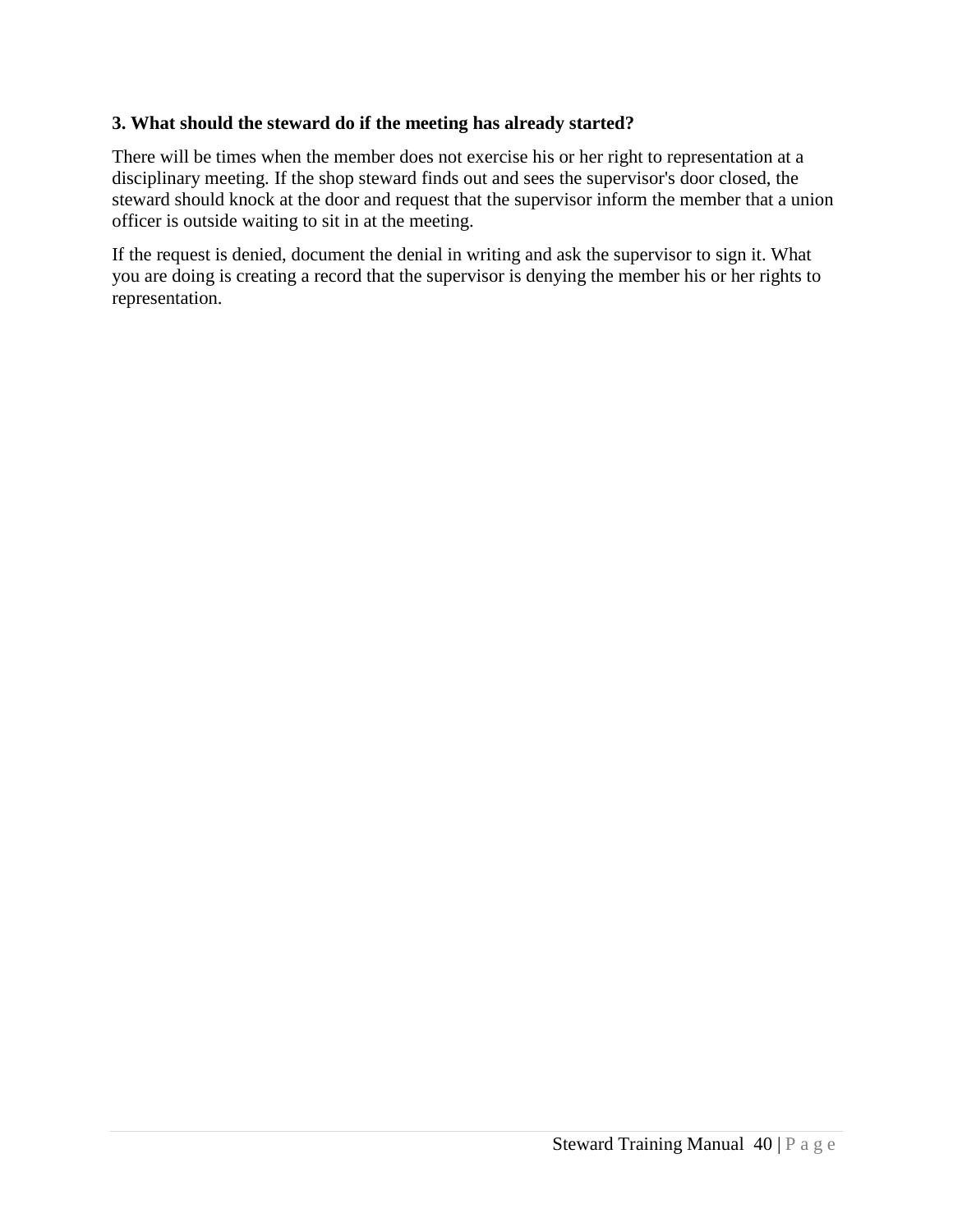**3. What should the steward do if the meeting has already started?**

There will be times when the member does not exercise his or her right to representation at a disciplinary meeting. If the shop steward finds out and sees the supervisor's door closed, the steward should knock at the door and request that the supervisor inform the member that a union officer is outside waiting to sit in at the meeting.

If the request is denied, document the denial in writing and ask the supervisor to sign it. What you are doing is creating a record that the supervisor is denying the member his or her rights to representation.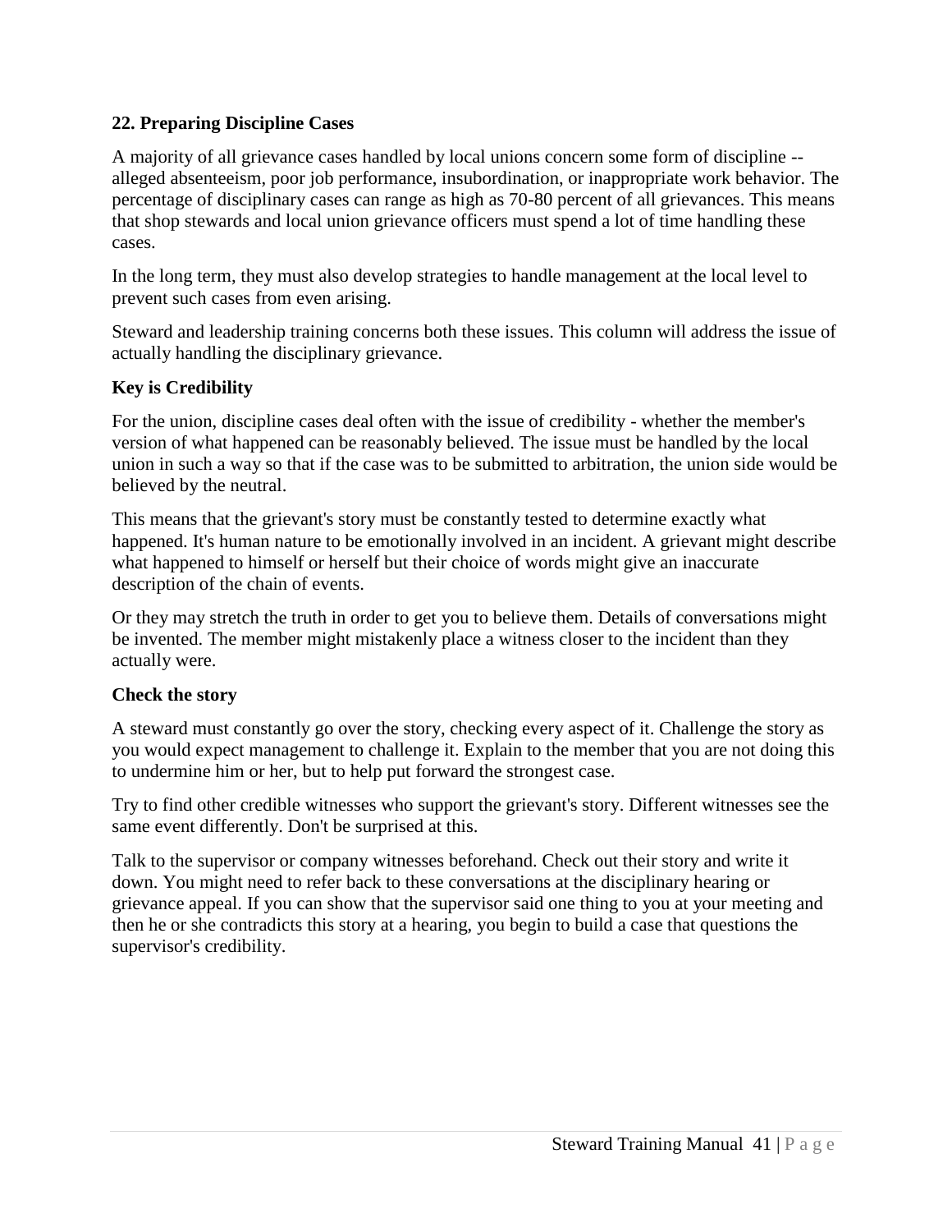## 22. Preparing Discipline Cases

A majority of all grievance cases handled by local unions concern some form of discipline -- alleged absenteeism, poor job performance, insubordination, or inappropriate work behavior. The percentage of disciplinary cases can range as high as 70-80 percent of all grievances. This means that shop stewards and local union grievance officers must spend a lot of time handling these cases.

In the long term, they must also develop strategies to handle management at the local level to prevent such cases from even arising.

Steward and leadership training concerns both these issues. This column will address the issue of actually handling the disciplinary grievance.

### Key is Credibility

For the union, discipline cases deal often with the issue of credibility - whether the member's version of what happened can be reasonably believed. The issue must be handled by the local union in such a way so that if the case was to be submitted to arbitration, the union side would be believed by the neutral.

This means that the grievant's story must be constantly tested to determine exactly what happened. It's human nature to be emotionally involved in an incident. A grievant might describe what happened to himself or herself but their choice of words might give an inaccurate description of the chain of events.

Or they may stretch the truth in order to get you to believe them. Details of conversations might be invented. The member might mistakenly place a witness closer to the incident than they actually were.

### Check the story

A steward must constantly go over the story, checking every aspect of it. Challenge the story as you would expect management to challenge it. Explain to the member that you are not doing this to undermine him or her, but to help put forward the strongest case.

Try to find other credible witnesses who support the grievant's story. Different witnesses see the same event differently. Don't be surprised at this.

Talk to the supervisor or company witnesses beforehand. Check out their story and write it down. You might need to refer back to these conversations at the disciplinary hearing or grievance appeal. If you can show that the supervisor said one thing to you at your meeting and then he or she contradicts this story at a hearing, you begin to build a case that questions the supervisor's credibility.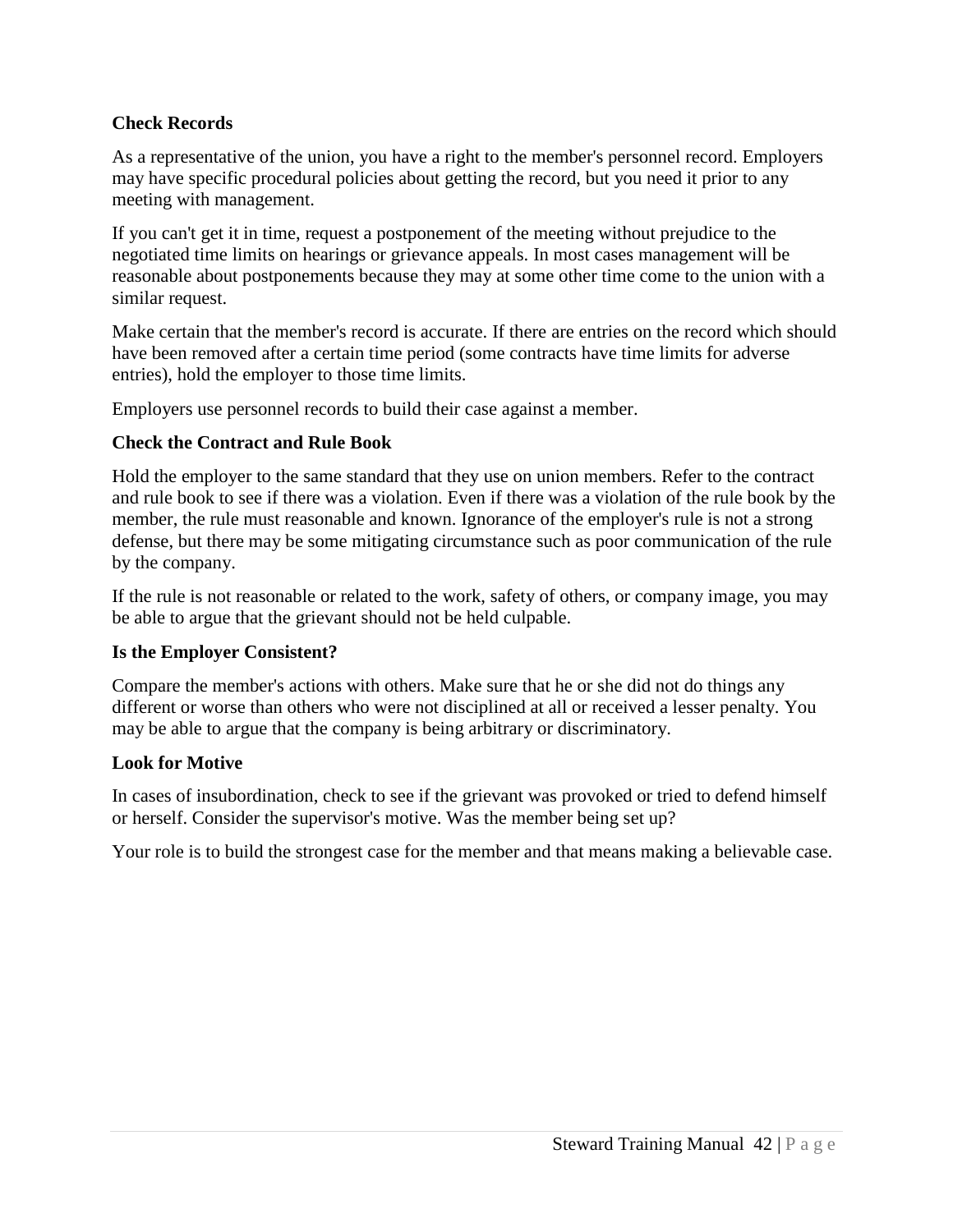**Check Records**

As a representative of the union, you have a right to the member's personnel record. Employers may have specific procedural policies about getting the record, but you need it prior to any meeting with management.

If you can't get it in time, request a postponement of the meeting without prejudice to the negotiated time limits on hearings or grievance appeals. In most cases management will be reasonable about postponements because they may at some other time come to the union with a similar request.

Make certain that the member's record is accurate. If there are entries on the record which should have been removed after a certain time period (some contracts have time limits for adverse entries), hold the employer to those time limits.

Employers use personnel records to build their case against a member.

**Check the Contract and Rule Book**

Hold the employer to the same standard that they use on union members. Refer to the contract and rule book to see if there was a violation. Even if there was a violation of the rule book by the member, the rule must reasonable and known. Ignorance of the employer's rule is not a strong defense, but there may be some mitigating circumstance such as poor communication of the rule by the company.

If the rule is not reasonable or related to the work, safety of others, or company image, you may be able to argue that the grievant should not be held culpable.

**Is the Employer Consistent?**

Compare the member's actions with others. Make sure that he or she did not do things any different or worse than others who were not disciplined at all or received a lesser penalty. You may be able to argue that the company is being arbitrary or discriminatory.

**Look for Motive**

In cases of insubordination, check to see if the grievant was provoked or tried to defend himself or herself. Consider the supervisor's motive. Was the member being set up?

Your role is to build the strongest case for the member and that means making a believable case.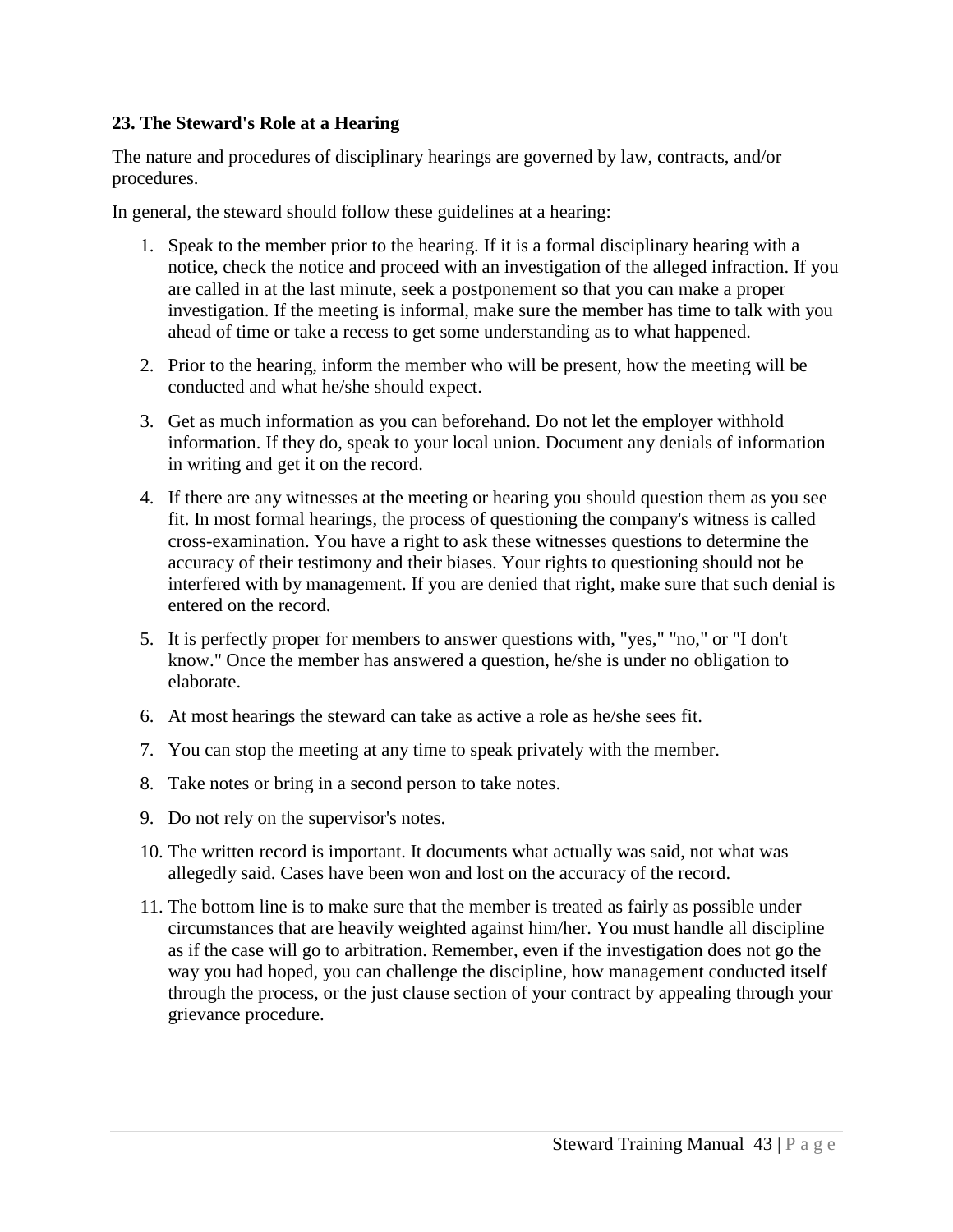## 23. The Steward's Role at a Hearing

The nature and procedures of disciplinary hearings are governed by law, contracts, and/or procedures.

In general, the steward should follow these guidelines at a hearing:

1. Speak to the member prior to the hearing. If it is a formal disciplinary hearing with a notice, check the notice and proceed with an investigation of the alleged infraction. If you are called in at the last minute, seek a postponement so that you can make a proper investigation. If the meeting is informal, make sure the member has time to talk with you ahead of time or take a recess to get some understanding as to what happened.

2. Prior to the hearing, inform the member who will be present, how the meeting will be conducted and what he/she should expect.

3. Get as much information as you can beforehand. Do not let the employer withhold information. If they do, speak to your local union. Document any denials of information in writing and get it on the record.

4. If there are any witnesses at the meeting or hearing you should question them as you see fit. In most formal hearings, the process of questioning the company's witness is called cross-examination. You have a right to ask these witnesses questions to determine the accuracy of their testimony and their biases. Your rights to questioning should not be interfered with by management. If you are denied that right, make sure that such denial is entered on the record.

5. It is perfectly proper for members to answer questions with, "yes," "no," or "I don't know." Once the member has answered a question, he/she is under no obligation to elaborate.

6. At most hearings the steward can take as active a role as he/she sees fit.

7. You can stop the meeting at any time to speak privately with the member.

8. Take notes or bring in a second person to take notes.

9. Do not rely on the supervisor's notes.

10. The written record is important. It documents what actually was said, not what was allegedly said. Cases have been won and lost on the accuracy of the record.

11. The bottom line is to make sure that the member is treated as fairly as possible under circumstances that are heavily weighted against him/her. You must handle all discipline as if the case will go to arbitration. Remember, even if the investigation does not go the way you had hoped, you can challenge the discipline, how management conducted itself through the process, or the just clause section of your contract by appealing through your grievance procedure.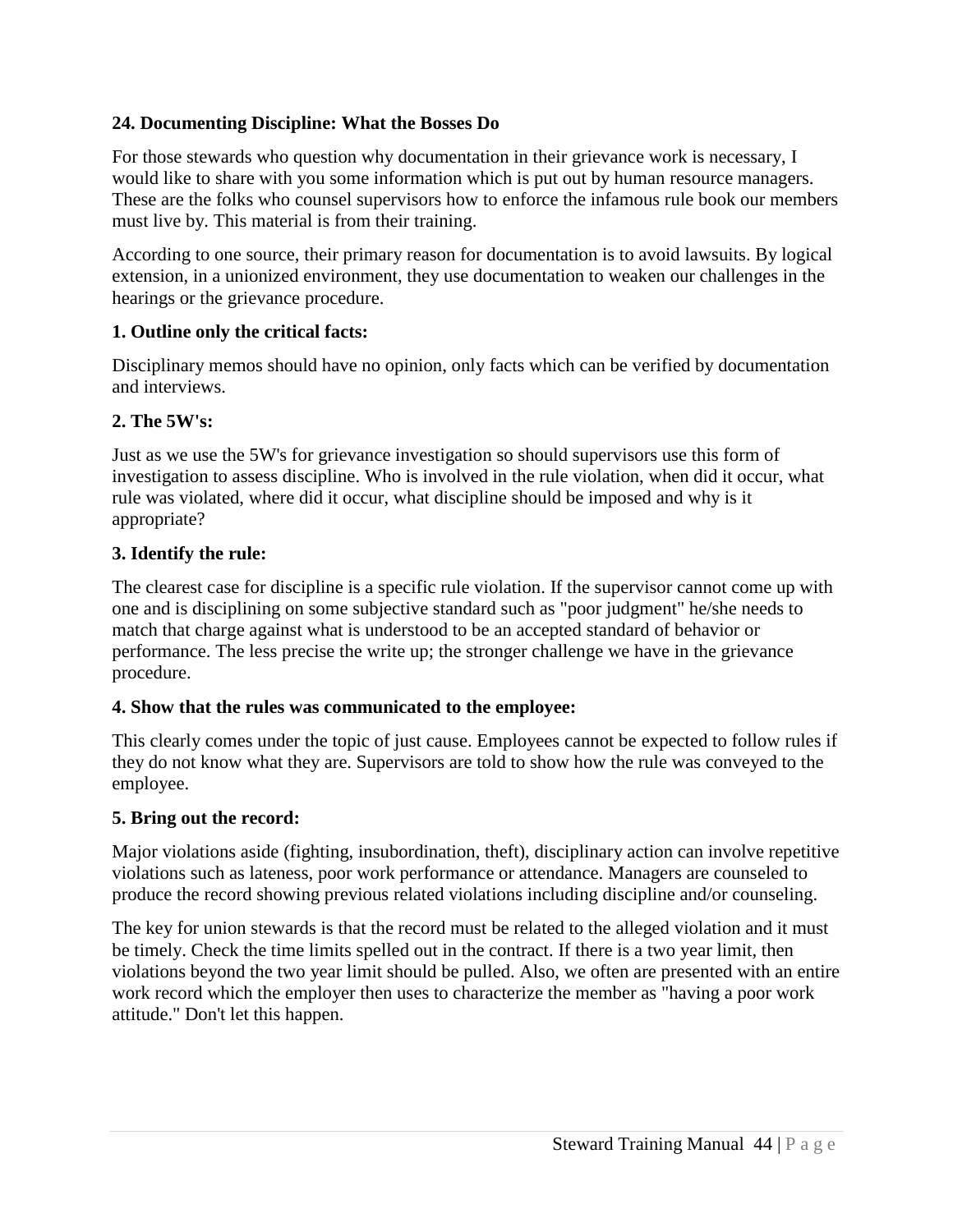## 24. Documenting Discipline: What the Bosses Do

For those stewards who question why documentation in their grievance work is necessary, I would like to share with you some information which is put out by human resource managers. These are the folks who counsel supervisors how to enforce the infamous rule book our members must live by. This material is from their training.

According to one source, their primary reason for documentation is to avoid lawsuits. By logical extension, in a unionized environment, they use documentation to weaken our challenges in the hearings or the grievance procedure.

### 1. Outline only the critical facts:

Disciplinary memos should have no opinion, only facts which can be verified by documentation and interviews.

### 2. The 5W's:

Just as we use the 5W's for grievance investigation so should supervisors use this form of investigation to assess discipline. Who is involved in the rule violation, when did it occur, what rule was violated, where did it occur, what discipline should be imposed and why is it appropriate?

### 3. Identify the rule:

The clearest case for discipline is a specific rule violation. If the supervisor cannot come up with one and is disciplining on some subjective standard such as "poor judgment" he/she needs to match that charge against what is understood to be an accepted standard of behavior or performance. The less precise the write up; the stronger challenge we have in the grievance procedure.

### 4. Show that the rules was communicated to the employee:

This clearly comes under the topic of just cause. Employees cannot be expected to follow rules if they do not know what they are. Supervisors are told to show how the rule was conveyed to the employee.

### 5. Bring out the record:

Major violations aside (fighting, insubordination, theft), disciplinary action can involve repetitive violations such as lateness, poor work performance or attendance. Managers are counseled to produce the record showing previous related violations including discipline and/or counseling.

The key for union stewards is that the record must be related to the alleged violation and it must be timely. Check the time limits spelled out in the contract. If there is a two year limit, then violations beyond the two year limit should be pulled. Also, we often are presented with an entire work record which the employer then uses to characterize the member as "having a poor work attitude." Don't let this happen.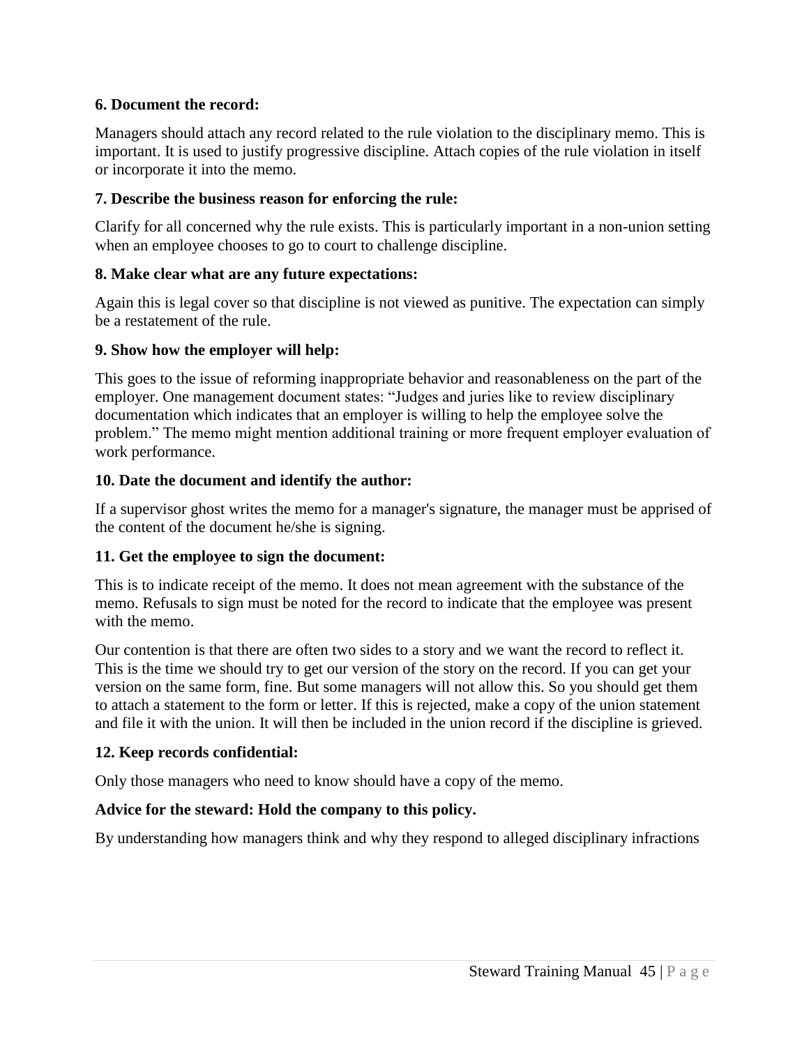**6. Document the record:**

Managers should attach any record related to the rule violation to the disciplinary memo. This is important. It is used to justify progressive discipline. Attach copies of the rule violation in itself or incorporate it into the memo.

**7. Describe the business reason for enforcing the rule:**

Clarify for all concerned why the rule exists. This is particularly important in a non-union setting when an employee chooses to go to court to challenge discipline.

**8. Make clear what are any future expectations:**

Again this is legal cover so that discipline is not viewed as punitive. The expectation can simply be a restatement of the rule.

**9. Show how the employer will help:**

This goes to the issue of reforming inappropriate behavior and reasonableness on the part of the employer. One management document states: "Judges and juries like to review disciplinary documentation which indicates that an employer is willing to help the employee solve the problem." The memo might mention additional training or more frequent employer evaluation of work performance.

**10. Date the document and identify the author:**

If a supervisor ghost writes the memo for a manager's signature, the manager must be apprised of the content of the document he/she is signing.

**11. Get the employee to sign the document:**

This is to indicate receipt of the memo. It does not mean agreement with the substance of the memo. Refusals to sign must be noted for the record to indicate that the employee was present with the memo.

Our contention is that there are often two sides to a story and we want the record to reflect it. This is the time we should try to get our version of the story on the record. If you can get your version on the same form, fine. But some managers will not allow this. So you should get them to attach a statement to the form or letter. If this is rejected, make a copy of the union statement and file it with the union. It will then be included in the union record if the discipline is grieved.

**12. Keep records confidential:**

Only those managers who need to know should have a copy of the memo.

**Advice for the steward: Hold the company to this policy.**

By understanding how managers think and why they respond to alleged disciplinary infractions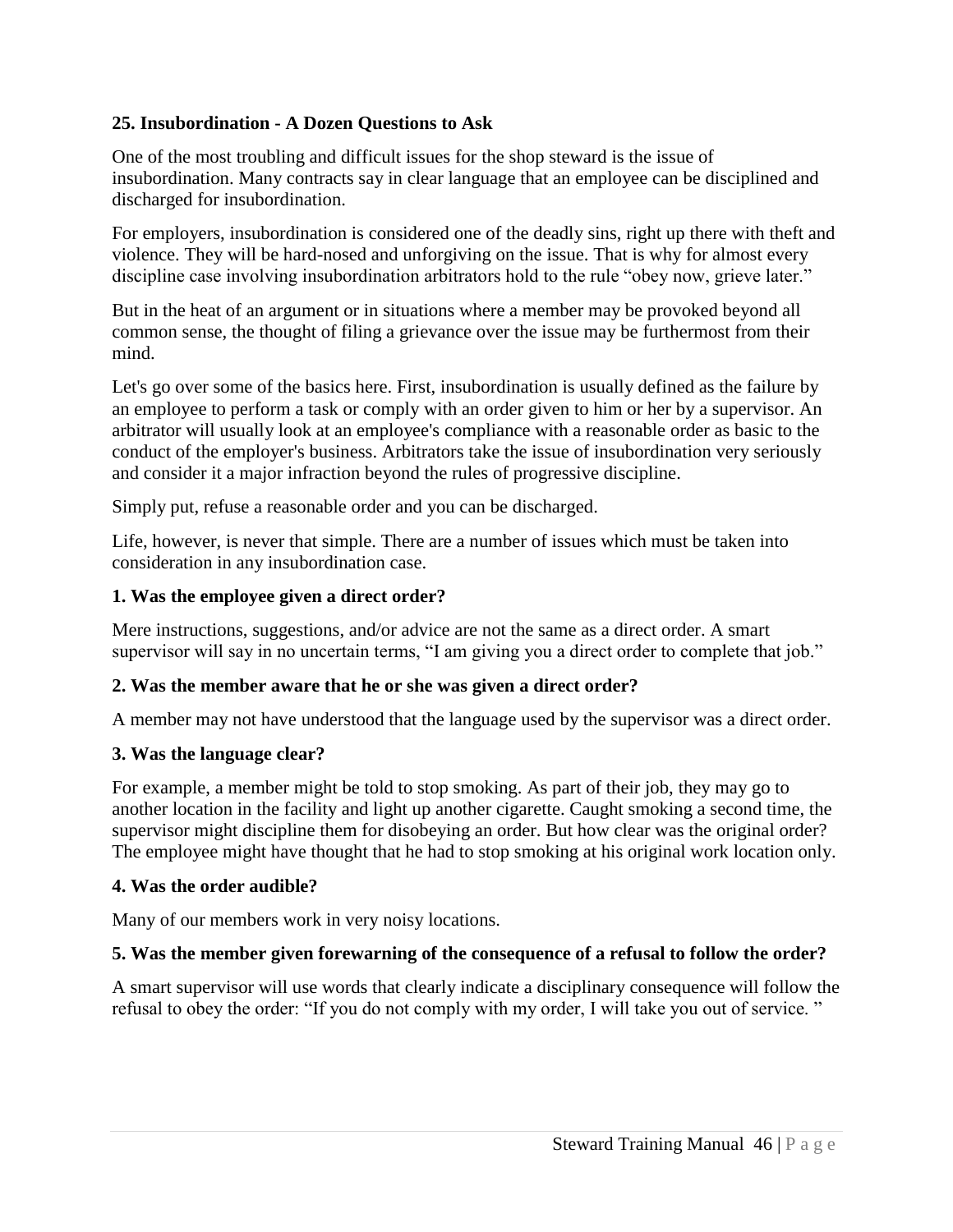## 25. Insubordination - A Dozen Questions to Ask

One of the most troubling and difficult issues for the shop steward is the issue of insubordination. Many contracts say in clear language that an employee can be disciplined and discharged for insubordination.

For employers, insubordination is considered one of the deadly sins, right up there with theft and violence. They will be hard-nosed and unforgiving on the issue. That is why for almost every discipline case involving insubordination arbitrators hold to the rule "obey now, grieve later."

But in the heat of an argument or in situations where a member may be provoked beyond all common sense, the thought of filing a grievance over the issue may be furthermost from their mind.

Let's go over some of the basics here. First, insubordination is usually defined as the failure by an employee to perform a task or comply with an order given to him or her by a supervisor. An arbitrator will usually look at an employee's compliance with a reasonable order as basic to the conduct of the employer's business. Arbitrators take the issue of insubordination very seriously and consider it a major infraction beyond the rules of progressive discipline.

Simply put, refuse a reasonable order and you can be discharged.

Life, however, is never that simple. There are a number of issues which must be taken into consideration in any insubordination case.

### 1. Was the employee given a direct order?

Mere instructions, suggestions, and/or advice are not the same as a direct order. A smart supervisor will say in no uncertain terms, "I am giving you a direct order to complete that job."

### 2. Was the member aware that he or she was given a direct order?

A member may not have understood that the language used by the supervisor was a direct order.

### 3. Was the language clear?

For example, a member might be told to stop smoking. As part of their job, they may go to another location in the facility and light up another cigarette. Caught smoking a second time, the supervisor might discipline them for disobeying an order. But how clear was the original order? The employee might have thought that he had to stop smoking at his original work location only.

### 4. Was the order audible?

Many of our members work in very noisy locations.

### 5. Was the member given forewarning of the consequence of a refusal to follow the order?

A smart supervisor will use words that clearly indicate a disciplinary consequence will follow the refusal to obey the order: "If you do not comply with my order, I will take you out of service."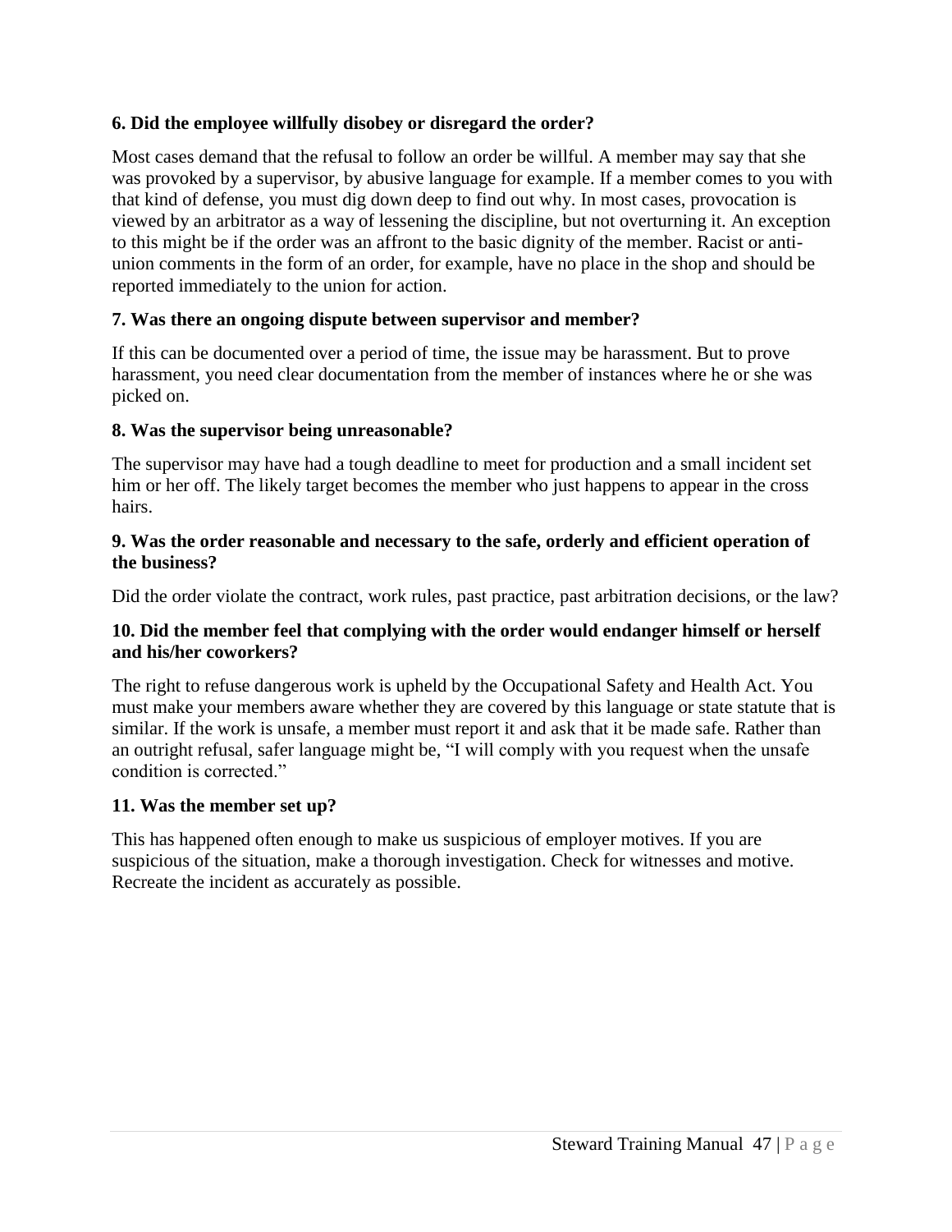**6. Did the employee willfully disobey or disregard the order?**

Most cases demand that the refusal to follow an order be willful. A member may say that she was provoked by a supervisor, by abusive language for example. If a member comes to you with that kind of defense, you must dig down deep to find out why. In most cases, provocation is viewed by an arbitrator as a way of lessening the discipline, but not overturning it. An exception to this might be if the order was an affront to the basic dignity of the member. Racist or anti-union comments in the form of an order, for example, have no place in the shop and should be reported immediately to the union for action.

**7. Was there an ongoing dispute between supervisor and member?**

If this can be documented over a period of time, the issue may be harassment. But to prove harassment, you need clear documentation from the member of instances where he or she was picked on.

**8. Was the supervisor being unreasonable?**

The supervisor may have had a tough deadline to meet for production and a small incident set him or her off. The likely target becomes the member who just happens to appear in the cross hairs.

**9. Was the order reasonable and necessary to the safe, orderly and efficient operation of the business?**

Did the order violate the contract, work rules, past practice, past arbitration decisions, or the law?

**10. Did the member feel that complying with the order would endanger himself or herself and his/her coworkers?**

The right to refuse dangerous work is upheld by the Occupational Safety and Health Act. You must make your members aware whether they are covered by this language or state statute that is similar. If the work is unsafe, a member must report it and ask that it be made safe. Rather than an outright refusal, safer language might be, "I will comply with you request when the unsafe condition is corrected."

**11. Was the member set up?**

This has happened often enough to make us suspicious of employer motives. If you are suspicious of the situation, make a thorough investigation. Check for witnesses and motive. Recreate the incident as accurately as possible.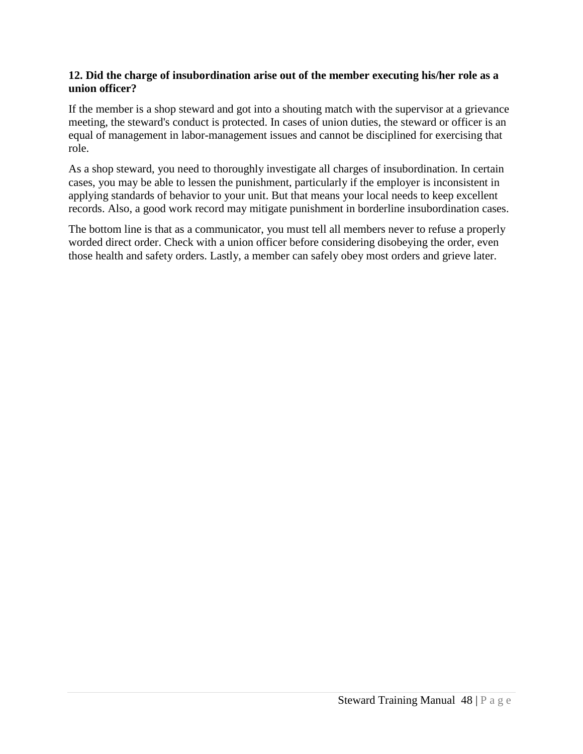**12. Did the charge of insubordination arise out of the member executing his/her role as a union officer?**

If the member is a shop steward and got into a shouting match with the supervisor at a grievance meeting, the steward's conduct is protected. In cases of union duties, the steward or officer is an equal of management in labor-management issues and cannot be disciplined for exercising that role.

As a shop steward, you need to thoroughly investigate all charges of insubordination. In certain cases, you may be able to lessen the punishment, particularly if the employer is inconsistent in applying standards of behavior to your unit. But that means your local needs to keep excellent records. Also, a good work record may mitigate punishment in borderline insubordination cases.

The bottom line is that as a communicator, you must tell all members never to refuse a properly worded direct order. Check with a union officer before considering disobeying the order, even those health and safety orders. Lastly, a member can safely obey most orders and grieve later.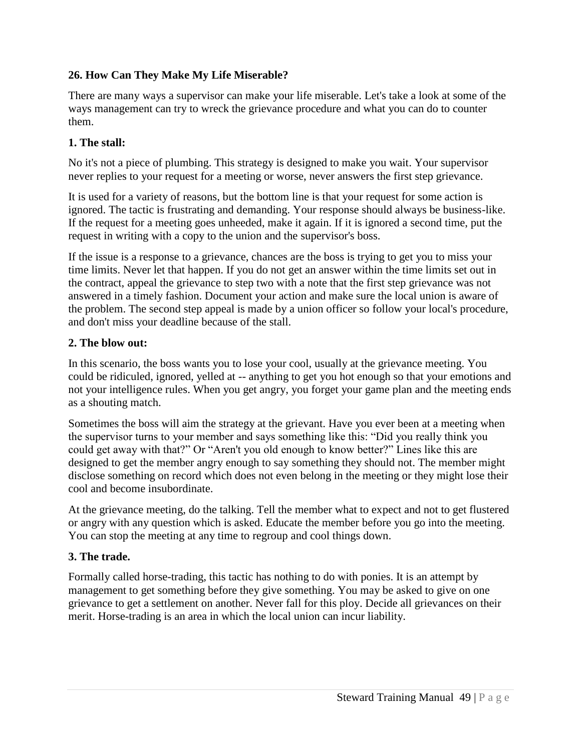## 26. How Can They Make My Life Miserable?

There are many ways a supervisor can make your life miserable. Let's take a look at some of the ways management can try to wreck the grievance procedure and what you can do to counter them.

### 1. The stall:

No it's not a piece of plumbing. This strategy is designed to make you wait. Your supervisor never replies to your request for a meeting or worse, never answers the first step grievance.

It is used for a variety of reasons, but the bottom line is that your request for some action is ignored. The tactic is frustrating and demanding. Your response should always be business-like. If the request for a meeting goes unheeded, make it again. If it is ignored a second time, put the request in writing with a copy to the union and the supervisor's boss.

If the issue is a response to a grievance, chances are the boss is trying to get you to miss your time limits. Never let that happen. If you do not get an answer within the time limits set out in the contract, appeal the grievance to step two with a note that the first step grievance was not answered in a timely fashion. Document your action and make sure the local union is aware of the problem. The second step appeal is made by a union officer so follow your local's procedure, and don't miss your deadline because of the stall.

### 2. The blow out:

In this scenario, the boss wants you to lose your cool, usually at the grievance meeting. You could be ridiculed, ignored, yelled at -- anything to get you hot enough so that your emotions and not your intelligence rules. When you get angry, you forget your game plan and the meeting ends as a shouting match.

Sometimes the boss will aim the strategy at the grievant. Have you ever been at a meeting when the supervisor turns to your member and says something like this: "Did you really think you could get away with that?" Or "Aren't you old enough to know better?" Lines like this are designed to get the member angry enough to say something they should not. The member might disclose something on record which does not even belong in the meeting or they might lose their cool and become insubordinate.

At the grievance meeting, do the talking. Tell the member what to expect and not to get flustered or angry with any question which is asked. Educate the member before you go into the meeting. You can stop the meeting at any time to regroup and cool things down.

### 3. The trade.

Formally called horse-trading, this tactic has nothing to do with ponies. It is an attempt by management to get something before they give something. You may be asked to give on one grievance to get a settlement on another. Never fall for this ploy. Decide all grievances on their merit. Horse-trading is an area in which the local union can incur liability.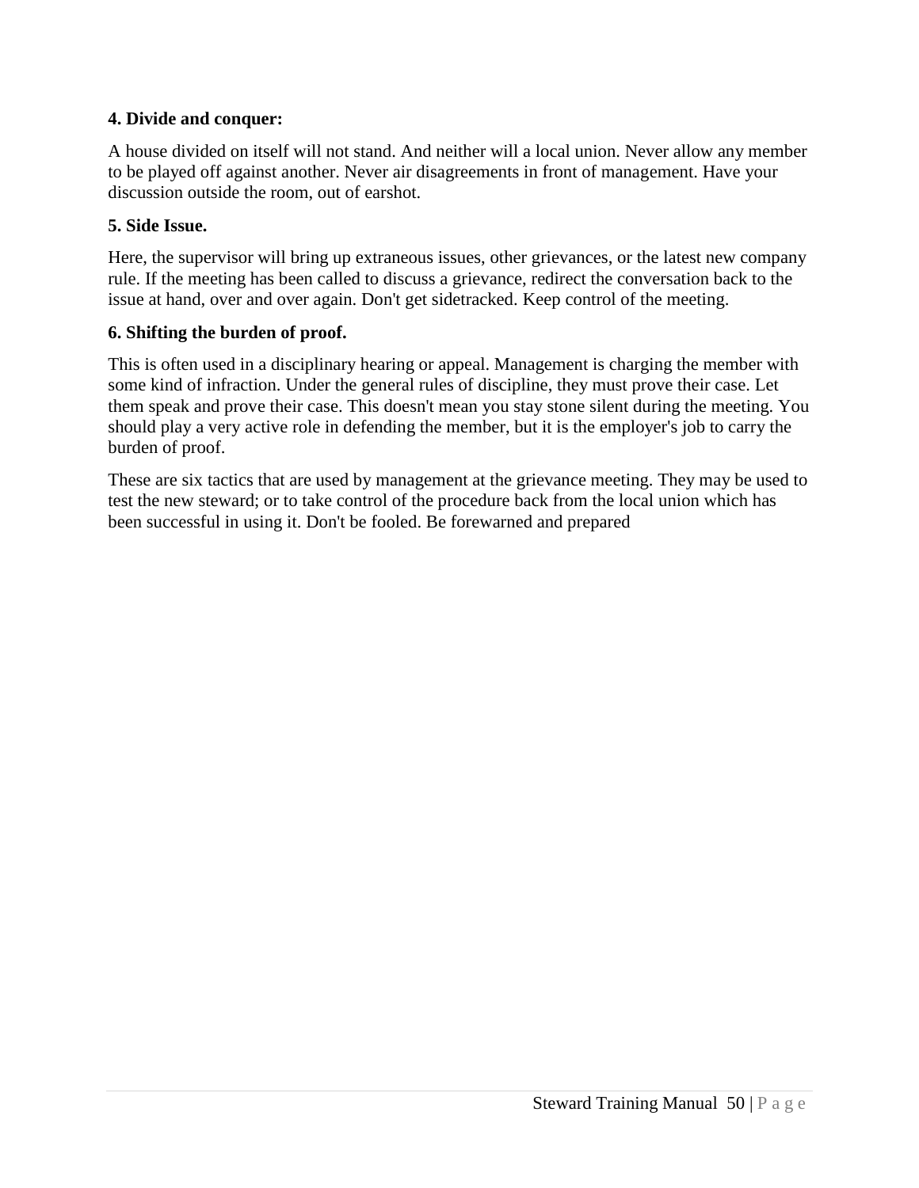**4. Divide and conquer:**

A house divided on itself will not stand. And neither will a local union. Never allow any member to be played off against another. Never air disagreements in front of management. Have your discussion outside the room, out of earshot.

**5. Side Issue.**

Here, the supervisor will bring up extraneous issues, other grievances, or the latest new company rule. If the meeting has been called to discuss a grievance, redirect the conversation back to the issue at hand, over and over again. Don't get sidetracked. Keep control of the meeting.

**6. Shifting the burden of proof.**

This is often used in a disciplinary hearing or appeal. Management is charging the member with some kind of infraction. Under the general rules of discipline, they must prove their case. Let them speak and prove their case. This doesn't mean you stay stone silent during the meeting. You should play a very active role in defending the member, but it is the employer's job to carry the burden of proof.

These are six tactics that are used by management at the grievance meeting. They may be used to test the new steward; or to take control of the procedure back from the local union which has been successful in using it. Don't be fooled. Be forewarned and prepared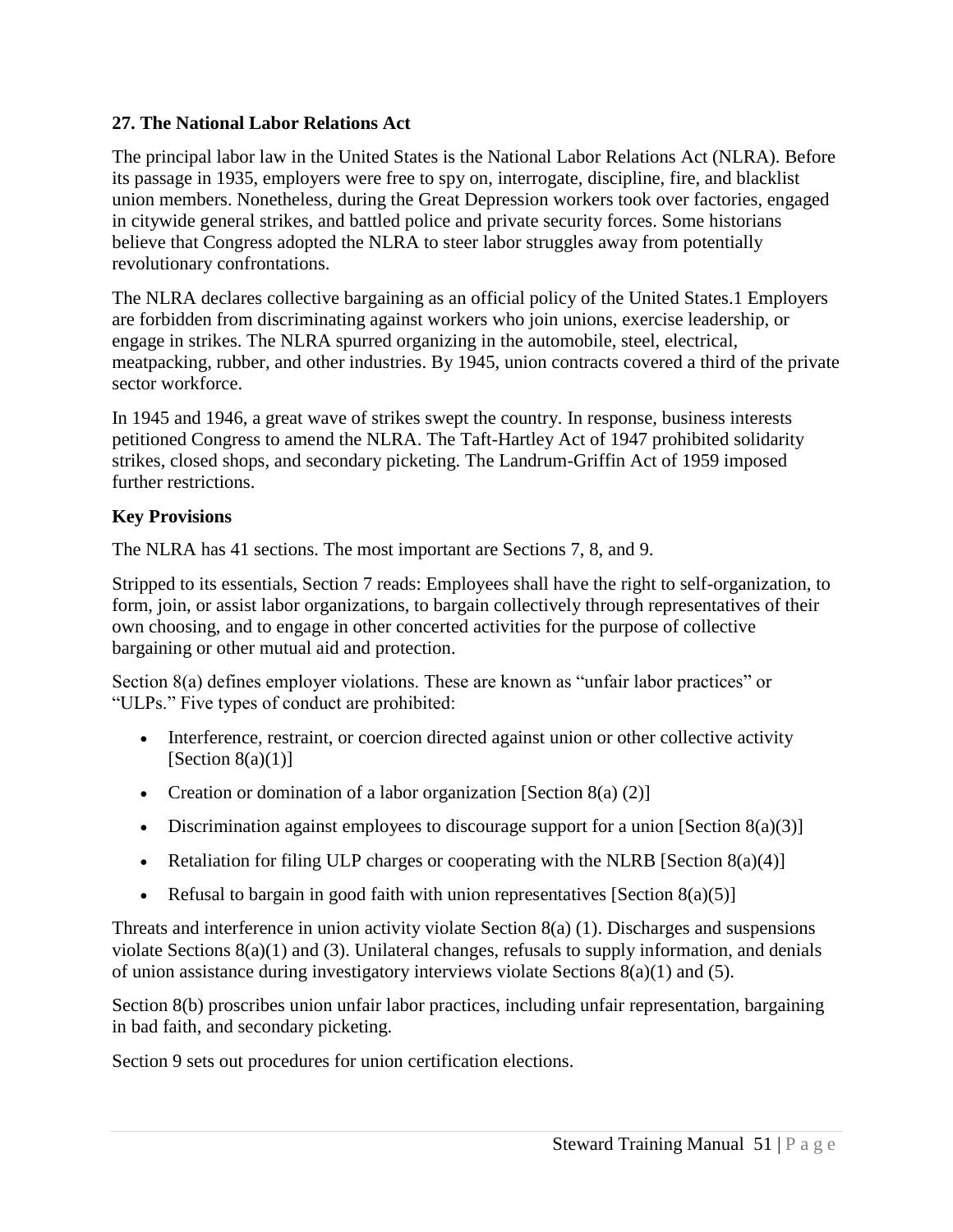### 27. The National Labor Relations Act

The principal labor law in the United States is the National Labor Relations Act (NLRA). Before its passage in 1935, employers were free to spy on, interrogate, discipline, fire, and blacklist union members. Nonetheless, during the Great Depression workers took over factories, engaged in citywide general strikes, and battled police and private security forces. Some historians believe that Congress adopted the NLRA to steer labor struggles away from potentially revolutionary confrontations.

The NLRA declares collective bargaining as an official policy of the United States.[1] Employers are forbidden from discriminating against workers who join unions, exercise leadership, or engage in strikes. The NLRA spurred organizing in the automobile, steel, electrical, meatpacking, rubber, and other industries. By 1945, union contracts covered a third of the private sector workforce.

In 1945 and 1946, a great wave of strikes swept the country. In response, business interests petitioned Congress to amend the NLRA. The Taft-Hartley Act of 1947 prohibited solidarity strikes, closed shops, and secondary picketing. The Landrum-Griffin Act of 1959 imposed further restrictions.

**Key Provisions**

The NLRA has 41 sections. The most important are Sections 7, 8, and 9.

Stripped to its essentials, Section 7 reads: Employees shall have the right to self-organization, to form, join, or assist labor organizations, to bargain collectively through representatives of their own choosing, and to engage in other concerted activities for the purpose of collective bargaining or other mutual aid and protection.

Section 8(a) defines employer violations. These are known as "unfair labor practices" or "ULPs." Five types of conduct are prohibited:

- Interference, restraint, or coercion directed against union or other collective activity [Section 8(a)(1)]
- Creation or domination of a labor organization [Section 8(a) (2)]
- Discrimination against employees to discourage support for a union [Section 8(a)(3)]
- Retaliation for filing ULP charges or cooperating with the NLRB [Section 8(a)(4)]
- Refusal to bargain in good faith with union representatives [Section 8(a)(5)]

Threats and interference in union activity violate Section 8(a) (1). Discharges and suspensions violate Sections 8(a)(1) and (3). Unilateral changes, refusals to supply information, and denials of union assistance during investigatory interviews violate Sections 8(a)(1) and (5).

Section 8(b) proscribes union unfair labor practices, including unfair representation, bargaining in bad faith, and secondary picketing.

Section 9 sets out procedures for union certification elections.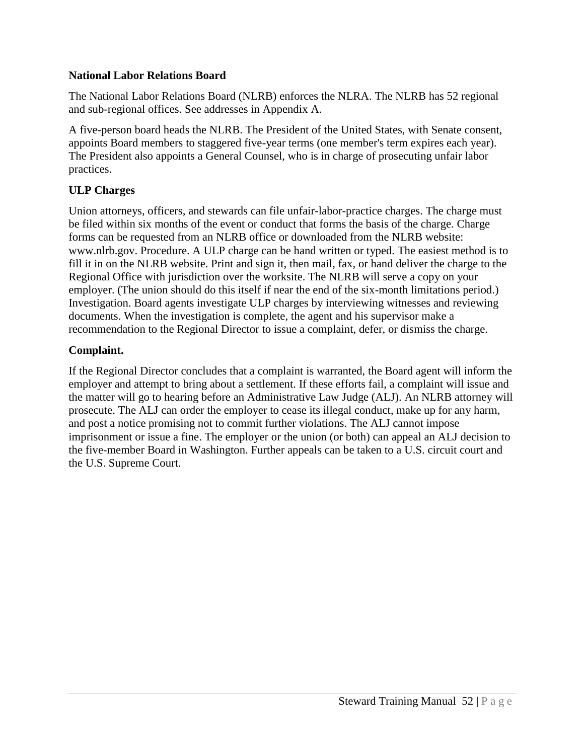**National Labor Relations Board**

The National Labor Relations Board (NLRB) enforces the NLRA. The NLRB has 52 regional and sub-regional offices. See addresses in Appendix A.

A five-person board heads the NLRB. The President of the United States, with Senate consent, appoints Board members to staggered five-year terms (one member's term expires each year). The President also appoints a General Counsel, who is in charge of prosecuting unfair labor practices.

**ULP Charges**

Union attorneys, officers, and stewards can file unfair-labor-practice charges. The charge must be filed within six months of the event or conduct that forms the basis of the charge. Charge forms can be requested from an NLRB office or downloaded from the NLRB website: www.nlrb.gov. Procedure. A ULP charge can be hand written or typed. The easiest method is to fill it in on the NLRB website. Print and sign it, then mail, fax, or hand deliver the charge to the Regional Office with jurisdiction over the worksite. The NLRB will serve a copy on your employer. (The union should do this itself if near the end of the six-month limitations period.) Investigation. Board agents investigate ULP charges by interviewing witnesses and reviewing documents. When the investigation is complete, the agent and his supervisor make a recommendation to the Regional Director to issue a complaint, defer, or dismiss the charge.

**Complaint.**

If the Regional Director concludes that a complaint is warranted, the Board agent will inform the employer and attempt to bring about a settlement. If these efforts fail, a complaint will issue and the matter will go to hearing before an Administrative Law Judge (ALJ). An NLRB attorney will prosecute. The ALJ can order the employer to cease its illegal conduct, make up for any harm, and post a notice promising not to commit further violations. The ALJ cannot impose imprisonment or issue a fine. The employer or the union (or both) can appeal an ALJ decision to the five-member Board in Washington. Further appeals can be taken to a U.S. circuit court and the U.S. Supreme Court.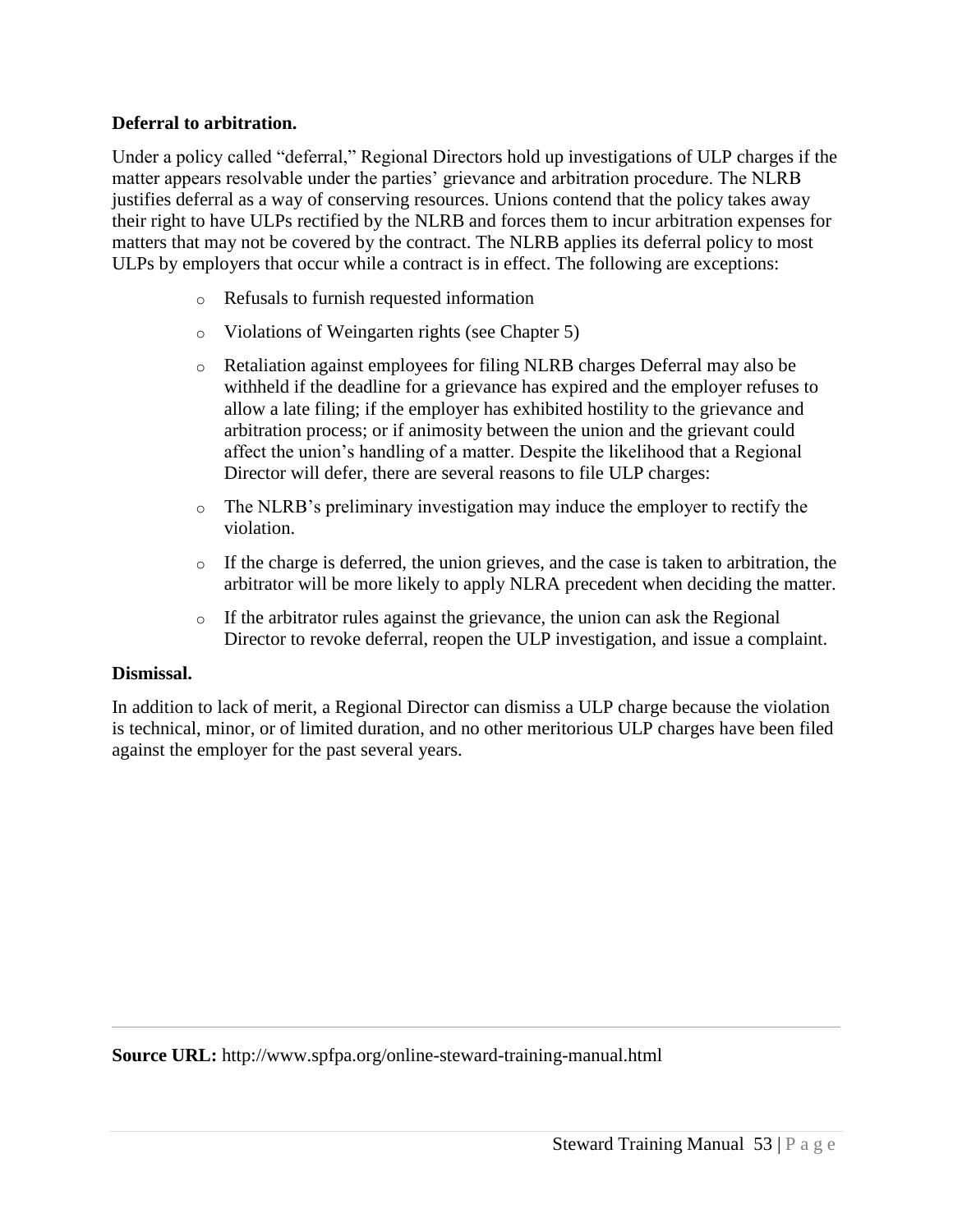**Deferral to arbitration.**

Under a policy called "deferral," Regional Directors hold up investigations of ULP charges if the matter appears resolvable under the parties' grievance and arbitration procedure. The NLRB justifies deferral as a way of conserving resources. Unions contend that the policy takes away their right to have ULPs rectified by the NLRB and forces them to incur arbitration expenses for matters that may not be covered by the contract. The NLRB applies its deferral policy to most ULPs by employers that occur while a contract is in effect. The following are exceptions:

- Refusals to furnish requested information
- Violations of Weingarten rights (see Chapter 5)
- Retaliation against employees for filing NLRB charges Deferral may also be withheld if the deadline for a grievance has expired and the employer refuses to allow a late filing; if the employer has exhibited hostility to the grievance and arbitration process; or if animosity between the union and the grievant could affect the union's handling of a matter. Despite the likelihood that a Regional Director will defer, there are several reasons to file ULP charges:
- The NLRB's preliminary investigation may induce the employer to rectify the violation.
- If the charge is deferred, the union grieves, and the case is taken to arbitration, the arbitrator will be more likely to apply NLRA precedent when deciding the matter.
- If the arbitrator rules against the grievance, the union can ask the Regional Director to revoke deferral, reopen the ULP investigation, and issue a complaint.

**Dismissal.**

In addition to lack of merit, a Regional Director can dismiss a ULP charge because the violation is technical, minor, or of limited duration, and no other meritorious ULP charges have been filed against the employer for the past several years.

---

**Source URL:** http://www.spfpa.org/online-steward-training-manual.html